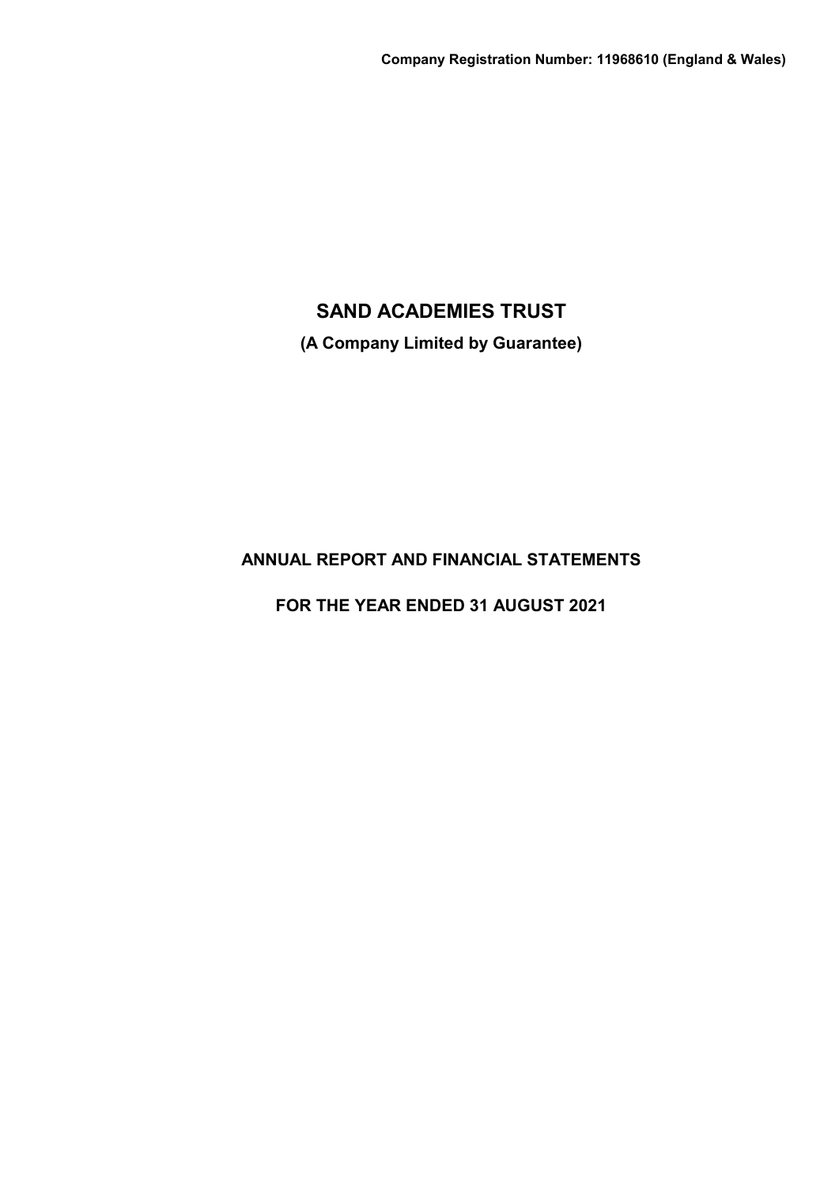**Company Registration Number: 11968610 (England & Wales)**

# SAND ACADEMIES TRUST

**(A Company Limited by Guarantee)**

## ANNUAL REPORT AND FINANCIAL STATEMENTS

## FOR THE YEAR ENDED 31 AUGUST 2021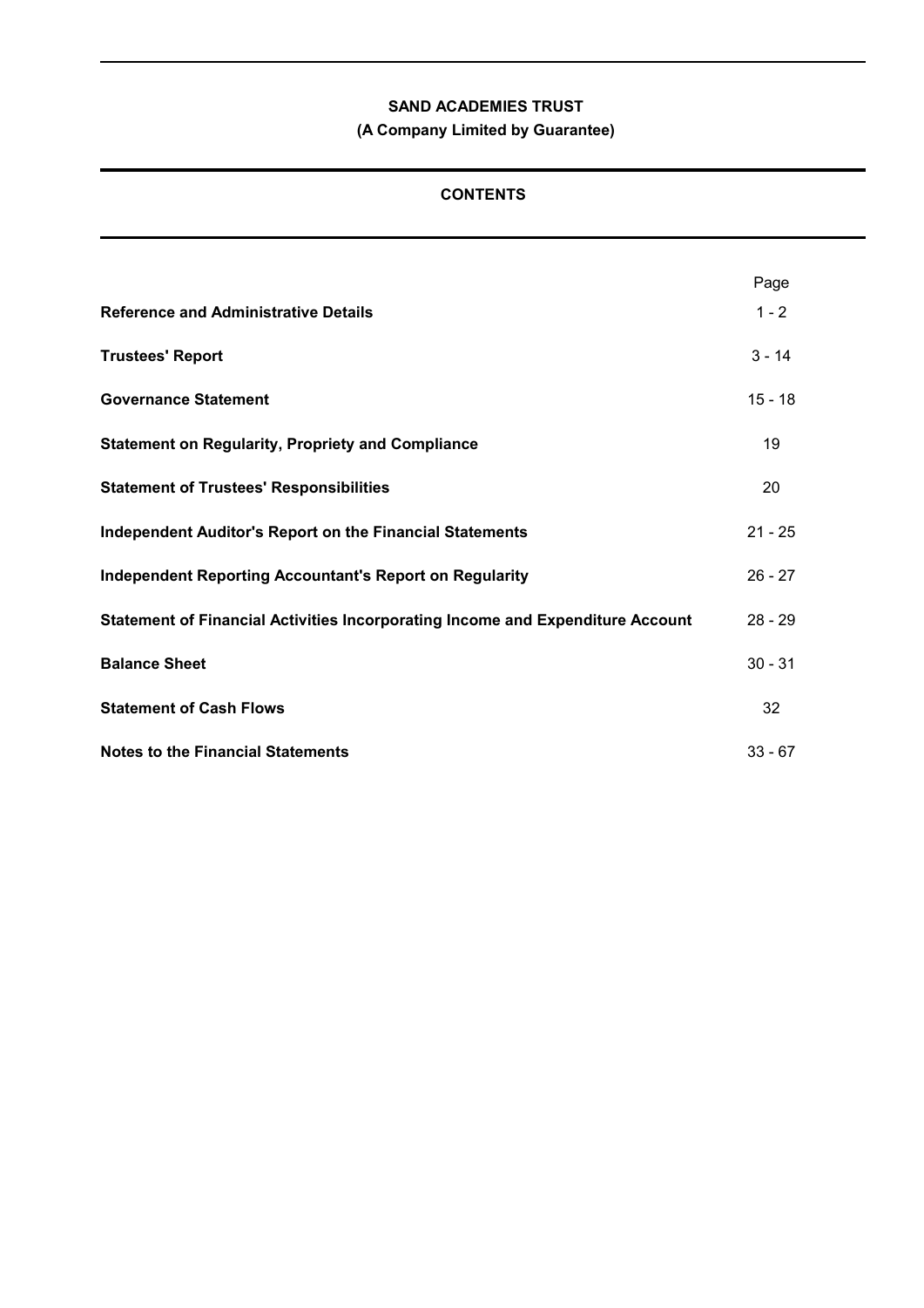**SAND ACADEMIES TRUST**

**(A Company Limited by Guarantee)**

## CONTENTS

| | Page |
|---|---|
| **Reference and Administrative Details** | 1 - 2 |
| **Trustees' Report** | 3 - 14 |
| **Governance Statement** | 15 - 18 |
| **Statement on Regularity, Propriety and Compliance** | 19 |
| **Statement of Trustees' Responsibilities** | 20 |
| **Independent Auditor's Report on the Financial Statements** | 21 - 25 |
| **Independent Reporting Accountant's Report on Regularity** | 26 - 27 |
| **Statement of Financial Activities Incorporating Income and Expenditure Account** | 28 - 29 |
| **Balance Sheet** | 30 - 31 |
| **Statement of Cash Flows** | 32 |
| **Notes to the Financial Statements** | 33 - 67 |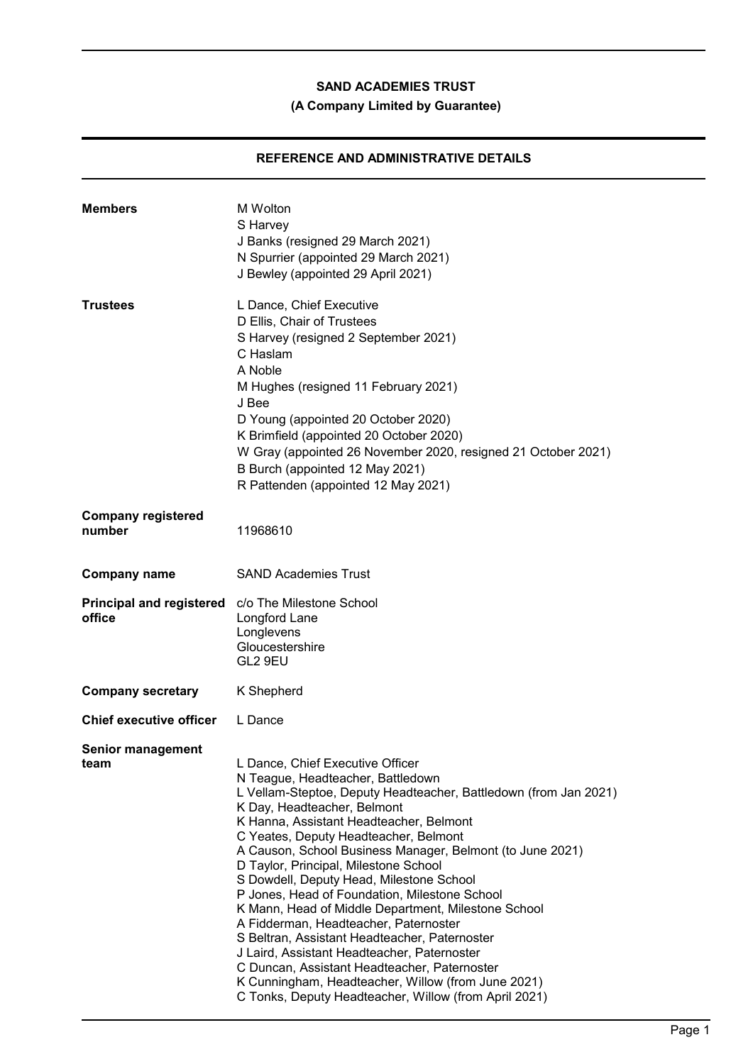# SAND ACADEMIES TRUST

**(A Company Limited by Guarantee)**

## REFERENCE AND ADMINISTRATIVE DETAILS

| | |
|---|---|
| **Members** | M Wolton<br>S Harvey<br>J Banks (resigned 29 March 2021)<br>N Spurrier (appointed 29 March 2021)<br>J Bewley (appointed 29 April 2021) |
| **Trustees** | L Dance, Chief Executive<br>D Ellis, Chair of Trustees<br>S Harvey (resigned 2 September 2021)<br>C Haslam<br>A Noble<br>M Hughes (resigned 11 February 2021)<br>J Bee<br>D Young (appointed 20 October 2020)<br>K Brimfield (appointed 20 October 2020)<br>W Gray (appointed 26 November 2020, resigned 21 October 2021)<br>B Burch (appointed 12 May 2021)<br>R Pattenden (appointed 12 May 2021) |
| **Company registered number** | 11968610 |
| **Company name** | SAND Academies Trust |
| **Principal and registered office** | c/o The Milestone School<br>Longford Lane<br>Longlevens<br>Gloucestershire<br>GL2 9EU |
| **Company secretary** | K Shepherd |
| **Chief executive officer** | L Dance |
| **Senior management team** | L Dance, Chief Executive Officer<br>N Teague, Headteacher, Battledown<br>L Vellam-Steptoe, Deputy Headteacher, Battledown (from Jan 2021)<br>K Day, Headteacher, Belmont<br>K Hanna, Assistant Headteacher, Belmont<br>C Yeates, Deputy Headteacher, Belmont<br>A Causon, School Business Manager, Belmont (to June 2021)<br>D Taylor, Principal, Milestone School<br>S Dowdell, Deputy Head, Milestone School<br>P Jones, Head of Foundation, Milestone School<br>K Mann, Head of Middle Department, Milestone School<br>A Fidderman, Headteacher, Paternoster<br>S Beltran, Assistant Headteacher, Paternoster<br>J Laird, Assistant Headteacher, Paternoster<br>C Duncan, Assistant Headteacher, Paternoster<br>K Cunningham, Headteacher, Willow (from June 2021)<br>C Tonks, Deputy Headteacher, Willow (from April 2021) |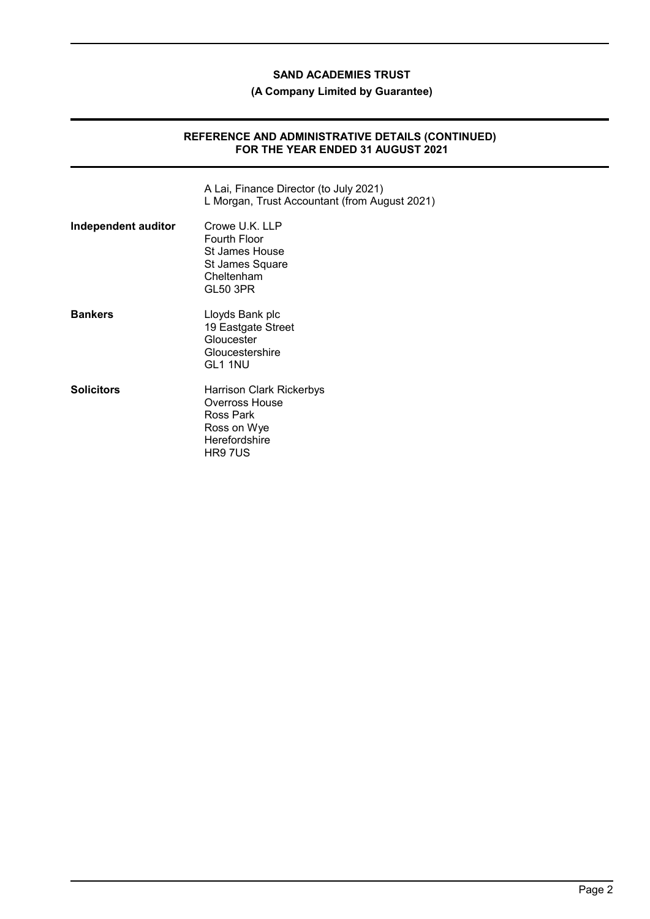# SAND ACADEMIES TRUST

**(A Company Limited by Guarantee)**

## REFERENCE AND ADMINISTRATIVE DETAILS (CONTINUED)
## FOR THE YEAR ENDED 31 AUGUST 2021

| | |
|---|---|
| | A Lai, Finance Director (to July 2021)<br>L Morgan, Trust Accountant (from August 2021) |
| **Independent auditor** | Crowe U.K. LLP<br>Fourth Floor<br>St James House<br>St James Square<br>Cheltenham<br>GL50 3PR |
| **Bankers** | Lloyds Bank plc<br>19 Eastgate Street<br>Gloucester<br>Gloucestershire<br>GL1 1NU |
| **Solicitors** | Harrison Clark Rickerbys<br>Overross House<br>Ross Park<br>Ross on Wye<br>Herefordshire<br>HR9 7US |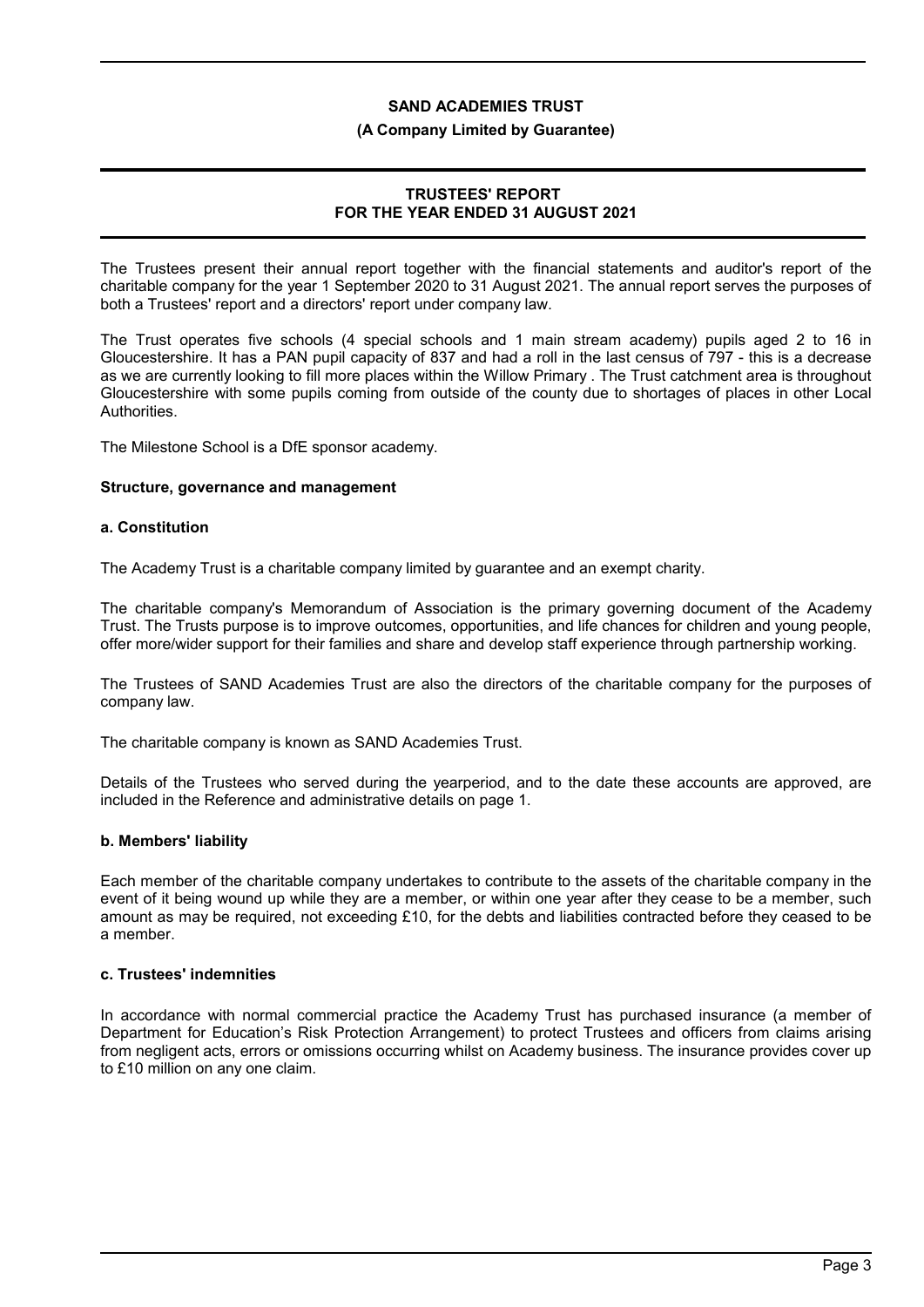# SAND ACADEMIES TRUST

**(A Company Limited by Guarantee)**

## TRUSTEES' REPORT
## FOR THE YEAR ENDED 31 AUGUST 2021

The Trustees present their annual report together with the financial statements and auditor's report of the charitable company for the year 1 September 2020 to 31 August 2021. The annual report serves the purposes of both a Trustees' report and a directors' report under company law.

The Trust operates five schools (4 special schools and 1 main stream academy) pupils aged 2 to 16 in Gloucestershire. It has a PAN pupil capacity of 837 and had a roll in the last census of 797 - this is a decrease as we are currently looking to fill more places within the Willow Primary . The Trust catchment area is throughout Gloucestershire with some pupils coming from outside of the county due to shortages of places in other Local Authorities.

The Milestone School is a DfE sponsor academy.

### Structure, governance and management

#### a. Constitution

The Academy Trust is a charitable company limited by guarantee and an exempt charity.

The charitable company's Memorandum of Association is the primary governing document of the Academy Trust. The Trusts purpose is to improve outcomes, opportunities, and life chances for children and young people, offer more/wider support for their families and share and develop staff experience through partnership working.

The Trustees of SAND Academies Trust are also the directors of the charitable company for the purposes of company law.

The charitable company is known as SAND Academies Trust.

Details of the Trustees who served during the yearperiod, and to the date these accounts are approved, are included in the Reference and administrative details on page 1.

#### b. Members' liability

Each member of the charitable company undertakes to contribute to the assets of the charitable company in the event of it being wound up while they are a member, or within one year after they cease to be a member, such amount as may be required, not exceeding £10, for the debts and liabilities contracted before they ceased to be a member.

#### c. Trustees' indemnities

In accordance with normal commercial practice the Academy Trust has purchased insurance (a member of Department for Education's Risk Protection Arrangement) to protect Trustees and officers from claims arising from negligent acts, errors or omissions occurring whilst on Academy business. The insurance provides cover up to £10 million on any one claim.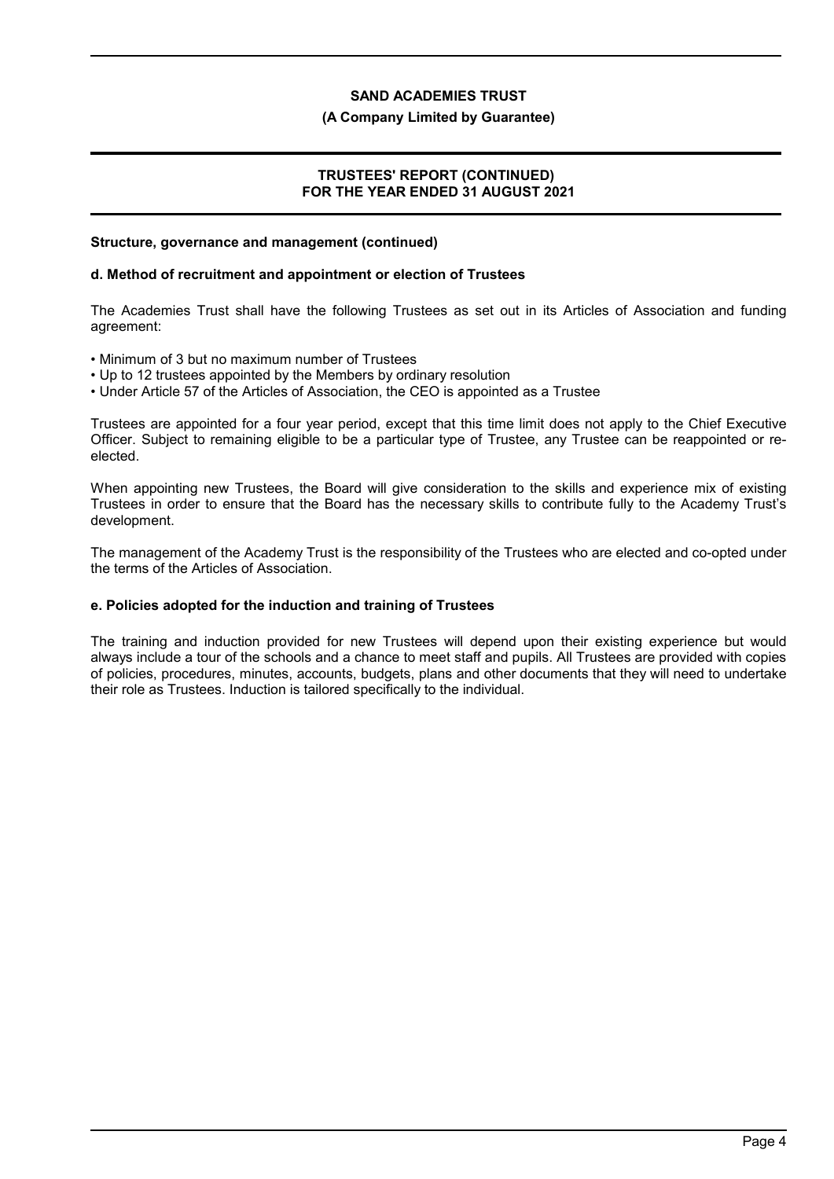**Structure, governance and management (continued)**

**d. Method of recruitment and appointment or election of Trustees**

The Academies Trust shall have the following Trustees as set out in its Articles of Association and funding agreement:

- Minimum of 3 but no maximum number of Trustees
- Up to 12 trustees appointed by the Members by ordinary resolution
- Under Article 57 of the Articles of Association, the CEO is appointed as a Trustee

Trustees are appointed for a four year period, except that this time limit does not apply to the Chief Executive Officer. Subject to remaining eligible to be a particular type of Trustee, any Trustee can be reappointed or re-elected.

When appointing new Trustees, the Board will give consideration to the skills and experience mix of existing Trustees in order to ensure that the Board has the necessary skills to contribute fully to the Academy Trust's development.

The management of the Academy Trust is the responsibility of the Trustees who are elected and co-opted under the terms of the Articles of Association.

**e. Policies adopted for the induction and training of Trustees**

The training and induction provided for new Trustees will depend upon their existing experience but would always include a tour of the schools and a chance to meet staff and pupils. All Trustees are provided with copies of policies, procedures, minutes, accounts, budgets, plans and other documents that they will need to undertake their role as Trustees. Induction is tailored specifically to the individual.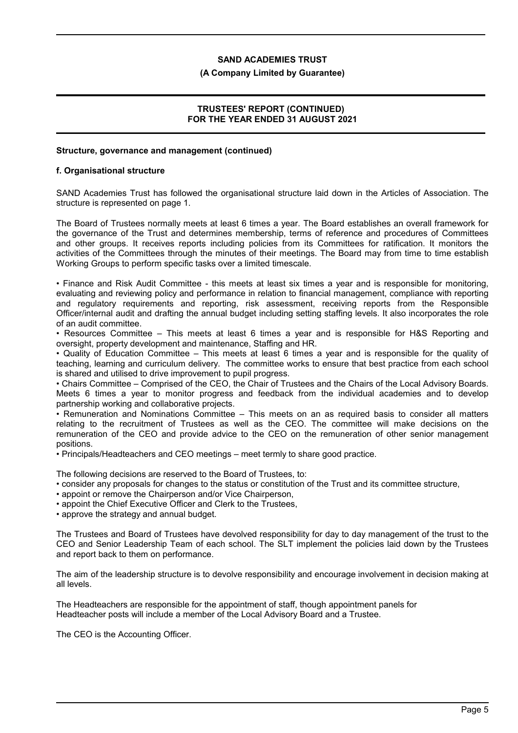**Structure, governance and management (continued)**

**f. Organisational structure**

SAND Academies Trust has followed the organisational structure laid down in the Articles of Association. The structure is represented on page 1.

The Board of Trustees normally meets at least 6 times a year. The Board establishes an overall framework for the governance of the Trust and determines membership, terms of reference and procedures of Committees and other groups. It receives reports including policies from its Committees for ratification. It monitors the activities of the Committees through the minutes of their meetings. The Board may from time to time establish Working Groups to perform specific tasks over a limited timescale.

- Finance and Risk Audit Committee - this meets at least six times a year and is responsible for monitoring, evaluating and reviewing policy and performance in relation to financial management, compliance with reporting and regulatory requirements and reporting, risk assessment, receiving reports from the Responsible Officer/internal audit and drafting the annual budget including setting staffing levels. It also incorporates the role of an audit committee.
- Resources Committee – This meets at least 6 times a year and is responsible for H&S Reporting and oversight, property development and maintenance, Staffing and HR.
- Quality of Education Committee – This meets at least 6 times a year and is responsible for the quality of teaching, learning and curriculum delivery. The committee works to ensure that best practice from each school is shared and utilised to drive improvement to pupil progress.
- Chairs Committee – Comprised of the CEO, the Chair of Trustees and the Chairs of the Local Advisory Boards. Meets 6 times a year to monitor progress and feedback from the individual academies and to develop partnership working and collaborative projects.
- Remuneration and Nominations Committee – This meets on an as required basis to consider all matters relating to the recruitment of Trustees as well as the CEO. The committee will make decisions on the remuneration of the CEO and provide advice to the CEO on the remuneration of other senior management positions.
- Principals/Headteachers and CEO meetings – meet termly to share good practice.

The following decisions are reserved to the Board of Trustees, to:

- consider any proposals for changes to the status or constitution of the Trust and its committee structure,
- appoint or remove the Chairperson and/or Vice Chairperson,
- appoint the Chief Executive Officer and Clerk to the Trustees,
- approve the strategy and annual budget.

The Trustees and Board of Trustees have devolved responsibility for day to day management of the trust to the CEO and Senior Leadership Team of each school. The SLT implement the policies laid down by the Trustees and report back to them on performance.

The aim of the leadership structure is to devolve responsibility and encourage involvement in decision making at all levels.

The Headteachers are responsible for the appointment of staff, though appointment panels for Headteacher posts will include a member of the Local Advisory Board and a Trustee.

The CEO is the Accounting Officer.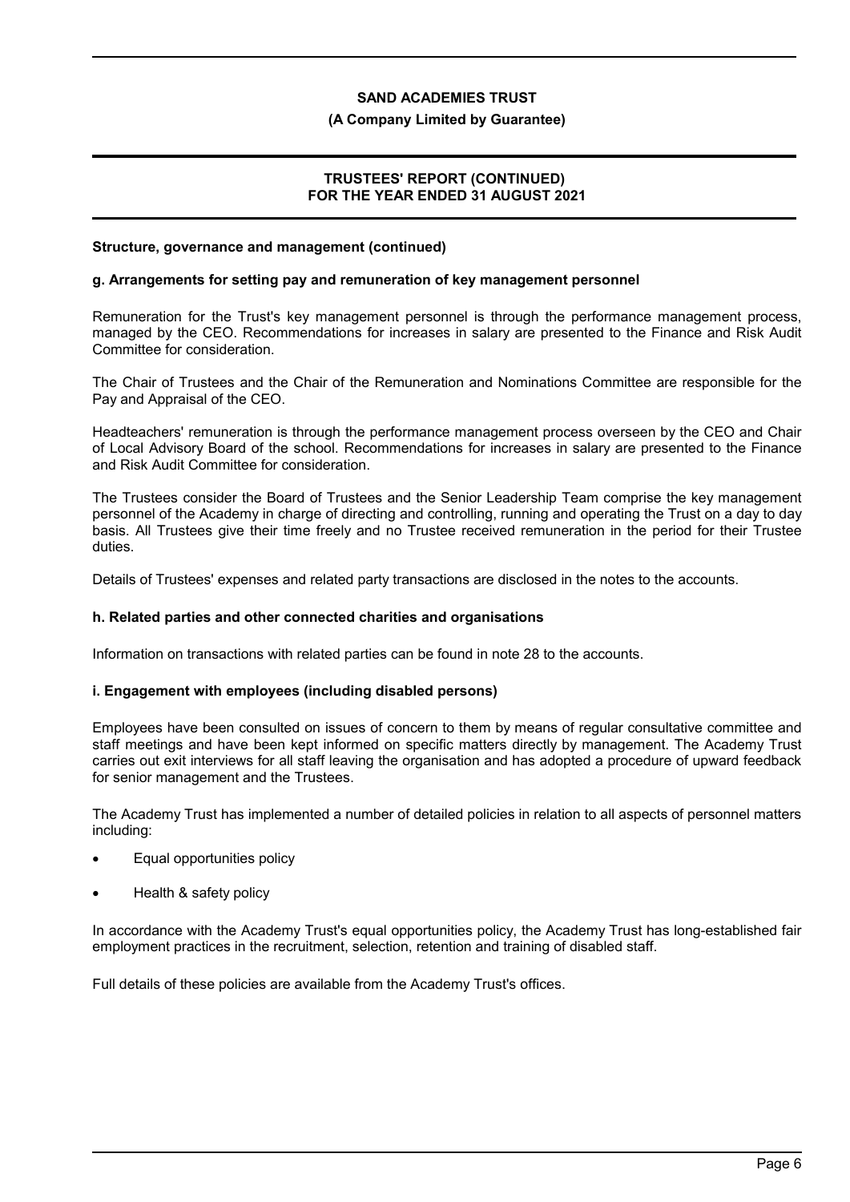**Structure, governance and management (continued)**

**g. Arrangements for setting pay and remuneration of key management personnel**

Remuneration for the Trust's key management personnel is through the performance management process, managed by the CEO. Recommendations for increases in salary are presented to the Finance and Risk Audit Committee for consideration.

The Chair of Trustees and the Chair of the Remuneration and Nominations Committee are responsible for the Pay and Appraisal of the CEO.

Headteachers' remuneration is through the performance management process overseen by the CEO and Chair of Local Advisory Board of the school. Recommendations for increases in salary are presented to the Finance and Risk Audit Committee for consideration.

The Trustees consider the Board of Trustees and the Senior Leadership Team comprise the key management personnel of the Academy in charge of directing and controlling, running and operating the Trust on a day to day basis. All Trustees give their time freely and no Trustee received remuneration in the period for their Trustee duties.

Details of Trustees' expenses and related party transactions are disclosed in the notes to the accounts.

**h. Related parties and other connected charities and organisations**

Information on transactions with related parties can be found in note 28 to the accounts.

**i. Engagement with employees (including disabled persons)**

Employees have been consulted on issues of concern to them by means of regular consultative committee and staff meetings and have been kept informed on specific matters directly by management. The Academy Trust carries out exit interviews for all staff leaving the organisation and has adopted a procedure of upward feedback for senior management and the Trustees.

The Academy Trust has implemented a number of detailed policies in relation to all aspects of personnel matters including:

- Equal opportunities policy
- Health & safety policy

In accordance with the Academy Trust's equal opportunities policy, the Academy Trust has long-established fair employment practices in the recruitment, selection, retention and training of disabled staff.

Full details of these policies are available from the Academy Trust's offices.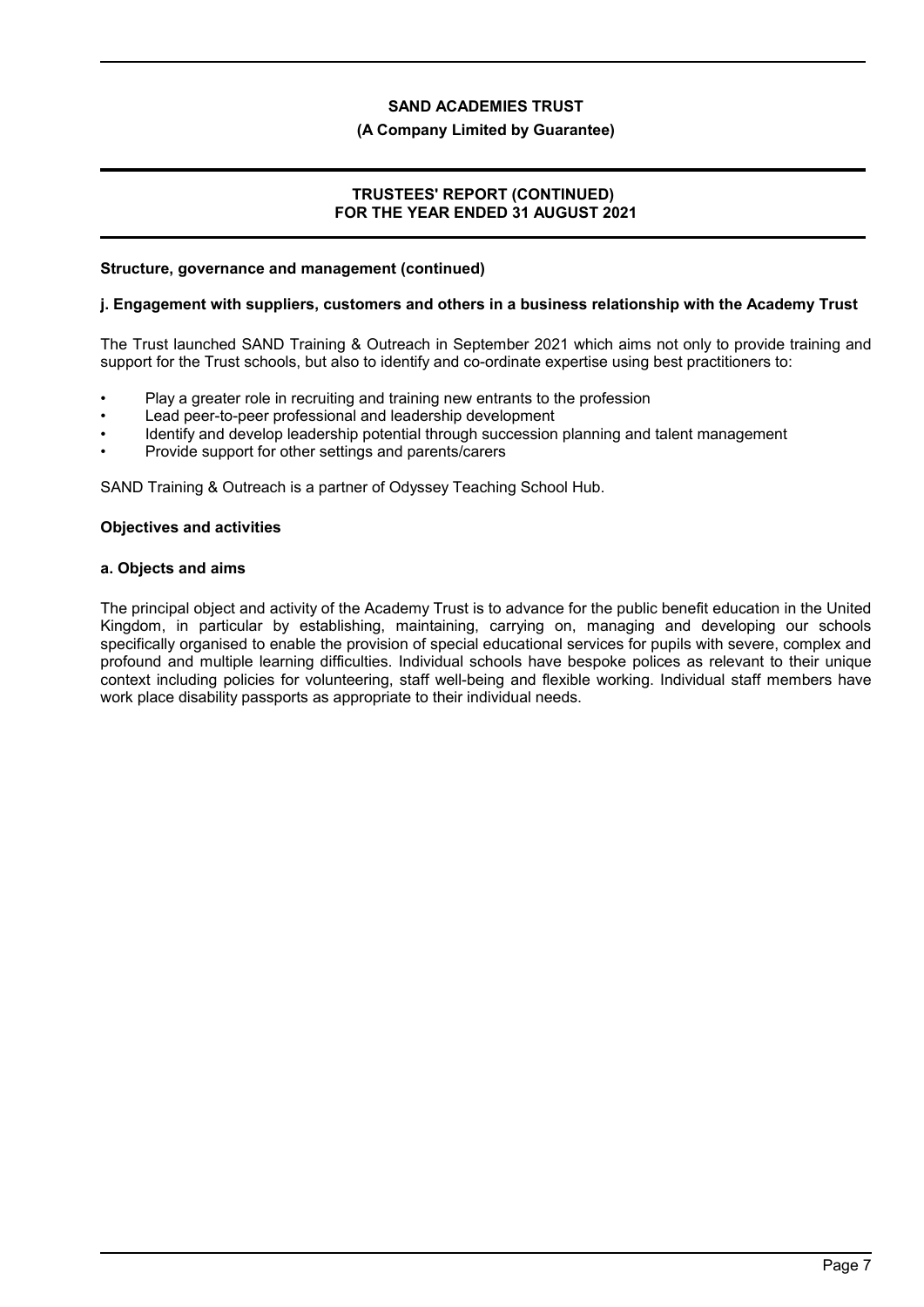**Structure, governance and management (continued)**

**j. Engagement with suppliers, customers and others in a business relationship with the Academy Trust**

The Trust launched SAND Training & Outreach in September 2021 which aims not only to provide training and support for the Trust schools, but also to identify and co-ordinate expertise using best practitioners to:

- Play a greater role in recruiting and training new entrants to the profession
- Lead peer-to-peer professional and leadership development
- Identify and develop leadership potential through succession planning and talent management
- Provide support for other settings and parents/carers

SAND Training & Outreach is a partner of Odyssey Teaching School Hub.

**Objectives and activities**

**a. Objects and aims**

The principal object and activity of the Academy Trust is to advance for the public benefit education in the United Kingdom, in particular by establishing, maintaining, carrying on, managing and developing our schools specifically organised to enable the provision of special educational services for pupils with severe, complex and profound and multiple learning difficulties. Individual schools have bespoke polices as relevant to their unique context including policies for volunteering, staff well-being and flexible working. Individual staff members have work place disability passports as appropriate to their individual needs.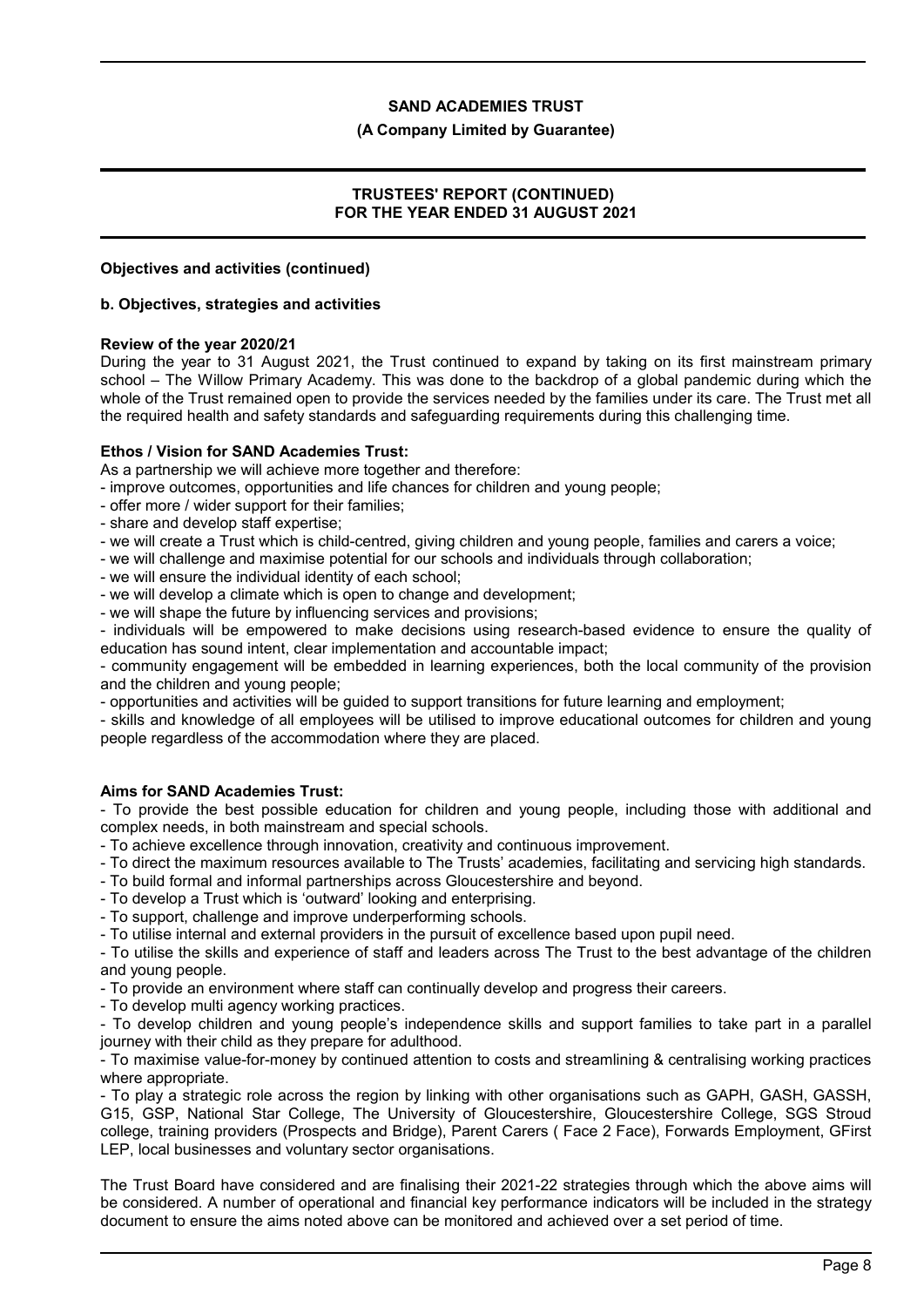## Objectives and activities (continued)

### b. Objectives, strategies and activities

**Review of the year 2020/21**

During the year to 31 August 2021, the Trust continued to expand by taking on its first mainstream primary school – The Willow Primary Academy. This was done to the backdrop of a global pandemic during which the whole of the Trust remained open to provide the services needed by the families under its care. The Trust met all the required health and safety standards and safeguarding requirements during this challenging time.

**Ethos / Vision for SAND Academies Trust:**

As a partnership we will achieve more together and therefore:

- improve outcomes, opportunities and life chances for children and young people;
- offer more / wider support for their families;
- share and develop staff expertise;
- we will create a Trust which is child-centred, giving children and young people, families and carers a voice;
- we will challenge and maximise potential for our schools and individuals through collaboration;
- we will ensure the individual identity of each school;
- we will develop a climate which is open to change and development;
- we will shape the future by influencing services and provisions;
- individuals will be empowered to make decisions using research-based evidence to ensure the quality of education has sound intent, clear implementation and accountable impact;
- community engagement will be embedded in learning experiences, both the local community of the provision and the children and young people;
- opportunities and activities will be guided to support transitions for future learning and employment;
- skills and knowledge of all employees will be utilised to improve educational outcomes for children and young people regardless of the accommodation where they are placed.

**Aims for SAND Academies Trust:**

- To provide the best possible education for children and young people, including those with additional and complex needs, in both mainstream and special schools.
- To achieve excellence through innovation, creativity and continuous improvement.
- To direct the maximum resources available to The Trusts' academies, facilitating and servicing high standards.
- To build formal and informal partnerships across Gloucestershire and beyond.
- To develop a Trust which is 'outward' looking and enterprising.
- To support, challenge and improve underperforming schools.
- To utilise internal and external providers in the pursuit of excellence based upon pupil need.
- To utilise the skills and experience of staff and leaders across The Trust to the best advantage of the children and young people.
- To provide an environment where staff can continually develop and progress their careers.
- To develop multi agency working practices.
- To develop children and young people's independence skills and support families to take part in a parallel journey with their child as they prepare for adulthood.
- To maximise value-for-money by continued attention to costs and streamlining & centralising working practices where appropriate.
- To play a strategic role across the region by linking with other organisations such as GAPH, GASH, GASSH, G15, GSP, National Star College, The University of Gloucestershire, Gloucestershire College, SGS Stroud college, training providers (Prospects and Bridge), Parent Carers ( Face 2 Face), Forwards Employment, GFirst LEP, local businesses and voluntary sector organisations.

The Trust Board have considered and are finalising their 2021-22 strategies through which the above aims will be considered. A number of operational and financial key performance indicators will be included in the strategy document to ensure the aims noted above can be monitored and achieved over a set period of time.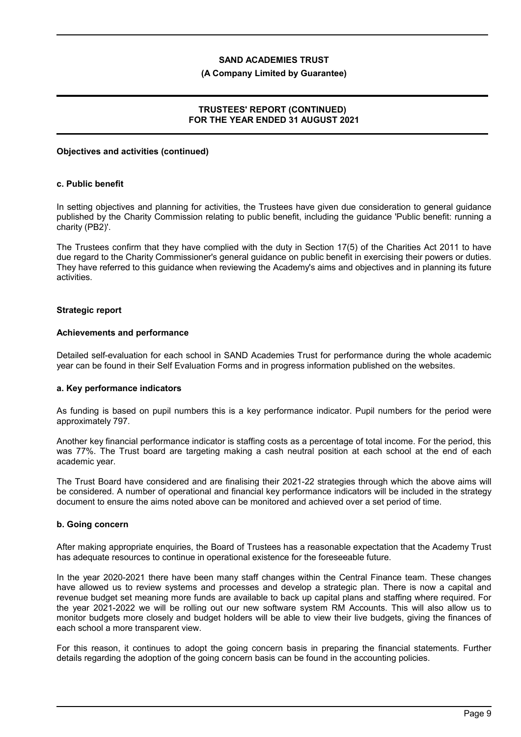## Objectives and activities (continued)

### c. Public benefit

In setting objectives and planning for activities, the Trustees have given due consideration to general guidance published by the Charity Commission relating to public benefit, including the guidance 'Public benefit: running a charity (PB2)'.

The Trustees confirm that they have complied with the duty in Section 17(5) of the Charities Act 2011 to have due regard to the Charity Commissioner's general guidance on public benefit in exercising their powers or duties. They have referred to this guidance when reviewing the Academy's aims and objectives and in planning its future activities.

## Strategic report

### Achievements and performance

Detailed self-evaluation for each school in SAND Academies Trust for performance during the whole academic year can be found in their Self Evaluation Forms and in progress information published on the websites.

### a. Key performance indicators

As funding is based on pupil numbers this is a key performance indicator. Pupil numbers for the period were approximately 797.

Another key financial performance indicator is staffing costs as a percentage of total income. For the period, this was 77%. The Trust board are targeting making a cash neutral position at each school at the end of each academic year.

The Trust Board have considered and are finalising their 2021-22 strategies through which the above aims will be considered. A number of operational and financial key performance indicators will be included in the strategy document to ensure the aims noted above can be monitored and achieved over a set period of time.

### b. Going concern

After making appropriate enquiries, the Board of Trustees has a reasonable expectation that the Academy Trust has adequate resources to continue in operational existence for the foreseeable future.

In the year 2020-2021 there have been many staff changes within the Central Finance team. These changes have allowed us to review systems and processes and develop a strategic plan. There is now a capital and revenue budget set meaning more funds are available to back up capital plans and staffing where required. For the year 2021-2022 we will be rolling out our new software system RM Accounts. This will also allow us to monitor budgets more closely and budget holders will be able to view their live budgets, giving the finances of each school a more transparent view.

For this reason, it continues to adopt the going concern basis in preparing the financial statements. Further details regarding the adoption of the going concern basis can be found in the accounting policies.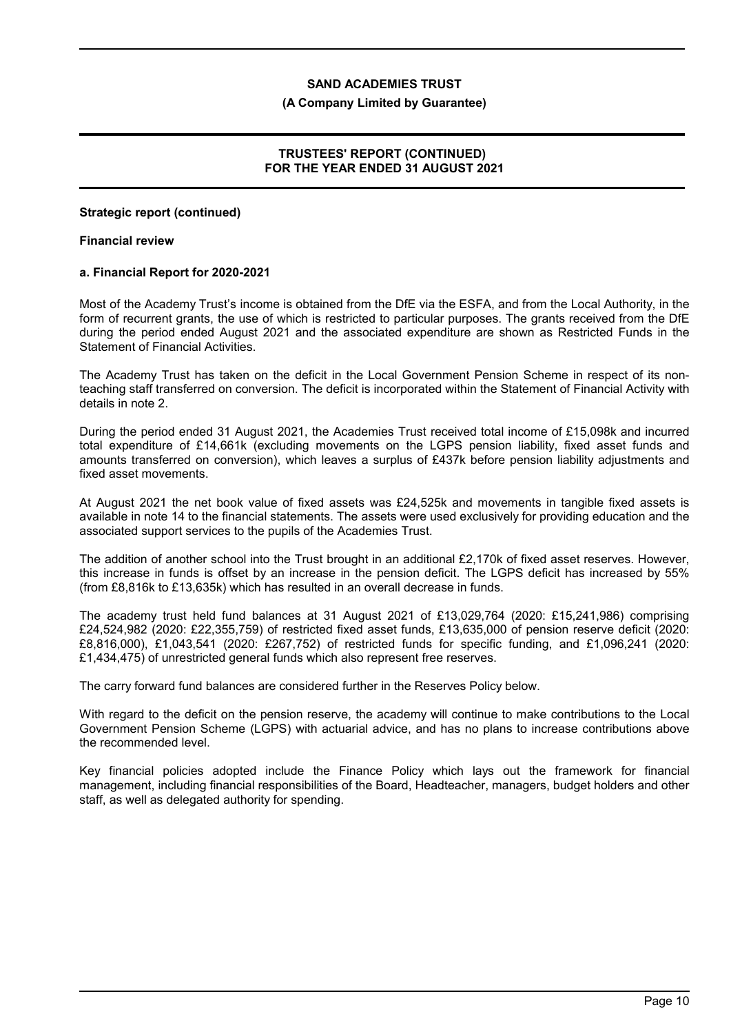**Strategic report (continued)**

**Financial review**

**a. Financial Report for 2020-2021**

Most of the Academy Trust's income is obtained from the DfE via the ESFA, and from the Local Authority, in the form of recurrent grants, the use of which is restricted to particular purposes. The grants received from the DfE during the period ended August 2021 and the associated expenditure are shown as Restricted Funds in the Statement of Financial Activities.

The Academy Trust has taken on the deficit in the Local Government Pension Scheme in respect of its non-teaching staff transferred on conversion. The deficit is incorporated within the Statement of Financial Activity with details in note 2.

During the period ended 31 August 2021, the Academies Trust received total income of £15,098k and incurred total expenditure of £14,661k (excluding movements on the LGPS pension liability, fixed asset funds and amounts transferred on conversion), which leaves a surplus of £437k before pension liability adjustments and fixed asset movements.

At August 2021 the net book value of fixed assets was £24,525k and movements in tangible fixed assets is available in note 14 to the financial statements. The assets were used exclusively for providing education and the associated support services to the pupils of the Academies Trust.

The addition of another school into the Trust brought in an additional £2,170k of fixed asset reserves. However, this increase in funds is offset by an increase in the pension deficit. The LGPS deficit has increased by 55% (from £8,816k to £13,635k) which has resulted in an overall decrease in funds.

The academy trust held fund balances at 31 August 2021 of £13,029,764 (2020: £15,241,986) comprising £24,524,982 (2020: £22,355,759) of restricted fixed asset funds, £13,635,000 of pension reserve deficit (2020: £8,816,000), £1,043,541 (2020: £267,752) of restricted funds for specific funding, and £1,096,241 (2020: £1,434,475) of unrestricted general funds which also represent free reserves.

The carry forward fund balances are considered further in the Reserves Policy below.

With regard to the deficit on the pension reserve, the academy will continue to make contributions to the Local Government Pension Scheme (LGPS) with actuarial advice, and has no plans to increase contributions above the recommended level.

Key financial policies adopted include the Finance Policy which lays out the framework for financial management, including financial responsibilities of the Board, Headteacher, managers, budget holders and other staff, as well as delegated authority for spending.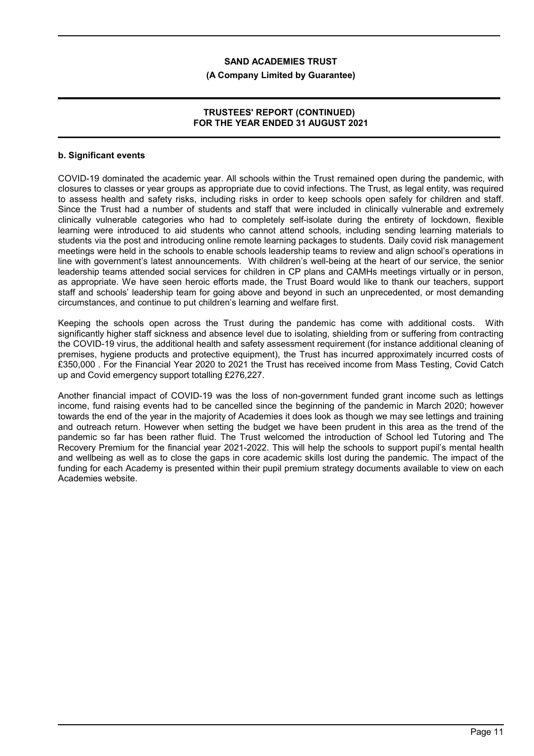**b. Significant events**

COVID-19 dominated the academic year. All schools within the Trust remained open during the pandemic, with closures to classes or year groups as appropriate due to covid infections. The Trust, as legal entity, was required to assess health and safety risks, including risks in order to keep schools open safely for children and staff. Since the Trust had a number of students and staff that were included in clinically vulnerable and extremely clinically vulnerable categories who had to completely self-isolate during the entirety of lockdown, flexible learning were introduced to aid students who cannot attend schools, including sending learning materials to students via the post and introducing online remote learning packages to students. Daily covid risk management meetings were held in the schools to enable schools leadership teams to review and align school's operations in line with government's latest announcements. With children's well-being at the heart of our service, the senior leadership teams attended social services for children in CP plans and CAMHs meetings virtually or in person, as appropriate. We have seen heroic efforts made, the Trust Board would like to thank our teachers, support staff and schools' leadership team for going above and beyond in such an unprecedented, or most demanding circumstances, and continue to put children's learning and welfare first.

Keeping the schools open across the Trust during the pandemic has come with additional costs. With significantly higher staff sickness and absence level due to isolating, shielding from or suffering from contracting the COVID-19 virus, the additional health and safety assessment requirement (for instance additional cleaning of premises, hygiene products and protective equipment), the Trust has incurred approximately incurred costs of £350,000 . For the Financial Year 2020 to 2021 the Trust has received income from Mass Testing, Covid Catch up and Covid emergency support totalling £276,227.

Another financial impact of COVID-19 was the loss of non-government funded grant income such as lettings income, fund raising events had to be cancelled since the beginning of the pandemic in March 2020; however towards the end of the year in the majority of Academies it does look as though we may see lettings and training and outreach return. However when setting the budget we have been prudent in this area as the trend of the pandemic so far has been rather fluid. The Trust welcomed the introduction of School led Tutoring and The Recovery Premium for the financial year 2021-2022. This will help the schools to support pupil's mental health and wellbeing as well as to close the gaps in core academic skills lost during the pandemic. The impact of the funding for each Academy is presented within their pupil premium strategy documents available to view on each Academies website.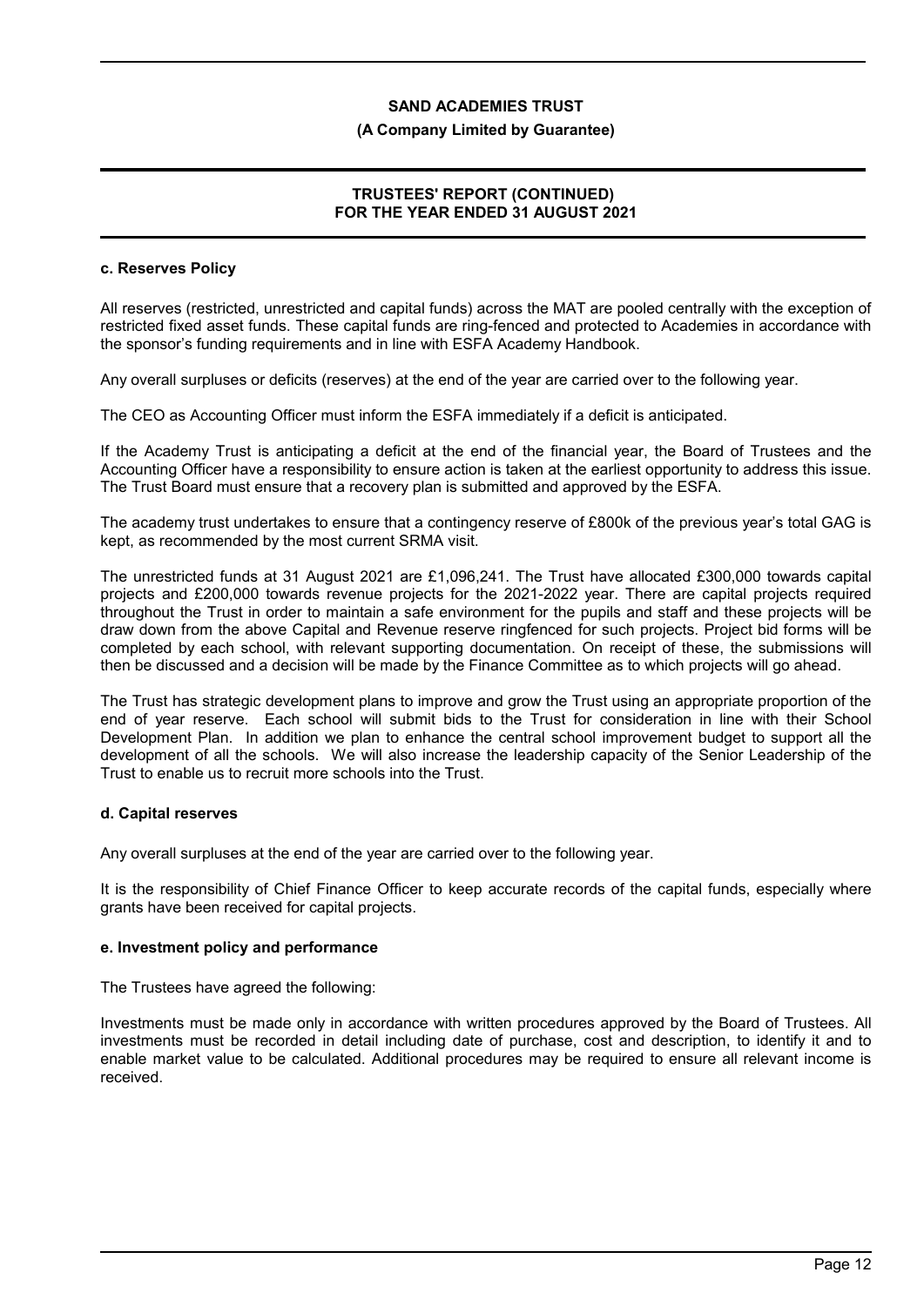#### c. Reserves Policy

All reserves (restricted, unrestricted and capital funds) across the MAT are pooled centrally with the exception of restricted fixed asset funds. These capital funds are ring-fenced and protected to Academies in accordance with the sponsor's funding requirements and in line with ESFA Academy Handbook.

Any overall surpluses or deficits (reserves) at the end of the year are carried over to the following year.

The CEO as Accounting Officer must inform the ESFA immediately if a deficit is anticipated.

If the Academy Trust is anticipating a deficit at the end of the financial year, the Board of Trustees and the Accounting Officer have a responsibility to ensure action is taken at the earliest opportunity to address this issue. The Trust Board must ensure that a recovery plan is submitted and approved by the ESFA.

The academy trust undertakes to ensure that a contingency reserve of £800k of the previous year's total GAG is kept, as recommended by the most current SRMA visit.

The unrestricted funds at 31 August 2021 are £1,096,241. The Trust have allocated £300,000 towards capital projects and £200,000 towards revenue projects for the 2021-2022 year. There are capital projects required throughout the Trust in order to maintain a safe environment for the pupils and staff and these projects will be draw down from the above Capital and Revenue reserve ringfenced for such projects. Project bid forms will be completed by each school, with relevant supporting documentation. On receipt of these, the submissions will then be discussed and a decision will be made by the Finance Committee as to which projects will go ahead.

The Trust has strategic development plans to improve and grow the Trust using an appropriate proportion of the end of year reserve. Each school will submit bids to the Trust for consideration in line with their School Development Plan. In addition we plan to enhance the central school improvement budget to support all the development of all the schools. We will also increase the leadership capacity of the Senior Leadership of the Trust to enable us to recruit more schools into the Trust.

#### d. Capital reserves

Any overall surpluses at the end of the year are carried over to the following year.

It is the responsibility of Chief Finance Officer to keep accurate records of the capital funds, especially where grants have been received for capital projects.

#### e. Investment policy and performance

The Trustees have agreed the following:

Investments must be made only in accordance with written procedures approved by the Board of Trustees. All investments must be recorded in detail including date of purchase, cost and description, to identify it and to enable market value to be calculated. Additional procedures may be required to ensure all relevant income is received.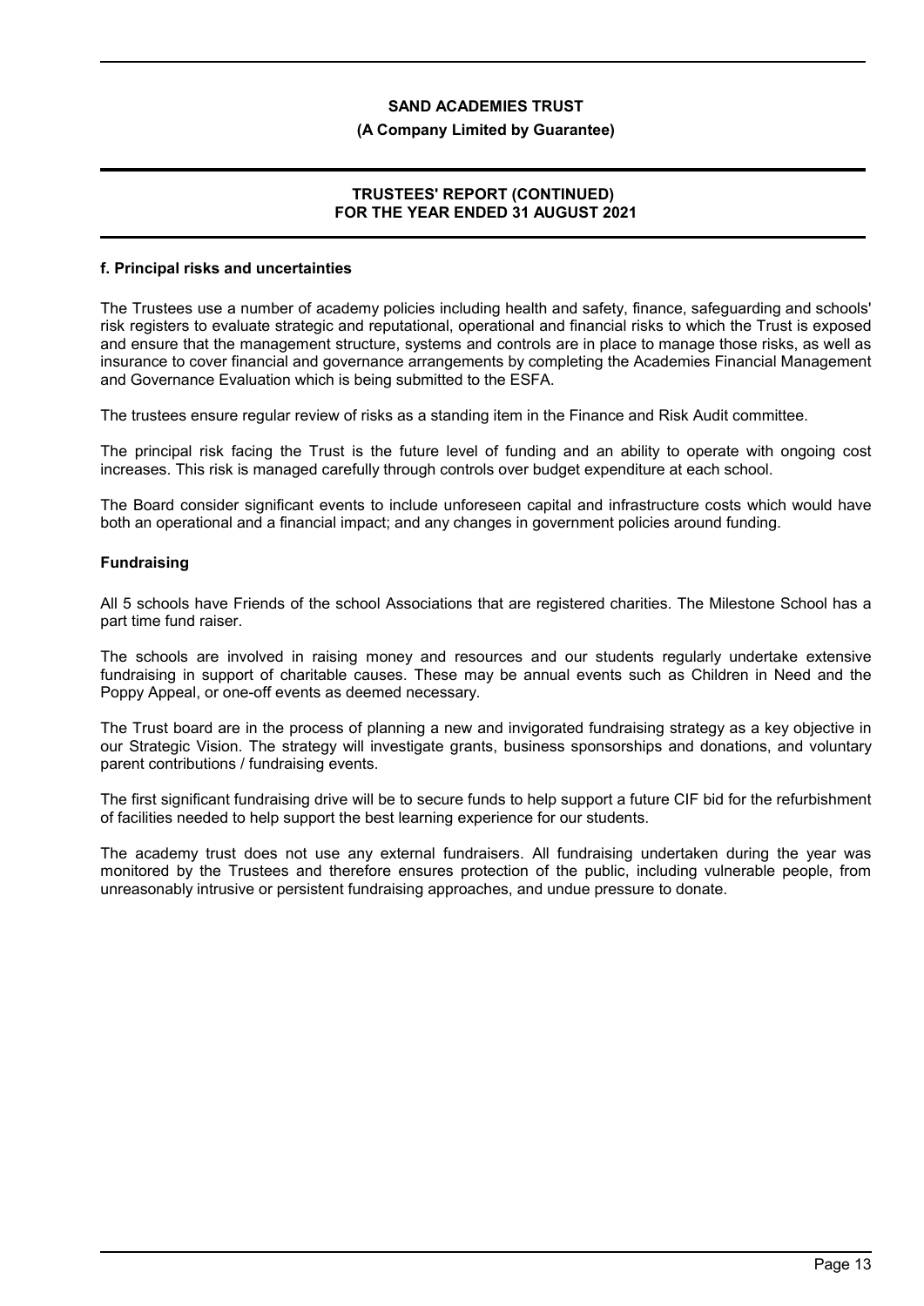#### f. Principal risks and uncertainties

The Trustees use a number of academy policies including health and safety, finance, safeguarding and schools' risk registers to evaluate strategic and reputational, operational and financial risks to which the Trust is exposed and ensure that the management structure, systems and controls are in place to manage those risks, as well as insurance to cover financial and governance arrangements by completing the Academies Financial Management and Governance Evaluation which is being submitted to the ESFA.

The trustees ensure regular review of risks as a standing item in the Finance and Risk Audit committee.

The principal risk facing the Trust is the future level of funding and an ability to operate with ongoing cost increases. This risk is managed carefully through controls over budget expenditure at each school.

The Board consider significant events to include unforeseen capital and infrastructure costs which would have both an operational and a financial impact; and any changes in government policies around funding.

#### Fundraising

All 5 schools have Friends of the school Associations that are registered charities. The Milestone School has a part time fund raiser.

The schools are involved in raising money and resources and our students regularly undertake extensive fundraising in support of charitable causes. These may be annual events such as Children in Need and the Poppy Appeal, or one-off events as deemed necessary.

The Trust board are in the process of planning a new and invigorated fundraising strategy as a key objective in our Strategic Vision. The strategy will investigate grants, business sponsorships and donations, and voluntary parent contributions / fundraising events.

The first significant fundraising drive will be to secure funds to help support a future CIF bid for the refurbishment of facilities needed to help support the best learning experience for our students.

The academy trust does not use any external fundraisers. All fundraising undertaken during the year was monitored by the Trustees and therefore ensures protection of the public, including vulnerable people, from unreasonably intrusive or persistent fundraising approaches, and undue pressure to donate.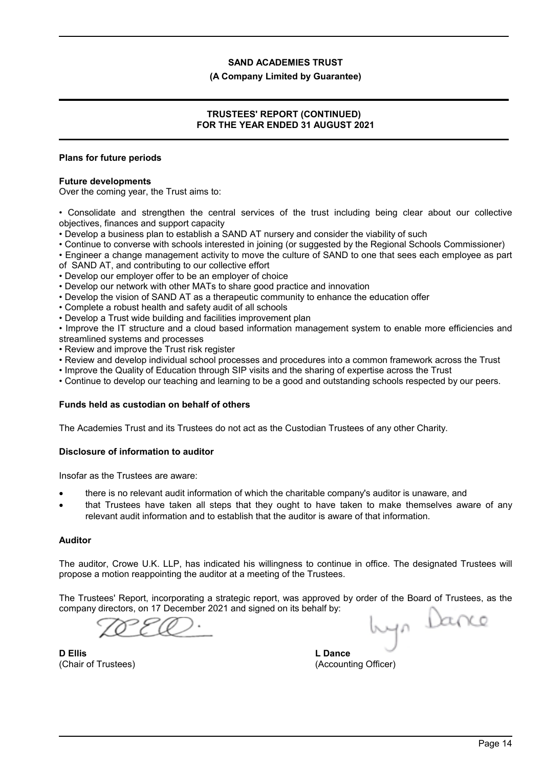## Plans for future periods

### Future developments

Over the coming year, the Trust aims to:

- Consolidate and strengthen the central services of the trust including being clear about our collective objectives, finances and support capacity
- Develop a business plan to establish a SAND AT nursery and consider the viability of such
- Continue to converse with schools interested in joining (or suggested by the Regional Schools Commissioner)
- Engineer a change management activity to move the culture of SAND to one that sees each employee as part of SAND AT, and contributing to our collective effort
- Develop our employer offer to be an employer of choice
- Develop our network with other MATs to share good practice and innovation
- Develop the vision of SAND AT as a therapeutic community to enhance the education offer
- Complete a robust health and safety audit of all schools
- Develop a Trust wide building and facilities improvement plan
- Improve the IT structure and a cloud based information management system to enable more efficiencies and streamlined systems and processes
- Review and improve the Trust risk register
- Review and develop individual school processes and procedures into a common framework across the Trust
- Improve the Quality of Education through SIP visits and the sharing of expertise across the Trust
- Continue to develop our teaching and learning to be a good and outstanding schools respected by our peers.

## Funds held as custodian on behalf of others

The Academies Trust and its Trustees do not act as the Custodian Trustees of any other Charity.

## Disclosure of information to auditor

Insofar as the Trustees are aware:

- there is no relevant audit information of which the charitable company's auditor is unaware, and
- that Trustees have taken all steps that they ought to have taken to make themselves aware of any relevant audit information and to establish that the auditor is aware of that information.

## Auditor

The auditor, Crowe U.K. LLP, has indicated his willingness to continue in office. The designated Trustees will propose a motion reappointing the auditor at a meeting of the Trustees.

The Trustees' Report, incorporating a strategic report, was approved by order of the Board of Trustees, as the company directors, on 17 December 2021 and signed on its behalf by:

**D Ellis**
(Chair of Trustees)

**L Dance**
(Accounting Officer)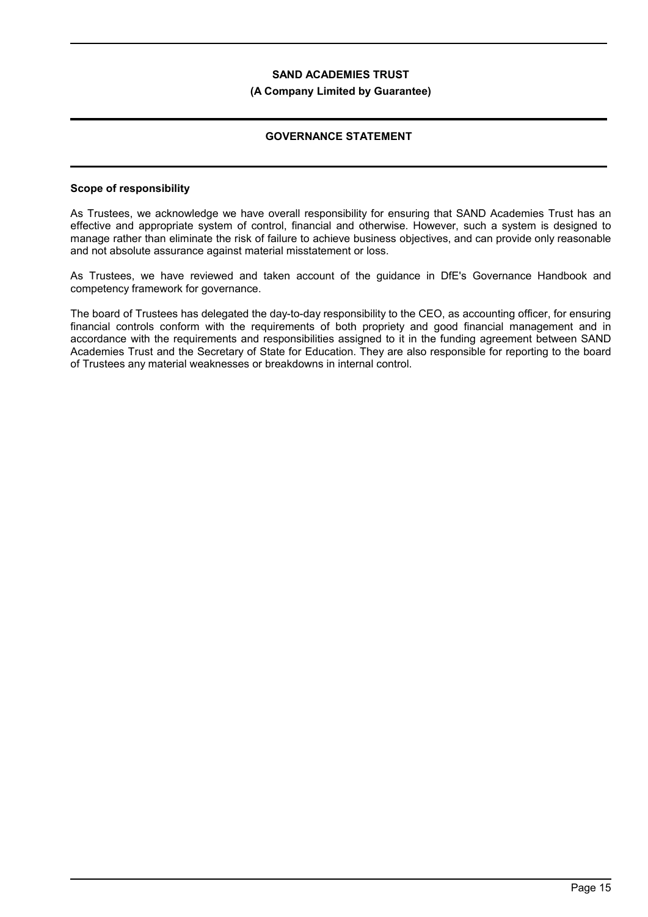# SAND ACADEMIES TRUST

**(A Company Limited by Guarantee)**

## GOVERNANCE STATEMENT

### Scope of responsibility

As Trustees, we acknowledge we have overall responsibility for ensuring that SAND Academies Trust has an effective and appropriate system of control, financial and otherwise. However, such a system is designed to manage rather than eliminate the risk of failure to achieve business objectives, and can provide only reasonable and not absolute assurance against material misstatement or loss.

As Trustees, we have reviewed and taken account of the guidance in DfE's Governance Handbook and competency framework for governance.

The board of Trustees has delegated the day-to-day responsibility to the CEO, as accounting officer, for ensuring financial controls conform with the requirements of both propriety and good financial management and in accordance with the requirements and responsibilities assigned to it in the funding agreement between SAND Academies Trust and the Secretary of State for Education. They are also responsible for reporting to the board of Trustees any material weaknesses or breakdowns in internal control.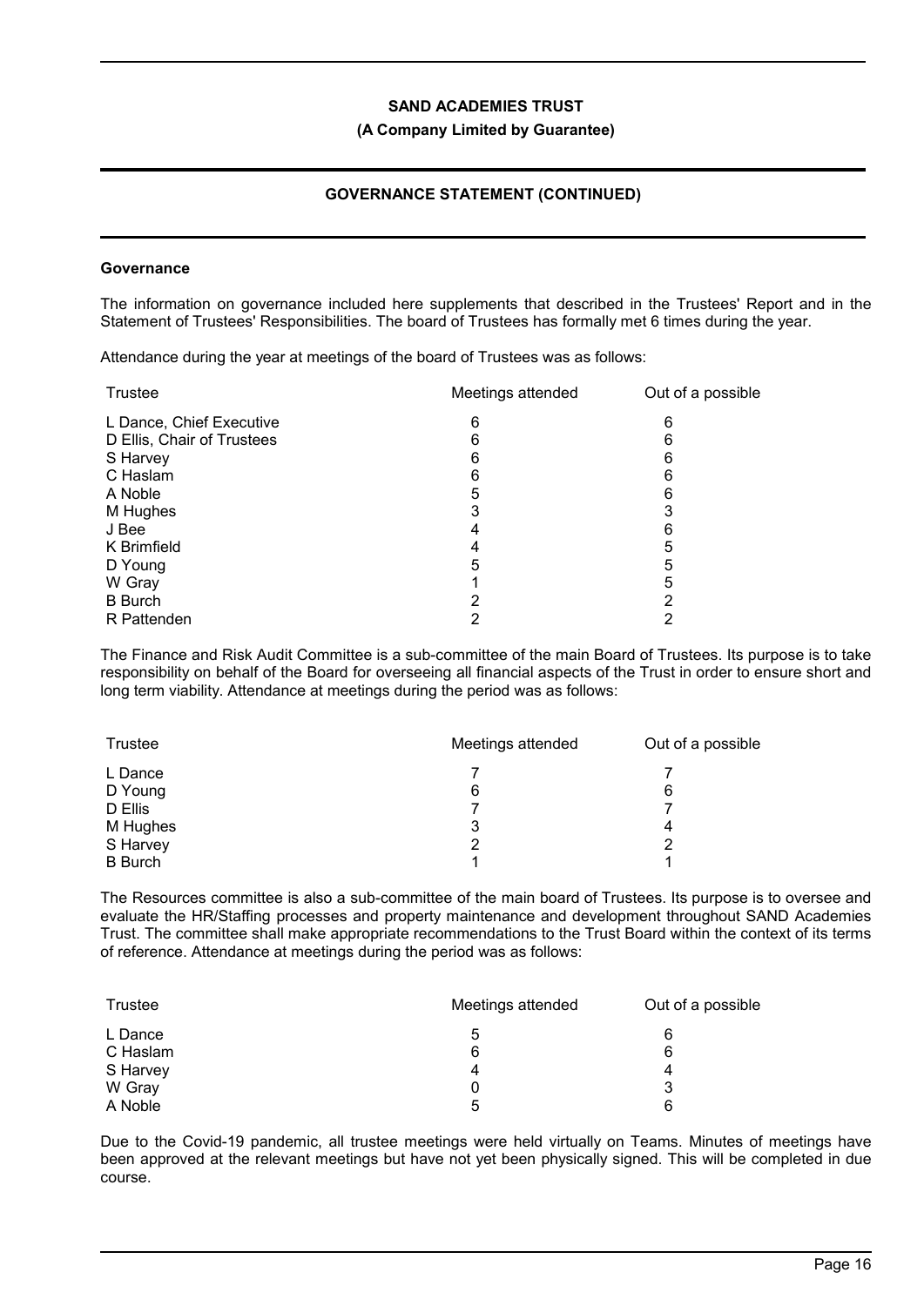### Governance

The information on governance included here supplements that described in the Trustees' Report and in the Statement of Trustees' Responsibilities. The board of Trustees has formally met 6 times during the year.

Attendance during the year at meetings of the board of Trustees was as follows:

| Trustee | Meetings attended | Out of a possible |
|---|---|---|
| L Dance, Chief Executive | 6 | 6 |
| D Ellis, Chair of Trustees | 6 | 6 |
| S Harvey | 6 | 6 |
| C Haslam | 6 | 6 |
| A Noble | 5 | 6 |
| M Hughes | 3 | 3 |
| J Bee | 4 | 6 |
| K Brimfield | 4 | 5 |
| D Young | 5 | 5 |
| W Gray | 1 | 5 |
| B Burch | 2 | 2 |
| R Pattenden | 2 | 2 |

The Finance and Risk Audit Committee is a sub-committee of the main Board of Trustees. Its purpose is to take responsibility on behalf of the Board for overseeing all financial aspects of the Trust in order to ensure short and long term viability. Attendance at meetings during the period was as follows:

| Trustee | Meetings attended | Out of a possible |
|---|---|---|
| L Dance | 7 | 7 |
| D Young | 6 | 6 |
| D Ellis | 7 | 7 |
| M Hughes | 3 | 4 |
| S Harvey | 2 | 2 |
| B Burch | 1 | 1 |

The Resources committee is also a sub-committee of the main board of Trustees. Its purpose is to oversee and evaluate the HR/Staffing processes and property maintenance and development throughout SAND Academies Trust. The committee shall make appropriate recommendations to the Trust Board within the context of its terms of reference. Attendance at meetings during the period was as follows:

| Trustee | Meetings attended | Out of a possible |
|---|---|---|
| L Dance | 5 | 6 |
| C Haslam | 6 | 6 |
| S Harvey | 4 | 4 |
| W Gray | 0 | 3 |
| A Noble | 5 | 6 |

Due to the Covid-19 pandemic, all trustee meetings were held virtually on Teams. Minutes of meetings have been approved at the relevant meetings but have not yet been physically signed. This will be completed in due course.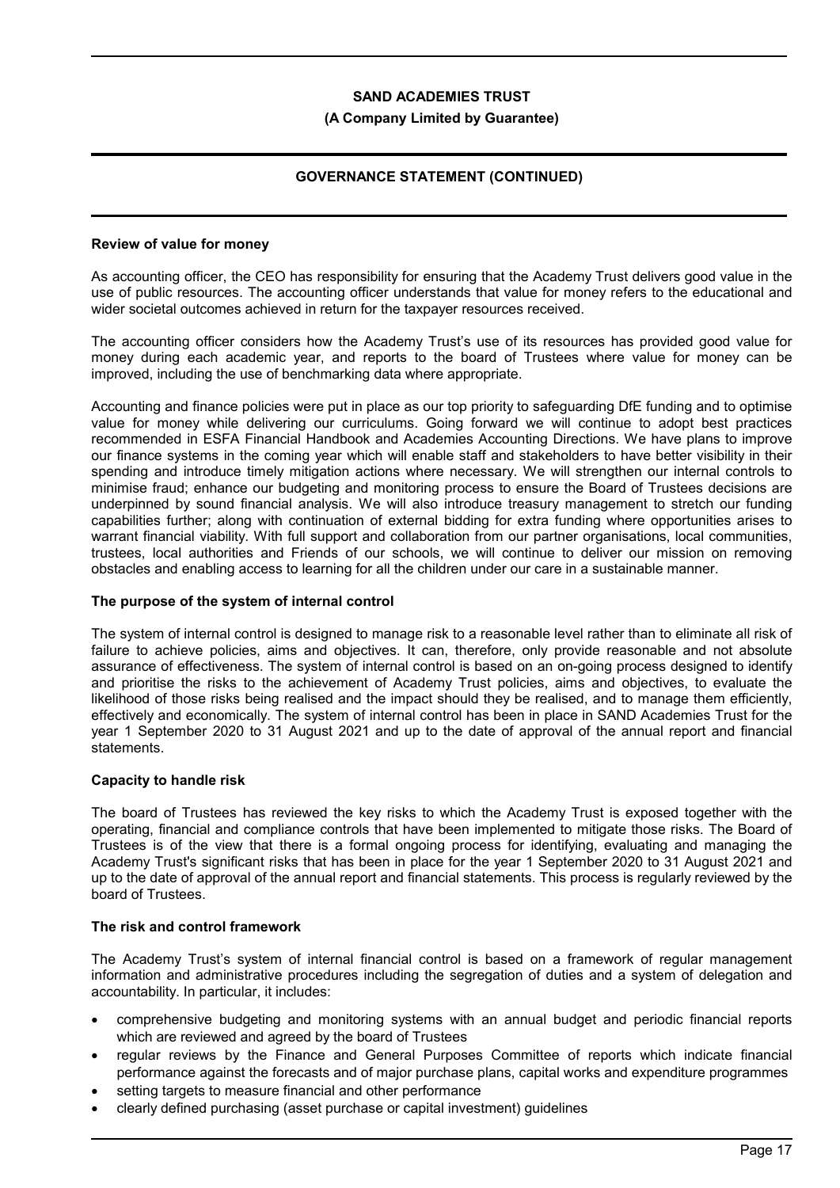## Review of value for money

As accounting officer, the CEO has responsibility for ensuring that the Academy Trust delivers good value in the use of public resources. The accounting officer understands that value for money refers to the educational and wider societal outcomes achieved in return for the taxpayer resources received.

The accounting officer considers how the Academy Trust's use of its resources has provided good value for money during each academic year, and reports to the board of Trustees where value for money can be improved, including the use of benchmarking data where appropriate.

Accounting and finance policies were put in place as our top priority to safeguarding DfE funding and to optimise value for money while delivering our curriculums. Going forward we will continue to adopt best practices recommended in ESFA Financial Handbook and Academies Accounting Directions. We have plans to improve our finance systems in the coming year which will enable staff and stakeholders to have better visibility in their spending and introduce timely mitigation actions where necessary. We will strengthen our internal controls to minimise fraud; enhance our budgeting and monitoring process to ensure the Board of Trustees decisions are underpinned by sound financial analysis. We will also introduce treasury management to stretch our funding capabilities further; along with continuation of external bidding for extra funding where opportunities arises to warrant financial viability. With full support and collaboration from our partner organisations, local communities, trustees, local authorities and Friends of our schools, we will continue to deliver our mission on removing obstacles and enabling access to learning for all the children under our care in a sustainable manner.

## The purpose of the system of internal control

The system of internal control is designed to manage risk to a reasonable level rather than to eliminate all risk of failure to achieve policies, aims and objectives. It can, therefore, only provide reasonable and not absolute assurance of effectiveness. The system of internal control is based on an on-going process designed to identify and prioritise the risks to the achievement of Academy Trust policies, aims and objectives, to evaluate the likelihood of those risks being realised and the impact should they be realised, and to manage them efficiently, effectively and economically. The system of internal control has been in place in SAND Academies Trust for the year 1 September 2020 to 31 August 2021 and up to the date of approval of the annual report and financial statements.

## Capacity to handle risk

The board of Trustees has reviewed the key risks to which the Academy Trust is exposed together with the operating, financial and compliance controls that have been implemented to mitigate those risks. The Board of Trustees is of the view that there is a formal ongoing process for identifying, evaluating and managing the Academy Trust's significant risks that has been in place for the year 1 September 2020 to 31 August 2021 and up to the date of approval of the annual report and financial statements. This process is regularly reviewed by the board of Trustees.

## The risk and control framework

The Academy Trust's system of internal financial control is based on a framework of regular management information and administrative procedures including the segregation of duties and a system of delegation and accountability. In particular, it includes:

- comprehensive budgeting and monitoring systems with an annual budget and periodic financial reports which are reviewed and agreed by the board of Trustees
- regular reviews by the Finance and General Purposes Committee of reports which indicate financial performance against the forecasts and of major purchase plans, capital works and expenditure programmes
- setting targets to measure financial and other performance
- clearly defined purchasing (asset purchase or capital investment) guidelines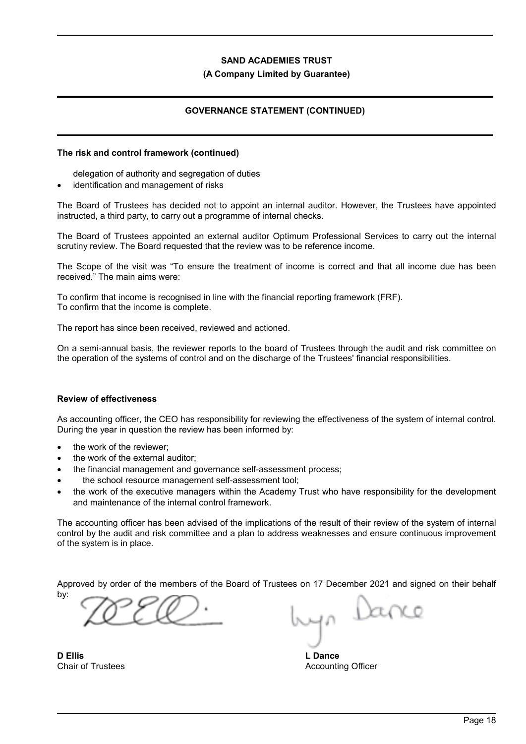**SAND ACADEMIES TRUST**

**(A Company Limited by Guarantee)**

**GOVERNANCE STATEMENT (CONTINUED)**

**The risk and control framework (continued)**

delegation of authority and segregation of duties

- identification and management of risks

The Board of Trustees has decided not to appoint an internal auditor. However, the Trustees have appointed instructed, a third party, to carry out a programme of internal checks.

The Board of Trustees appointed an external auditor Optimum Professional Services to carry out the internal scrutiny review. The Board requested that the review was to be reference income.

The Scope of the visit was "To ensure the treatment of income is correct and that all income due has been received." The main aims were:

To confirm that income is recognised in line with the financial reporting framework (FRF).
To confirm that the income is complete.

The report has since been received, reviewed and actioned.

On a semi-annual basis, the reviewer reports to the board of Trustees through the audit and risk committee on the operation of the systems of control and on the discharge of the Trustees' financial responsibilities.

**Review of effectiveness**

As accounting officer, the CEO has responsibility for reviewing the effectiveness of the system of internal control. During the year in question the review has been informed by:

- the work of the reviewer;
- the work of the external auditor;
- the financial management and governance self-assessment process;
- the school resource management self-assessment tool;
- the work of the executive managers within the Academy Trust who have responsibility for the development and maintenance of the internal control framework.

The accounting officer has been advised of the implications of the result of their review of the system of internal control by the audit and risk committee and a plan to address weaknesses and ensure continuous improvement of the system is in place.

Approved by order of the members of the Board of Trustees on 17 December 2021 and signed on their behalf by:

**D Ellis**
Chair of Trustees

**L Dance**
Accounting Officer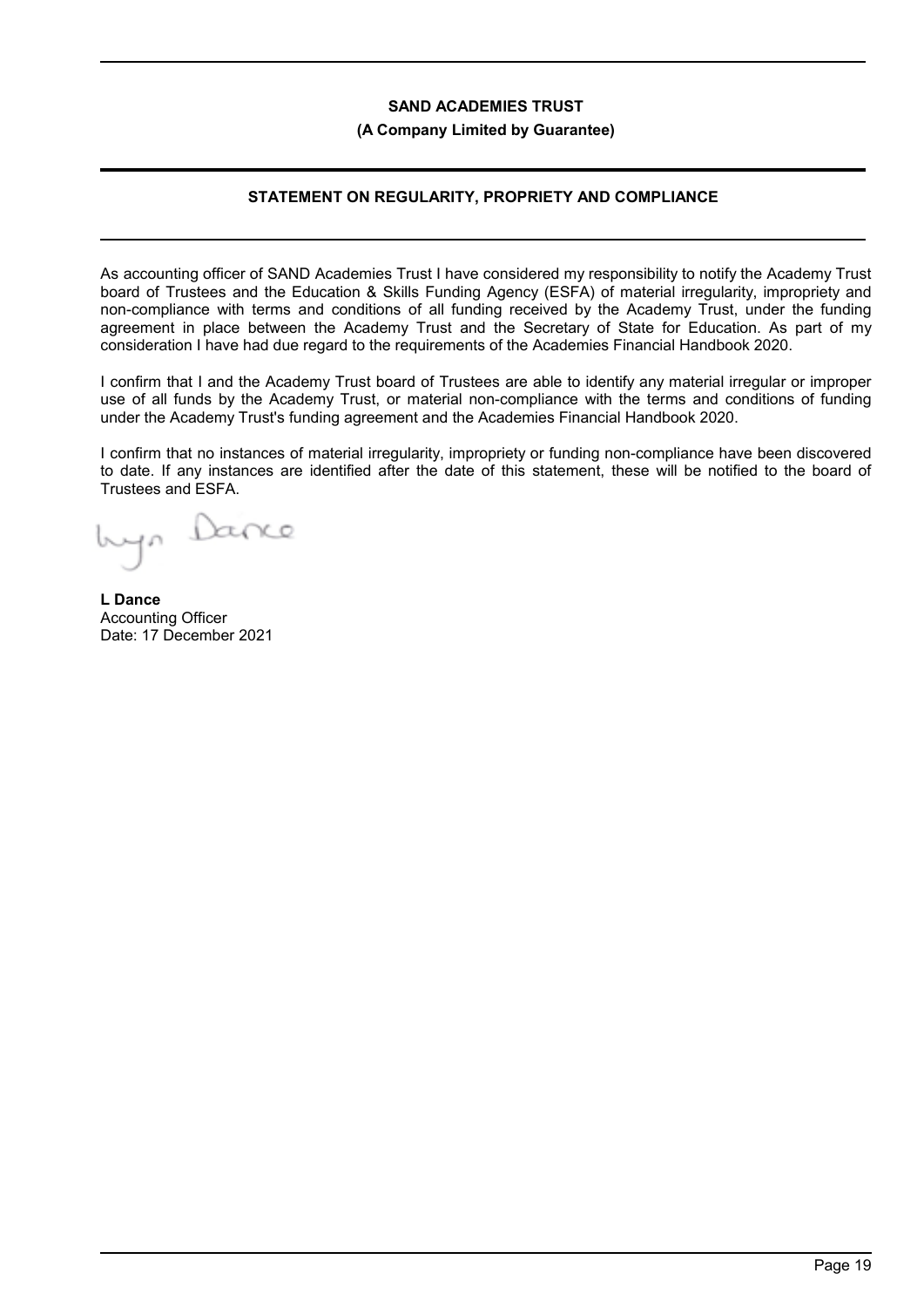**SAND ACADEMIES TRUST**

**(A Company Limited by Guarantee)**

## STATEMENT ON REGULARITY, PROPRIETY AND COMPLIANCE

As accounting officer of SAND Academies Trust I have considered my responsibility to notify the Academy Trust board of Trustees and the Education & Skills Funding Agency (ESFA) of material irregularity, impropriety and non-compliance with terms and conditions of all funding received by the Academy Trust, under the funding agreement in place between the Academy Trust and the Secretary of State for Education. As part of my consideration I have had due regard to the requirements of the Academies Financial Handbook 2020.

I confirm that I and the Academy Trust board of Trustees are able to identify any material irregular or improper use of all funds by the Academy Trust, or material non-compliance with the terms and conditions of funding under the Academy Trust's funding agreement and the Academies Financial Handbook 2020.

I confirm that no instances of material irregularity, impropriety or funding non-compliance have been discovered to date. If any instances are identified after the date of this statement, these will be notified to the board of Trustees and ESFA.

**L Dance**
Accounting Officer
Date: 17 December 2021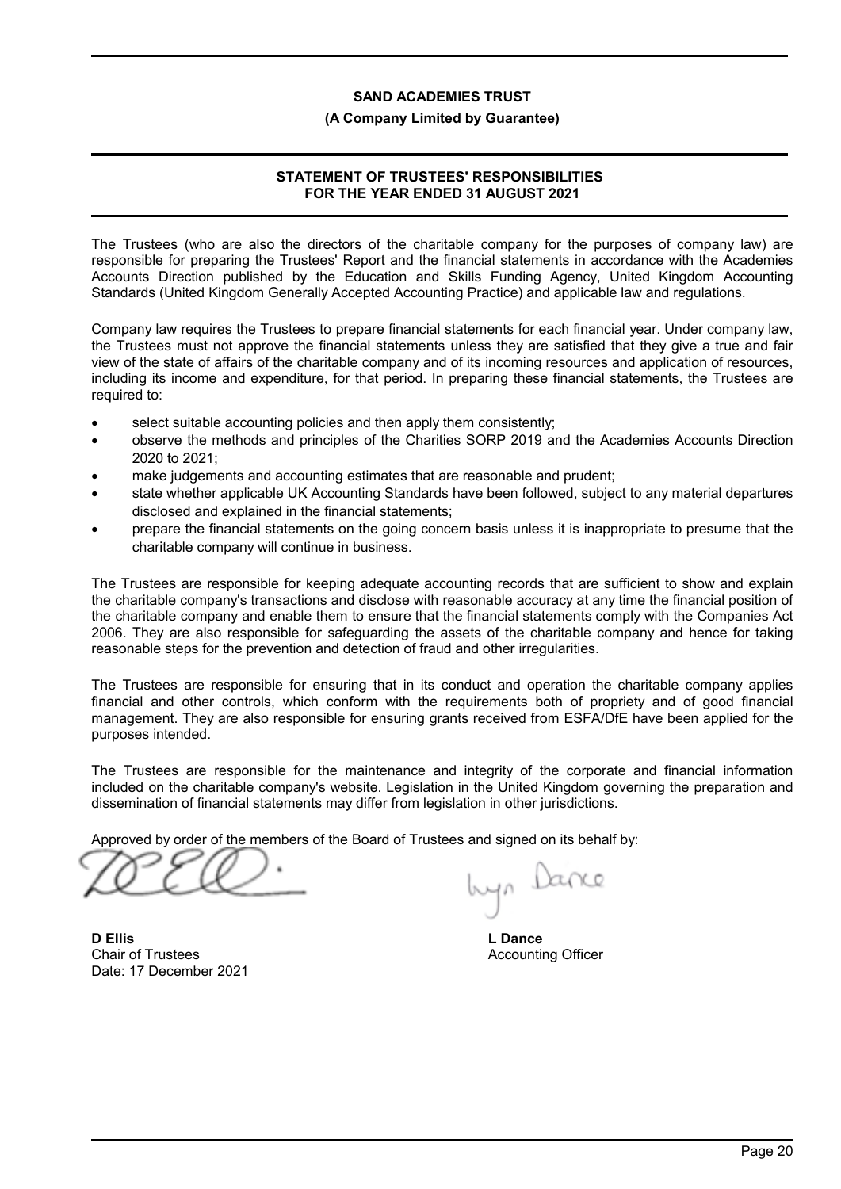**SAND ACADEMIES TRUST**

**(A Company Limited by Guarantee)**

## STATEMENT OF TRUSTEES' RESPONSIBILITIES FOR THE YEAR ENDED 31 AUGUST 2021

The Trustees (who are also the directors of the charitable company for the purposes of company law) are responsible for preparing the Trustees' Report and the financial statements in accordance with the Academies Accounts Direction published by the Education and Skills Funding Agency, United Kingdom Accounting Standards (United Kingdom Generally Accepted Accounting Practice) and applicable law and regulations.

Company law requires the Trustees to prepare financial statements for each financial year. Under company law, the Trustees must not approve the financial statements unless they are satisfied that they give a true and fair view of the state of affairs of the charitable company and of its incoming resources and application of resources, including its income and expenditure, for that period. In preparing these financial statements, the Trustees are required to:

- select suitable accounting policies and then apply them consistently;
- observe the methods and principles of the Charities SORP 2019 and the Academies Accounts Direction 2020 to 2021;
- make judgements and accounting estimates that are reasonable and prudent;
- state whether applicable UK Accounting Standards have been followed, subject to any material departures disclosed and explained in the financial statements;
- prepare the financial statements on the going concern basis unless it is inappropriate to presume that the charitable company will continue in business.

The Trustees are responsible for keeping adequate accounting records that are sufficient to show and explain the charitable company's transactions and disclose with reasonable accuracy at any time the financial position of the charitable company and enable them to ensure that the financial statements comply with the Companies Act 2006. They are also responsible for safeguarding the assets of the charitable company and hence for taking reasonable steps for the prevention and detection of fraud and other irregularities.

The Trustees are responsible for ensuring that in its conduct and operation the charitable company applies financial and other controls, which conform with the requirements both of propriety and of good financial management. They are also responsible for ensuring grants received from ESFA/DfE have been applied for the purposes intended.

The Trustees are responsible for the maintenance and integrity of the corporate and financial information included on the charitable company's website. Legislation in the United Kingdom governing the preparation and dissemination of financial statements may differ from legislation in other jurisdictions.

Approved by order of the members of the Board of Trustees and signed on its behalf by:

**D Ellis**
Chair of Trustees
Date: 17 December 2021

**L Dance**
Accounting Officer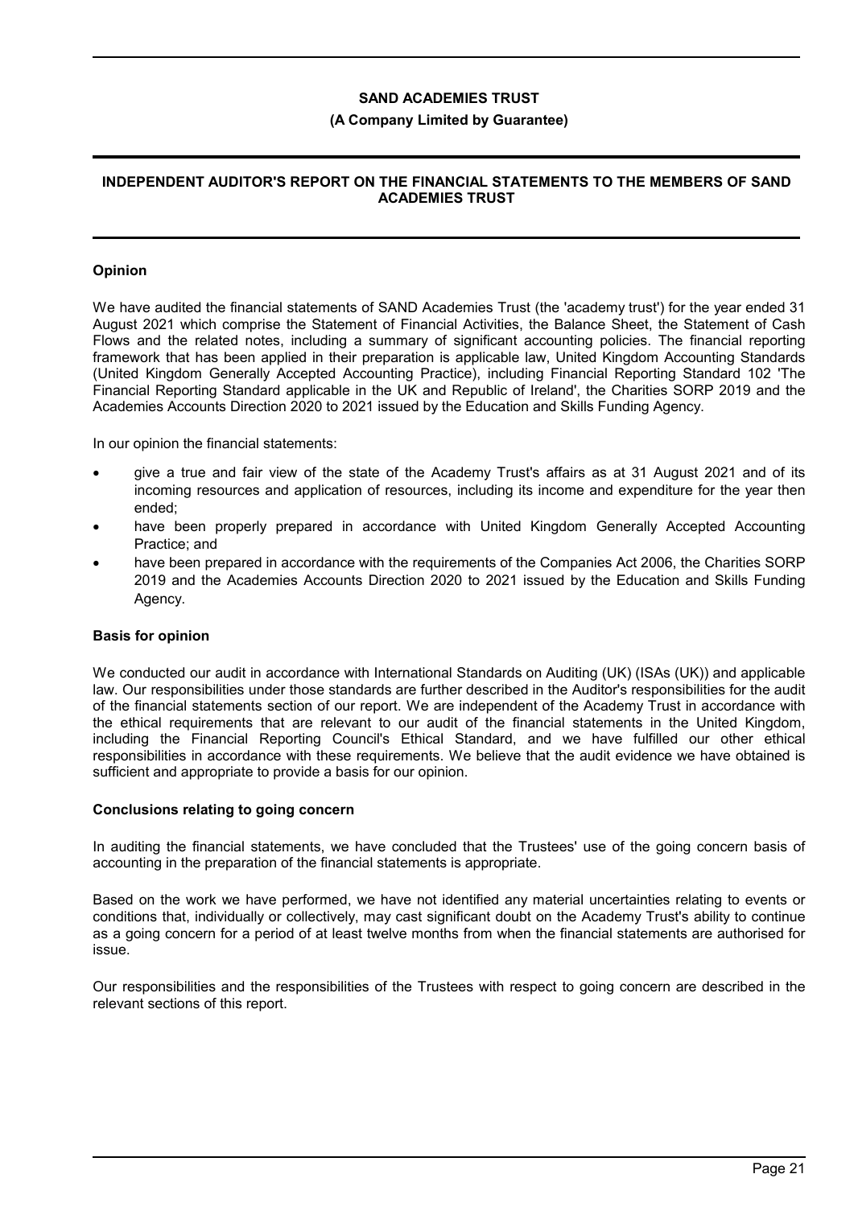# INDEPENDENT AUDITOR'S REPORT ON THE FINANCIAL STATEMENTS TO THE MEMBERS OF SAND ACADEMIES TRUST

## Opinion

We have audited the financial statements of SAND Academies Trust (the 'academy trust') for the year ended 31 August 2021 which comprise the Statement of Financial Activities, the Balance Sheet, the Statement of Cash Flows and the related notes, including a summary of significant accounting policies. The financial reporting framework that has been applied in their preparation is applicable law, United Kingdom Accounting Standards (United Kingdom Generally Accepted Accounting Practice), including Financial Reporting Standard 102 'The Financial Reporting Standard applicable in the UK and Republic of Ireland', the Charities SORP 2019 and the Academies Accounts Direction 2020 to 2021 issued by the Education and Skills Funding Agency.

In our opinion the financial statements:

- give a true and fair view of the state of the Academy Trust's affairs as at 31 August 2021 and of its incoming resources and application of resources, including its income and expenditure for the year then ended;
- have been properly prepared in accordance with United Kingdom Generally Accepted Accounting Practice; and
- have been prepared in accordance with the requirements of the Companies Act 2006, the Charities SORP 2019 and the Academies Accounts Direction 2020 to 2021 issued by the Education and Skills Funding Agency.

## Basis for opinion

We conducted our audit in accordance with International Standards on Auditing (UK) (ISAs (UK)) and applicable law. Our responsibilities under those standards are further described in the Auditor's responsibilities for the audit of the financial statements section of our report. We are independent of the Academy Trust in accordance with the ethical requirements that are relevant to our audit of the financial statements in the United Kingdom, including the Financial Reporting Council's Ethical Standard, and we have fulfilled our other ethical responsibilities in accordance with these requirements. We believe that the audit evidence we have obtained is sufficient and appropriate to provide a basis for our opinion.

## Conclusions relating to going concern

In auditing the financial statements, we have concluded that the Trustees' use of the going concern basis of accounting in the preparation of the financial statements is appropriate.

Based on the work we have performed, we have not identified any material uncertainties relating to events or conditions that, individually or collectively, may cast significant doubt on the Academy Trust's ability to continue as a going concern for a period of at least twelve months from when the financial statements are authorised for issue.

Our responsibilities and the responsibilities of the Trustees with respect to going concern are described in the relevant sections of this report.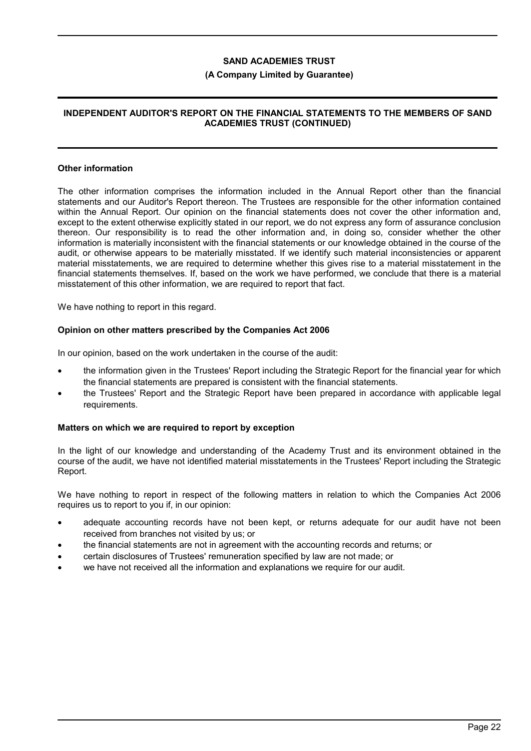### Other information

The other information comprises the information included in the Annual Report other than the financial statements and our Auditor's Report thereon. The Trustees are responsible for the other information contained within the Annual Report. Our opinion on the financial statements does not cover the other information and, except to the extent otherwise explicitly stated in our report, we do not express any form of assurance conclusion thereon. Our responsibility is to read the other information and, in doing so, consider whether the other information is materially inconsistent with the financial statements or our knowledge obtained in the course of the audit, or otherwise appears to be materially misstated. If we identify such material inconsistencies or apparent material misstatements, we are required to determine whether this gives rise to a material misstatement in the financial statements themselves. If, based on the work we have performed, we conclude that there is a material misstatement of this other information, we are required to report that fact.

We have nothing to report in this regard.

### Opinion on other matters prescribed by the Companies Act 2006

In our opinion, based on the work undertaken in the course of the audit:

- the information given in the Trustees' Report including the Strategic Report for the financial year for which the financial statements are prepared is consistent with the financial statements.
- the Trustees' Report and the Strategic Report have been prepared in accordance with applicable legal requirements.

### Matters on which we are required to report by exception

In the light of our knowledge and understanding of the Academy Trust and its environment obtained in the course of the audit, we have not identified material misstatements in the Trustees' Report including the Strategic Report.

We have nothing to report in respect of the following matters in relation to which the Companies Act 2006 requires us to report to you if, in our opinion:

- adequate accounting records have not been kept, or returns adequate for our audit have not been received from branches not visited by us; or
- the financial statements are not in agreement with the accounting records and returns; or
- certain disclosures of Trustees' remuneration specified by law are not made; or
- we have not received all the information and explanations we require for our audit.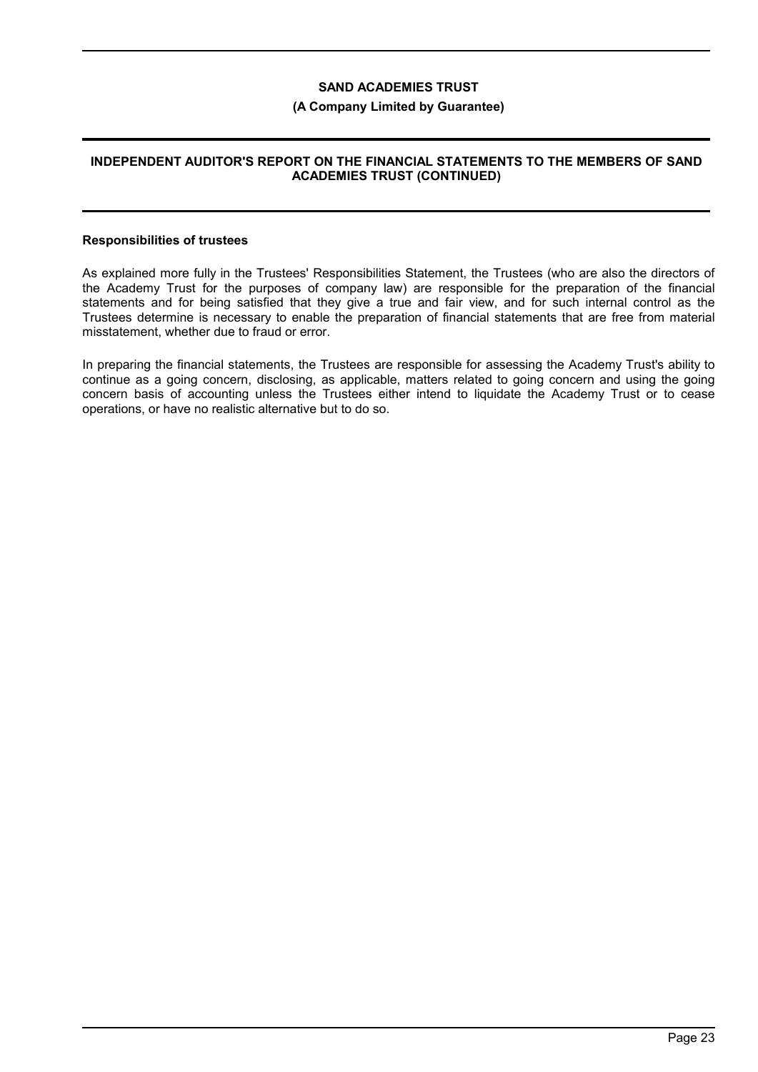## Responsibilities of trustees

As explained more fully in the Trustees' Responsibilities Statement, the Trustees (who are also the directors of the Academy Trust for the purposes of company law) are responsible for the preparation of the financial statements and for being satisfied that they give a true and fair view, and for such internal control as the Trustees determine is necessary to enable the preparation of financial statements that are free from material misstatement, whether due to fraud or error.

In preparing the financial statements, the Trustees are responsible for assessing the Academy Trust's ability to continue as a going concern, disclosing, as applicable, matters related to going concern and using the going concern basis of accounting unless the Trustees either intend to liquidate the Academy Trust or to cease operations, or have no realistic alternative but to do so.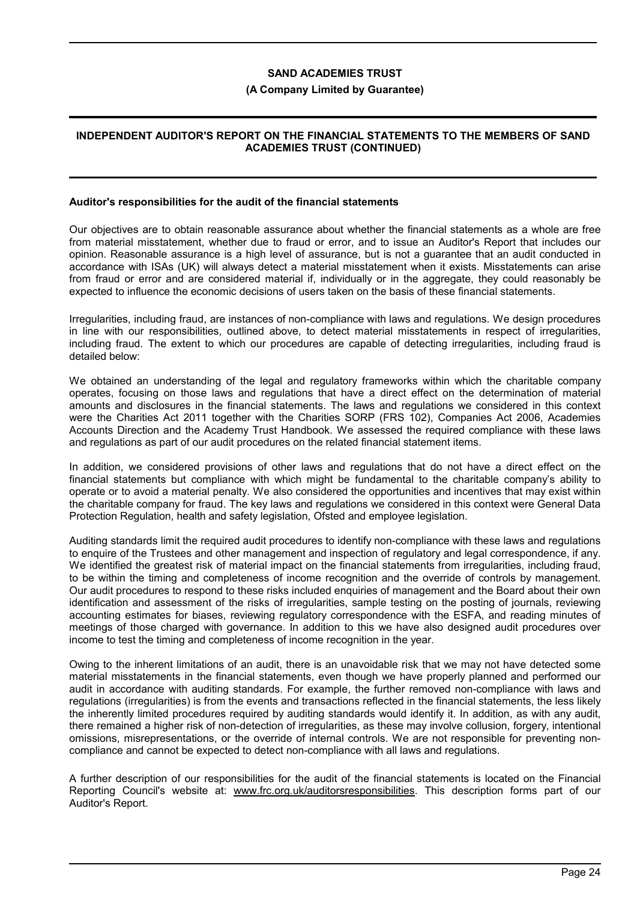**SAND ACADEMIES TRUST**

**(A Company Limited by Guarantee)**

**INDEPENDENT AUDITOR'S REPORT ON THE FINANCIAL STATEMENTS TO THE MEMBERS OF SAND ACADEMIES TRUST (CONTINUED)**

**Auditor's responsibilities for the audit of the financial statements**

Our objectives are to obtain reasonable assurance about whether the financial statements as a whole are free from material misstatement, whether due to fraud or error, and to issue an Auditor's Report that includes our opinion. Reasonable assurance is a high level of assurance, but is not a guarantee that an audit conducted in accordance with ISAs (UK) will always detect a material misstatement when it exists. Misstatements can arise from fraud or error and are considered material if, individually or in the aggregate, they could reasonably be expected to influence the economic decisions of users taken on the basis of these financial statements.

Irregularities, including fraud, are instances of non-compliance with laws and regulations. We design procedures in line with our responsibilities, outlined above, to detect material misstatements in respect of irregularities, including fraud. The extent to which our procedures are capable of detecting irregularities, including fraud is detailed below:

We obtained an understanding of the legal and regulatory frameworks within which the charitable company operates, focusing on those laws and regulations that have a direct effect on the determination of material amounts and disclosures in the financial statements. The laws and regulations we considered in this context were the Charities Act 2011 together with the Charities SORP (FRS 102), Companies Act 2006, Academies Accounts Direction and the Academy Trust Handbook. We assessed the required compliance with these laws and regulations as part of our audit procedures on the related financial statement items.

In addition, we considered provisions of other laws and regulations that do not have a direct effect on the financial statements but compliance with which might be fundamental to the charitable company's ability to operate or to avoid a material penalty. We also considered the opportunities and incentives that may exist within the charitable company for fraud. The key laws and regulations we considered in this context were General Data Protection Regulation, health and safety legislation, Ofsted and employee legislation.

Auditing standards limit the required audit procedures to identify non-compliance with these laws and regulations to enquire of the Trustees and other management and inspection of regulatory and legal correspondence, if any. We identified the greatest risk of material impact on the financial statements from irregularities, including fraud, to be within the timing and completeness of income recognition and the override of controls by management. Our audit procedures to respond to these risks included enquiries of management and the Board about their own identification and assessment of the risks of irregularities, sample testing on the posting of journals, reviewing accounting estimates for biases, reviewing regulatory correspondence with the ESFA, and reading minutes of meetings of those charged with governance. In addition to this we have also designed audit procedures over income to test the timing and completeness of income recognition in the year.

Owing to the inherent limitations of an audit, there is an unavoidable risk that we may not have detected some material misstatements in the financial statements, even though we have properly planned and performed our audit in accordance with auditing standards. For example, the further removed non-compliance with laws and regulations (irregularities) is from the events and transactions reflected in the financial statements, the less likely the inherently limited procedures required by auditing standards would identify it. In addition, as with any audit, there remained a higher risk of non-detection of irregularities, as these may involve collusion, forgery, intentional omissions, misrepresentations, or the override of internal controls. We are not responsible for preventing non-compliance and cannot be expected to detect non-compliance with all laws and regulations.

A further description of our responsibilities for the audit of the financial statements is located on the Financial Reporting Council's website at: www.frc.org.uk/auditorsresponsibilities. This description forms part of our Auditor's Report.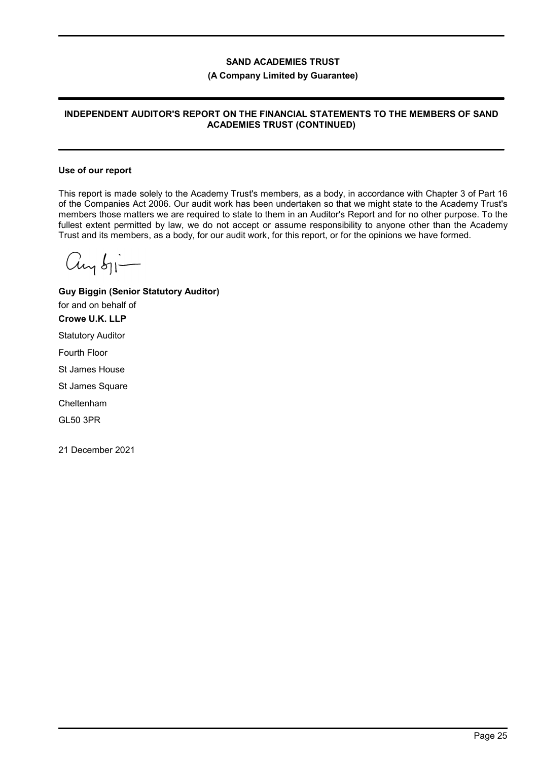**SAND ACADEMIES TRUST**

**(A Company Limited by Guarantee)**

**INDEPENDENT AUDITOR'S REPORT ON THE FINANCIAL STATEMENTS TO THE MEMBERS OF SAND ACADEMIES TRUST (CONTINUED)**

**Use of our report**

This report is made solely to the Academy Trust's members, as a body, in accordance with Chapter 3 of Part 16 of the Companies Act 2006. Our audit work has been undertaken so that we might state to the Academy Trust's members those matters we are required to state to them in an Auditor's Report and for no other purpose. To the fullest extent permitted by law, we do not accept or assume responsibility to anyone other than the Academy Trust and its members, as a body, for our audit work, for this report, or for the opinions we have formed.

**Guy Biggin (Senior Statutory Auditor)**

for and on behalf of

**Crowe U.K. LLP**

Statutory Auditor

Fourth Floor

St James House

St James Square

Cheltenham

GL50 3PR

21 December 2021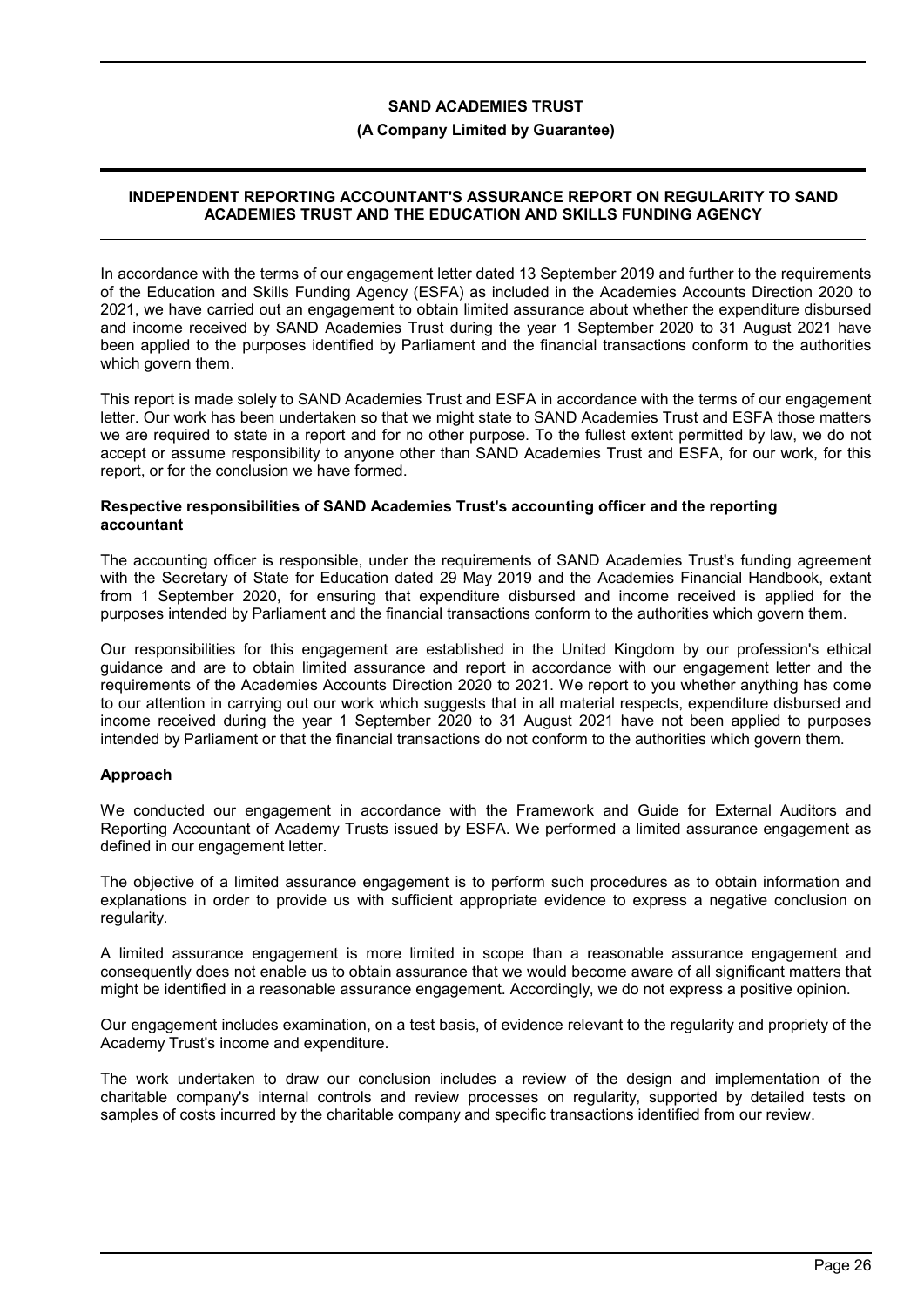# INDEPENDENT REPORTING ACCOUNTANT'S ASSURANCE REPORT ON REGULARITY TO SAND ACADEMIES TRUST AND THE EDUCATION AND SKILLS FUNDING AGENCY

In accordance with the terms of our engagement letter dated 13 September 2019 and further to the requirements of the Education and Skills Funding Agency (ESFA) as included in the Academies Accounts Direction 2020 to 2021, we have carried out an engagement to obtain limited assurance about whether the expenditure disbursed and income received by SAND Academies Trust during the year 1 September 2020 to 31 August 2021 have been applied to the purposes identified by Parliament and the financial transactions conform to the authorities which govern them.

This report is made solely to SAND Academies Trust and ESFA in accordance with the terms of our engagement letter. Our work has been undertaken so that we might state to SAND Academies Trust and ESFA those matters we are required to state in a report and for no other purpose. To the fullest extent permitted by law, we do not accept or assume responsibility to anyone other than SAND Academies Trust and ESFA, for our work, for this report, or for the conclusion we have formed.

## Respective responsibilities of SAND Academies Trust's accounting officer and the reporting accountant

The accounting officer is responsible, under the requirements of SAND Academies Trust's funding agreement with the Secretary of State for Education dated 29 May 2019 and the Academies Financial Handbook, extant from 1 September 2020, for ensuring that expenditure disbursed and income received is applied for the purposes intended by Parliament and the financial transactions conform to the authorities which govern them.

Our responsibilities for this engagement are established in the United Kingdom by our profession's ethical guidance and are to obtain limited assurance and report in accordance with our engagement letter and the requirements of the Academies Accounts Direction 2020 to 2021. We report to you whether anything has come to our attention in carrying out our work which suggests that in all material respects, expenditure disbursed and income received during the year 1 September 2020 to 31 August 2021 have not been applied to purposes intended by Parliament or that the financial transactions do not conform to the authorities which govern them.

## Approach

We conducted our engagement in accordance with the Framework and Guide for External Auditors and Reporting Accountant of Academy Trusts issued by ESFA. We performed a limited assurance engagement as defined in our engagement letter.

The objective of a limited assurance engagement is to perform such procedures as to obtain information and explanations in order to provide us with sufficient appropriate evidence to express a negative conclusion on regularity.

A limited assurance engagement is more limited in scope than a reasonable assurance engagement and consequently does not enable us to obtain assurance that we would become aware of all significant matters that might be identified in a reasonable assurance engagement. Accordingly, we do not express a positive opinion.

Our engagement includes examination, on a test basis, of evidence relevant to the regularity and propriety of the Academy Trust's income and expenditure.

The work undertaken to draw our conclusion includes a review of the design and implementation of the charitable company's internal controls and review processes on regularity, supported by detailed tests on samples of costs incurred by the charitable company and specific transactions identified from our review.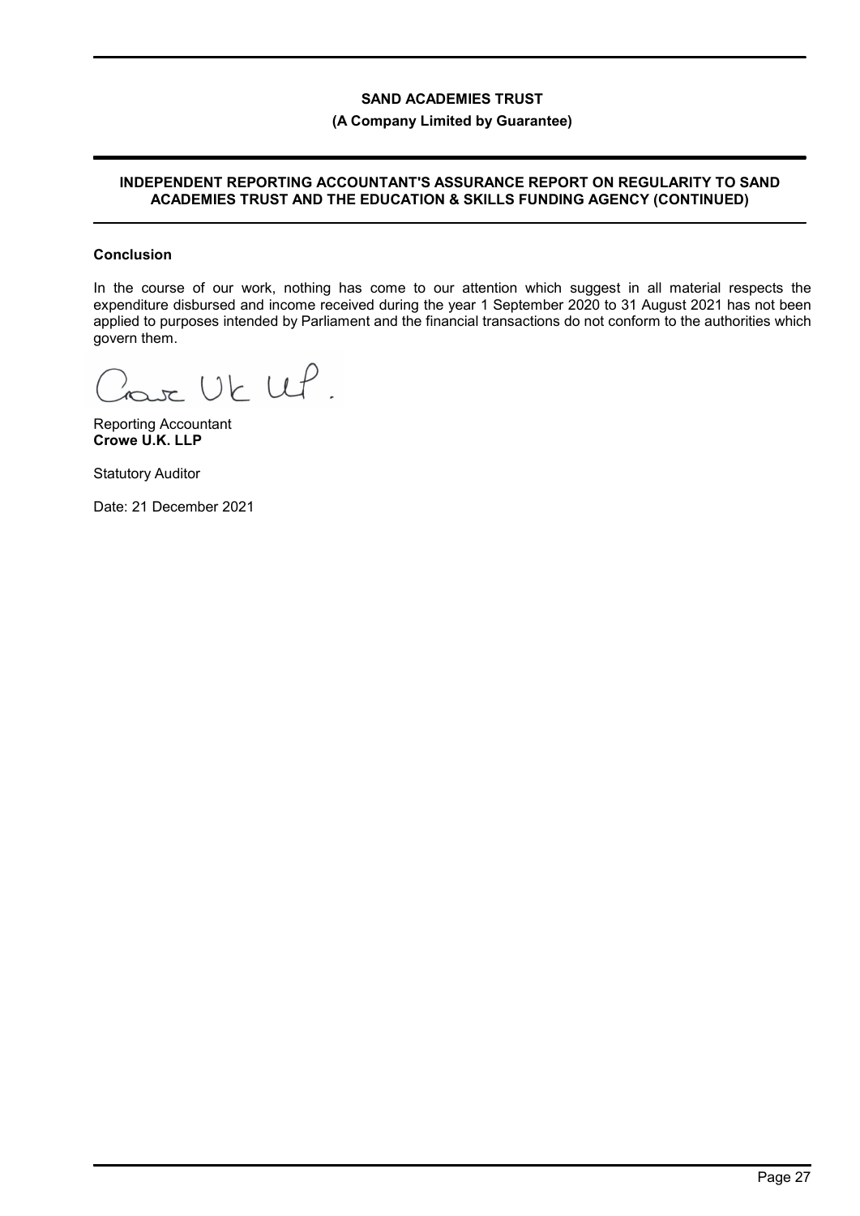# SAND ACADEMIES TRUST

**(A Company Limited by Guarantee)**

## INDEPENDENT REPORTING ACCOUNTANT'S ASSURANCE REPORT ON REGULARITY TO SAND ACADEMIES TRUST AND THE EDUCATION & SKILLS FUNDING AGENCY (CONTINUED)

### Conclusion

In the course of our work, nothing has come to our attention which suggest in all material respects the expenditure disbursed and income received during the year 1 September 2020 to 31 August 2021 has not been applied to purposes intended by Parliament and the financial transactions do not conform to the authorities which govern them.

Reporting Accountant
**Crowe U.K. LLP**

Statutory Auditor

Date: 21 December 2021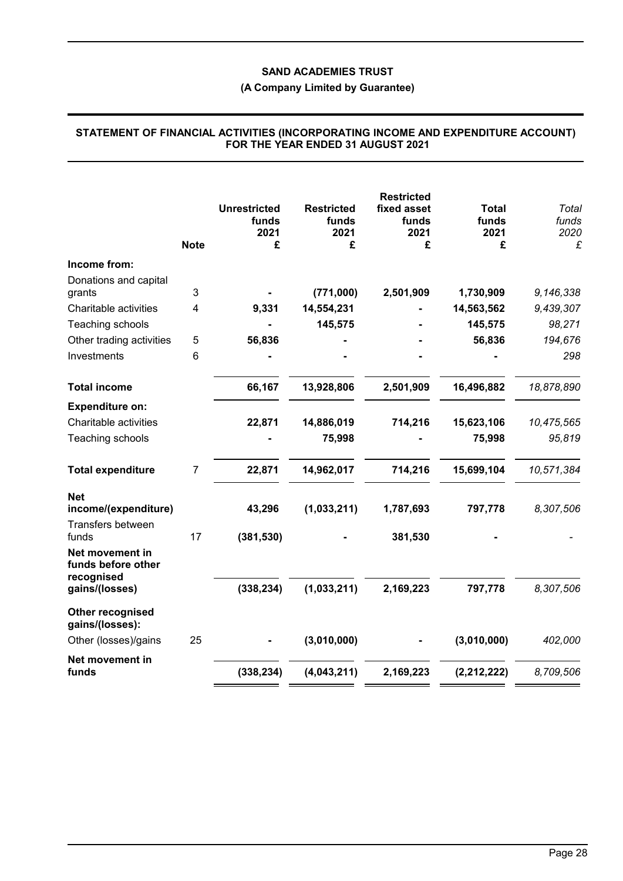**SAND ACADEMIES TRUST**

**(A Company Limited by Guarantee)**

**STATEMENT OF FINANCIAL ACTIVITIES (INCORPORATING INCOME AND EXPENDITURE ACCOUNT) FOR THE YEAR ENDED 31 AUGUST 2021**

| | Note | Unrestricted funds 2021 £ | Restricted funds 2021 £ | Restricted fixed asset funds 2021 £ | Total funds 2021 £ | *Total funds 2020 £* |
|---|---|---|---|---|---|---|
| **Income from:** | | | | | | |
| Donations and capital grants | 3 | - | (771,000) | 2,501,909 | 1,730,909 | *9,146,338* |
| Charitable activities | 4 | 9,331 | 14,554,231 | - | 14,563,562 | *9,439,307* |
| Teaching schools | | - | 145,575 | - | 145,575 | *98,271* |
| Other trading activities | 5 | 56,836 | - | - | 56,836 | *194,676* |
| Investments | 6 | - | - | - | - | *298* |
| **Total income** | | 66,167 | 13,928,806 | 2,501,909 | 16,496,882 | *18,878,890* |
| **Expenditure on:** | | | | | | |
| Charitable activities | | 22,871 | 14,886,019 | 714,216 | 15,623,106 | *10,475,565* |
| Teaching schools | | - | 75,998 | - | 75,998 | *95,819* |
| **Total expenditure** | 7 | 22,871 | 14,962,017 | 714,216 | 15,699,104 | *10,571,384* |
| **Net income/(expenditure)** | | 43,296 | (1,033,211) | 1,787,693 | 797,778 | *8,307,506* |
| Transfers between funds | 17 | (381,530) | - | 381,530 | - | *-* |
| **Net movement in funds before other recognised gains/(losses)** | | (338,234) | (1,033,211) | 2,169,223 | 797,778 | *8,307,506* |
| **Other recognised gains/(losses):** | | | | | | |
| Other (losses)/gains | 25 | - | (3,010,000) | - | (3,010,000) | *402,000* |
| **Net movement in funds** | | (338,234) | (4,043,211) | 2,169,223 | (2,212,222) | *8,709,506* |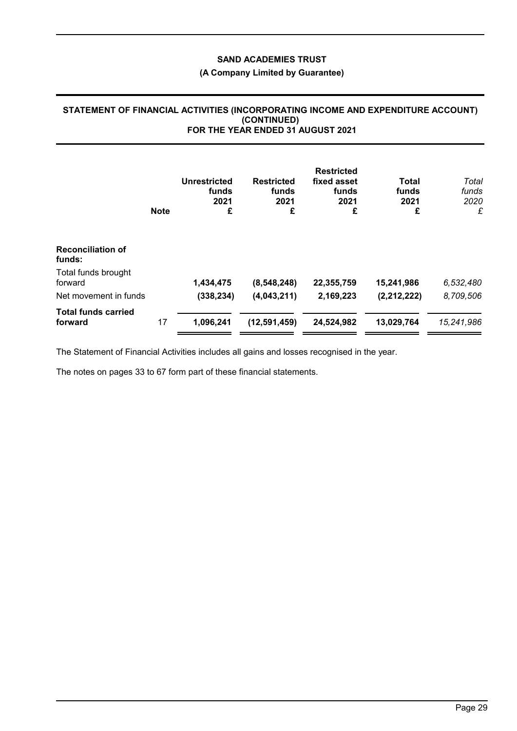# SAND ACADEMIES TRUST

**(A Company Limited by Guarantee)**

## STATEMENT OF FINANCIAL ACTIVITIES (INCORPORATING INCOME AND EXPENDITURE ACCOUNT) (CONTINUED) FOR THE YEAR ENDED 31 AUGUST 2021

| | Note | Unrestricted funds 2021 £ | Restricted funds 2021 £ | Restricted fixed asset funds 2021 £ | Total funds 2021 £ | *Total funds 2020 £* |
|---|---|---|---|---|---|---|
| **Reconciliation of funds:** | | | | | | |
| Total funds brought forward | | **1,434,475** | **(8,548,248)** | **22,355,759** | **15,241,986** | *6,532,480* |
| Net movement in funds | | **(338,234)** | **(4,043,211)** | **2,169,223** | **(2,212,222)** | *8,709,506* |
| **Total funds carried forward** | 17 | **1,096,241** | **(12,591,459)** | **24,524,982** | **13,029,764** | *15,241,986* |

The Statement of Financial Activities includes all gains and losses recognised in the year.

The notes on pages 33 to 67 form part of these financial statements.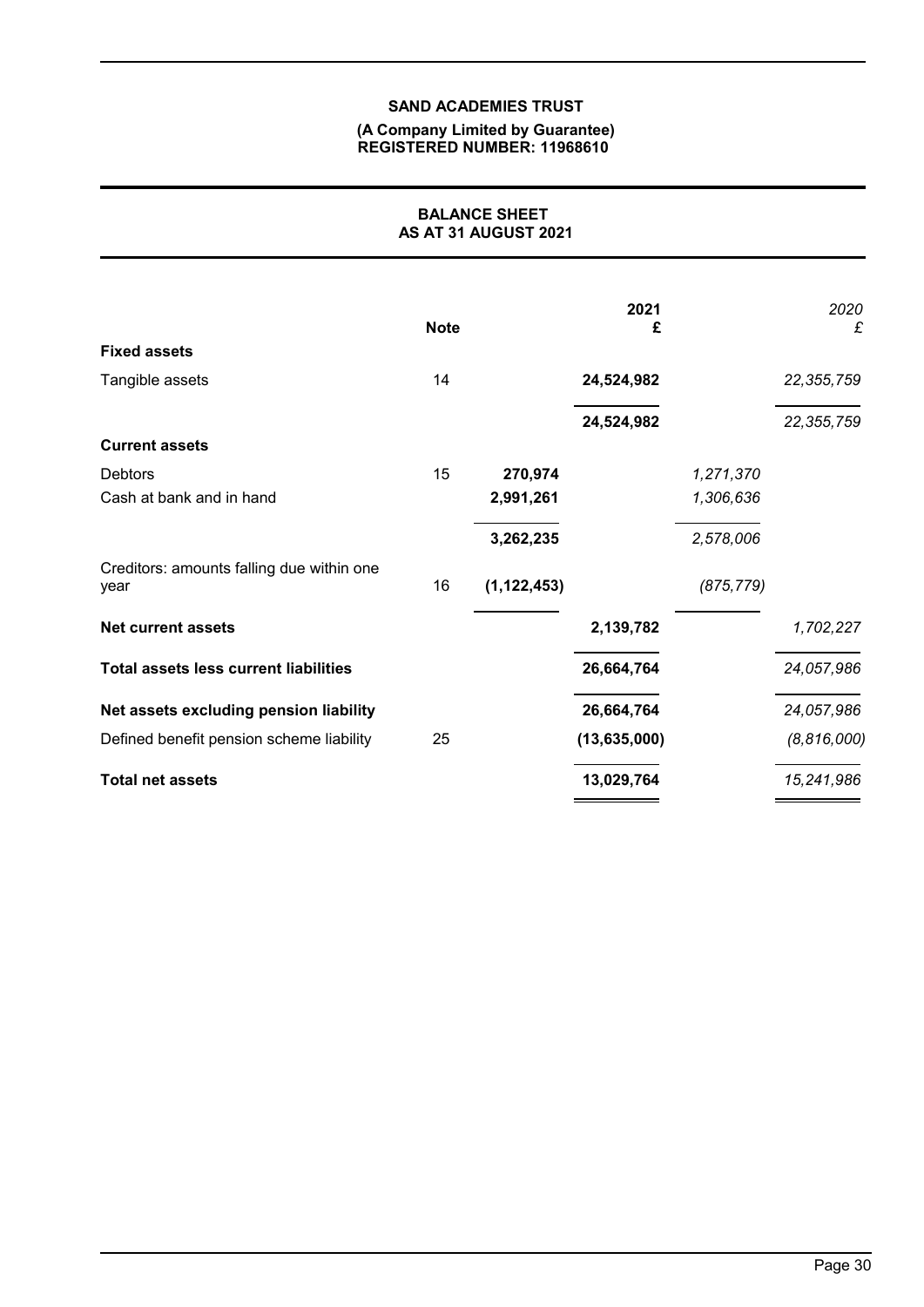**SAND ACADEMIES TRUST**

**(A Company Limited by Guarantee)**
**REGISTERED NUMBER: 11968610**

## BALANCE SHEET
## AS AT 31 AUGUST 2021

| | Note | | 2021 £ | | *2020 £* |
|---|---|---|---|---|---|
| **Fixed assets** | | | | | |
| Tangible assets | 14 | | **24,524,982** | | *22,355,759* |
| | | | **24,524,982** | | *22,355,759* |
| **Current assets** | | | | | |
| Debtors | 15 | **270,974** | | *1,271,370* | |
| Cash at bank and in hand | | **2,991,261** | | *1,306,636* | |
| | | **3,262,235** | | *2,578,006* | |
| Creditors: amounts falling due within one year | 16 | **(1,122,453)** | | *(875,779)* | |
| **Net current assets** | | | **2,139,782** | | *1,702,227* |
| **Total assets less current liabilities** | | | **26,664,764** | | *24,057,986* |
| **Net assets excluding pension liability** | | | **26,664,764** | | *24,057,986* |
| Defined benefit pension scheme liability | 25 | | **(13,635,000)** | | *(8,816,000)* |
| **Total net assets** | | | **13,029,764** | | *15,241,986* |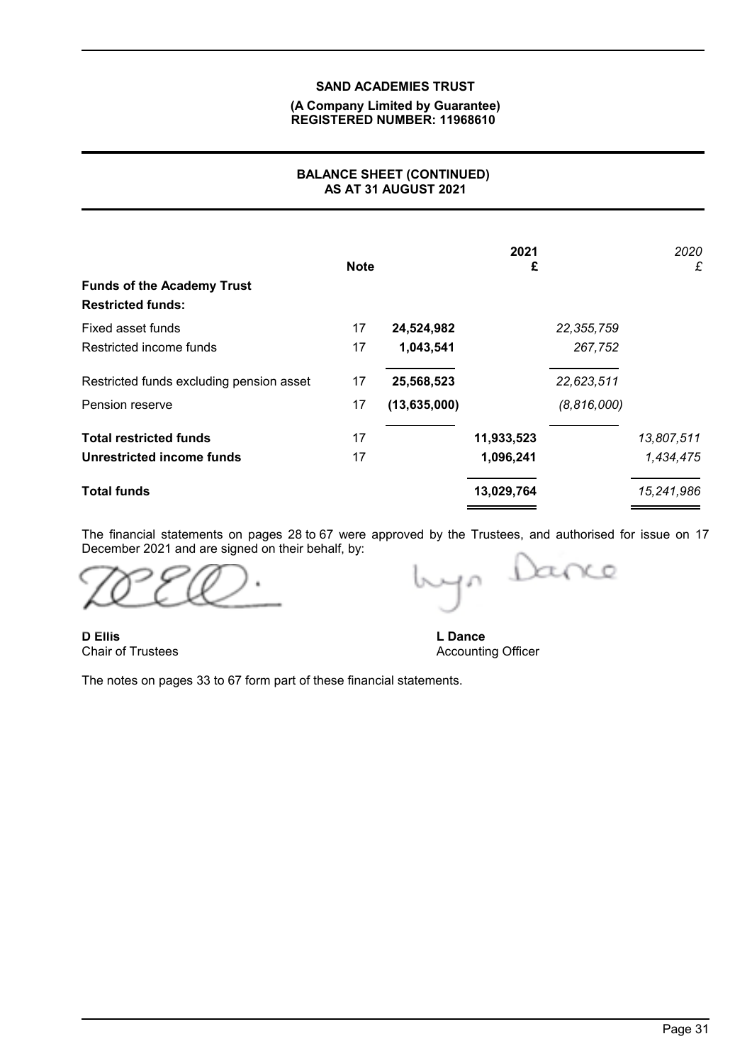**SAND ACADEMIES TRUST**
**(A Company Limited by Guarantee)**
**REGISTERED NUMBER: 11968610**

## BALANCE SHEET (CONTINUED)
## AS AT 31 AUGUST 2021

| | Note | | 2021 £ | | 2020 £ |
|---|---|---|---|---|---|
| **Funds of the Academy Trust** | | | | | |
| **Restricted funds:** | | | | | |
| Fixed asset funds | 17 | **24,524,982** | | *22,355,759* | |
| Restricted income funds | 17 | **1,043,541** | | *267,752* | |
| Restricted funds excluding pension asset | 17 | **25,568,523** | | *22,623,511* | |
| Pension reserve | 17 | **(13,635,000)** | | *(8,816,000)* | |
| **Total restricted funds** | 17 | | **11,933,523** | | *13,807,511* |
| **Unrestricted income funds** | 17 | | **1,096,241** | | *1,434,475* |
| **Total funds** | | | **13,029,764** | | *15,241,986* |

The financial statements on pages 28 to 67 were approved by the Trustees, and authorised for issue on 17 December 2021 and are signed on their behalf, by:

**D Ellis**
Chair of Trustees

**L Dance**
Accounting Officer

The notes on pages 33 to 67 form part of these financial statements.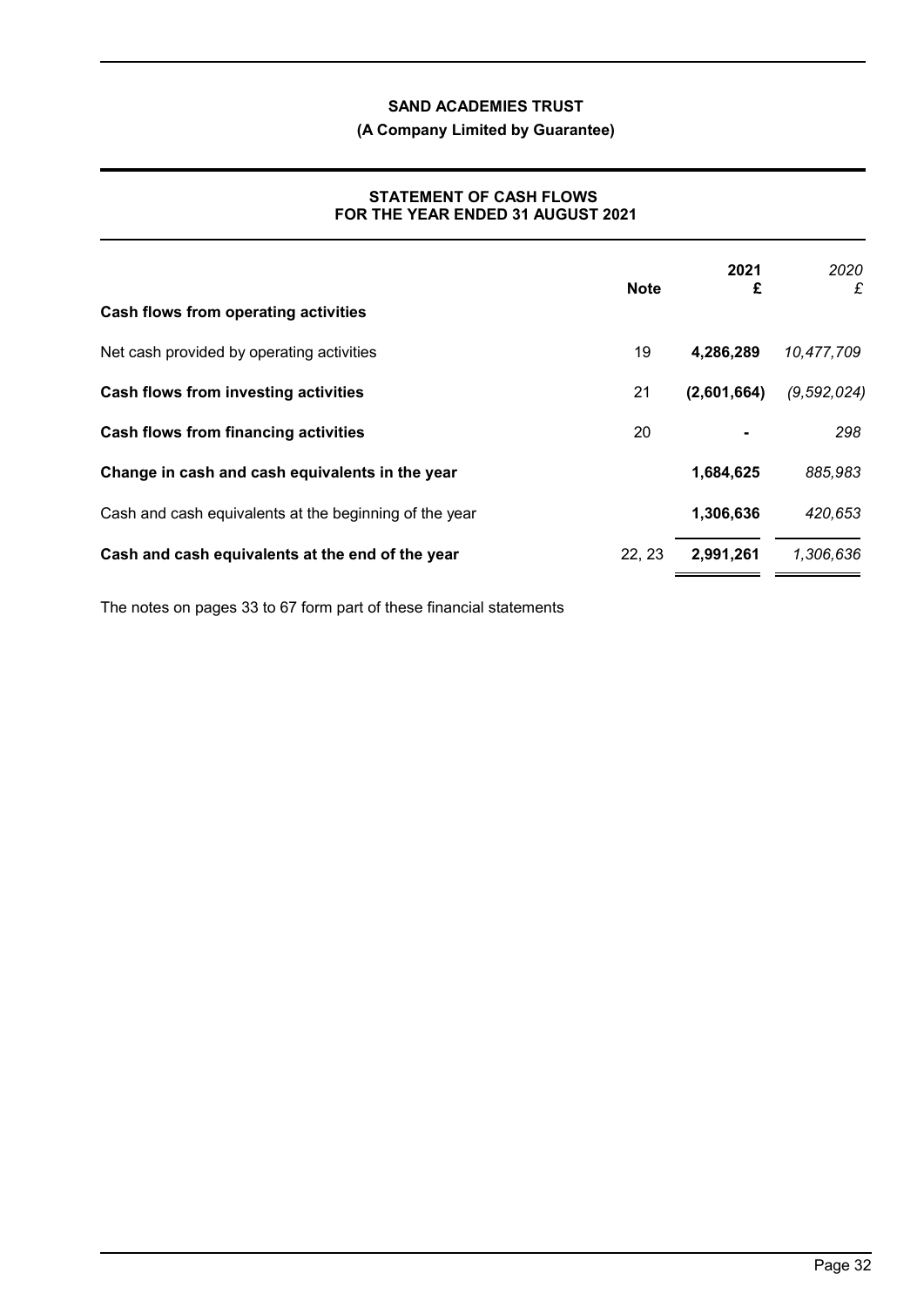# SAND ACADEMIES TRUST

**(A Company Limited by Guarantee)**

## STATEMENT OF CASH FLOWS FOR THE YEAR ENDED 31 AUGUST 2021

| | Note | 2021 £ | *2020 £* |
|---|---|---|---|
| **Cash flows from operating activities** | | | |
| Net cash provided by operating activities | 19 | **4,286,289** | *10,477,709* |
| **Cash flows from investing activities** | 21 | **(2,601,664)** | *(9,592,024)* |
| **Cash flows from financing activities** | 20 | **-** | *298* |
| **Change in cash and cash equivalents in the year** | | **1,684,625** | *885,983* |
| Cash and cash equivalents at the beginning of the year | | **1,306,636** | *420,653* |
| **Cash and cash equivalents at the end of the year** | 22, 23 | **2,991,261** | *1,306,636* |

The notes on pages 33 to 67 form part of these financial statements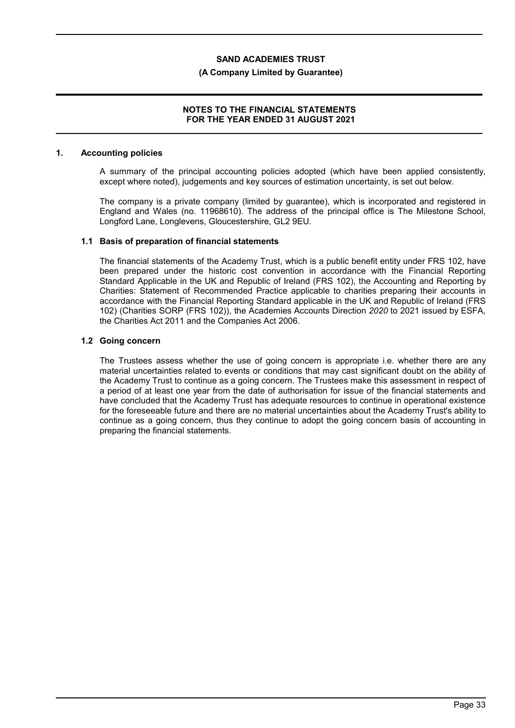## 1. Accounting policies

A summary of the principal accounting policies adopted (which have been applied consistently, except where noted), judgements and key sources of estimation uncertainty, is set out below.

The company is a private company (limited by guarantee), which is incorporated and registered in England and Wales (no. 11968610). The address of the principal office is The Milestone School, Longford Lane, Longlevens, Gloucestershire, GL2 9EU.

### 1.1 Basis of preparation of financial statements

The financial statements of the Academy Trust, which is a public benefit entity under FRS 102, have been prepared under the historic cost convention in accordance with the Financial Reporting Standard Applicable in the UK and Republic of Ireland (FRS 102), the Accounting and Reporting by Charities: Statement of Recommended Practice applicable to charities preparing their accounts in accordance with the Financial Reporting Standard applicable in the UK and Republic of Ireland (FRS 102) (Charities SORP (FRS 102)), the Academies Accounts Direction *2020* to 2021 issued by ESFA, the Charities Act 2011 and the Companies Act 2006.

### 1.2 Going concern

The Trustees assess whether the use of going concern is appropriate i.e. whether there are any material uncertainties related to events or conditions that may cast significant doubt on the ability of the Academy Trust to continue as a going concern. The Trustees make this assessment in respect of a period of at least one year from the date of authorisation for issue of the financial statements and have concluded that the Academy Trust has adequate resources to continue in operational existence for the foreseeable future and there are no material uncertainties about the Academy Trust's ability to continue as a going concern, thus they continue to adopt the going concern basis of accounting in preparing the financial statements.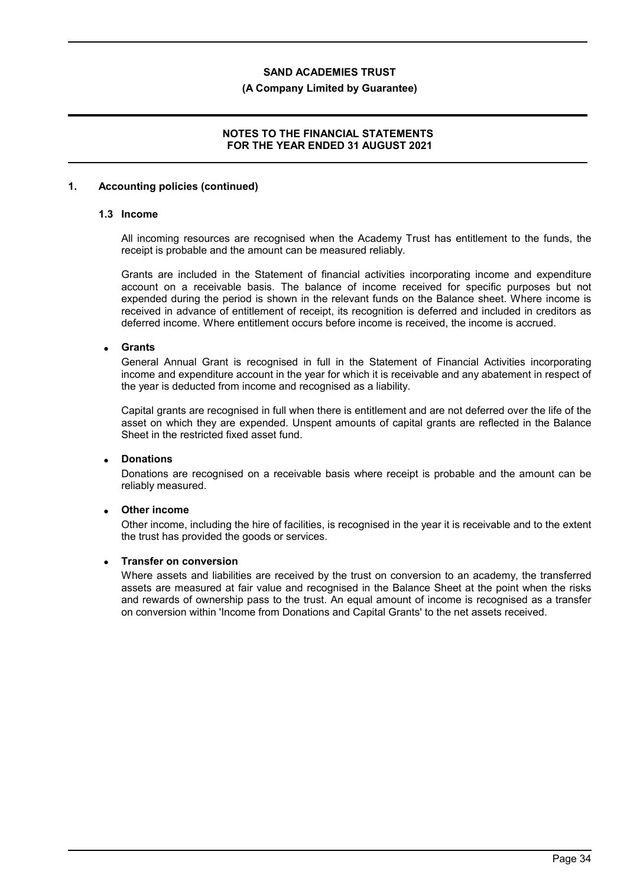## 1. Accounting policies (continued)

### 1.3 Income

All incoming resources are recognised when the Academy Trust has entitlement to the funds, the receipt is probable and the amount can be measured reliably.

Grants are included in the Statement of financial activities incorporating income and expenditure account on a receivable basis. The balance of income received for specific purposes but not expended during the period is shown in the relevant funds on the Balance sheet. Where income is received in advance of entitlement of receipt, its recognition is deferred and included in creditors as deferred income. Where entitlement occurs before income is received, the income is accrued.

- **Grants**

  General Annual Grant is recognised in full in the Statement of Financial Activities incorporating income and expenditure account in the year for which it is receivable and any abatement in respect of the year is deducted from income and recognised as a liability.

  Capital grants are recognised in full when there is entitlement and are not deferred over the life of the asset on which they are expended. Unspent amounts of capital grants are reflected in the Balance Sheet in the restricted fixed asset fund.

- **Donations**

  Donations are recognised on a receivable basis where receipt is probable and the amount can be reliably measured.

- **Other income**

  Other income, including the hire of facilities, is recognised in the year it is receivable and to the extent the trust has provided the goods or services.

- **Transfer on conversion**

  Where assets and liabilities are received by the trust on conversion to an academy, the transferred assets are measured at fair value and recognised in the Balance Sheet at the point when the risks and rewards of ownership pass to the trust. An equal amount of income is recognised as a transfer on conversion within 'Income from Donations and Capital Grants' to the net assets received.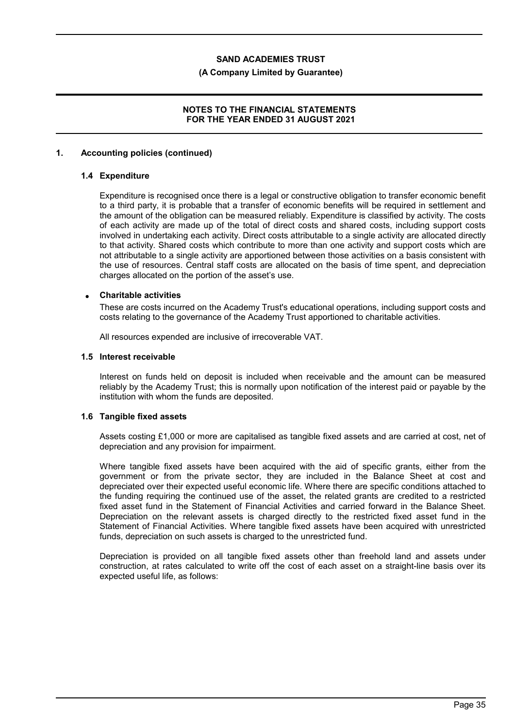## 1. Accounting policies (continued)

### 1.4 Expenditure

Expenditure is recognised once there is a legal or constructive obligation to transfer economic benefit to a third party, it is probable that a transfer of economic benefits will be required in settlement and the amount of the obligation can be measured reliably. Expenditure is classified by activity. The costs of each activity are made up of the total of direct costs and shared costs, including support costs involved in undertaking each activity. Direct costs attributable to a single activity are allocated directly to that activity. Shared costs which contribute to more than one activity and support costs which are not attributable to a single activity are apportioned between those activities on a basis consistent with the use of resources. Central staff costs are allocated on the basis of time spent, and depreciation charges allocated on the portion of the asset's use.

- **Charitable activities**

These are costs incurred on the Academy Trust's educational operations, including support costs and costs relating to the governance of the Academy Trust apportioned to charitable activities.

All resources expended are inclusive of irrecoverable VAT.

### 1.5 Interest receivable

Interest on funds held on deposit is included when receivable and the amount can be measured reliably by the Academy Trust; this is normally upon notification of the interest paid or payable by the institution with whom the funds are deposited.

### 1.6 Tangible fixed assets

Assets costing £1,000 or more are capitalised as tangible fixed assets and are carried at cost, net of depreciation and any provision for impairment.

Where tangible fixed assets have been acquired with the aid of specific grants, either from the government or from the private sector, they are included in the Balance Sheet at cost and depreciated over their expected useful economic life. Where there are specific conditions attached to the funding requiring the continued use of the asset, the related grants are credited to a restricted fixed asset fund in the Statement of Financial Activities and carried forward in the Balance Sheet. Depreciation on the relevant assets is charged directly to the restricted fixed asset fund in the Statement of Financial Activities. Where tangible fixed assets have been acquired with unrestricted funds, depreciation on such assets is charged to the unrestricted fund.

Depreciation is provided on all tangible fixed assets other than freehold land and assets under construction, at rates calculated to write off the cost of each asset on a straight-line basis over its expected useful life, as follows: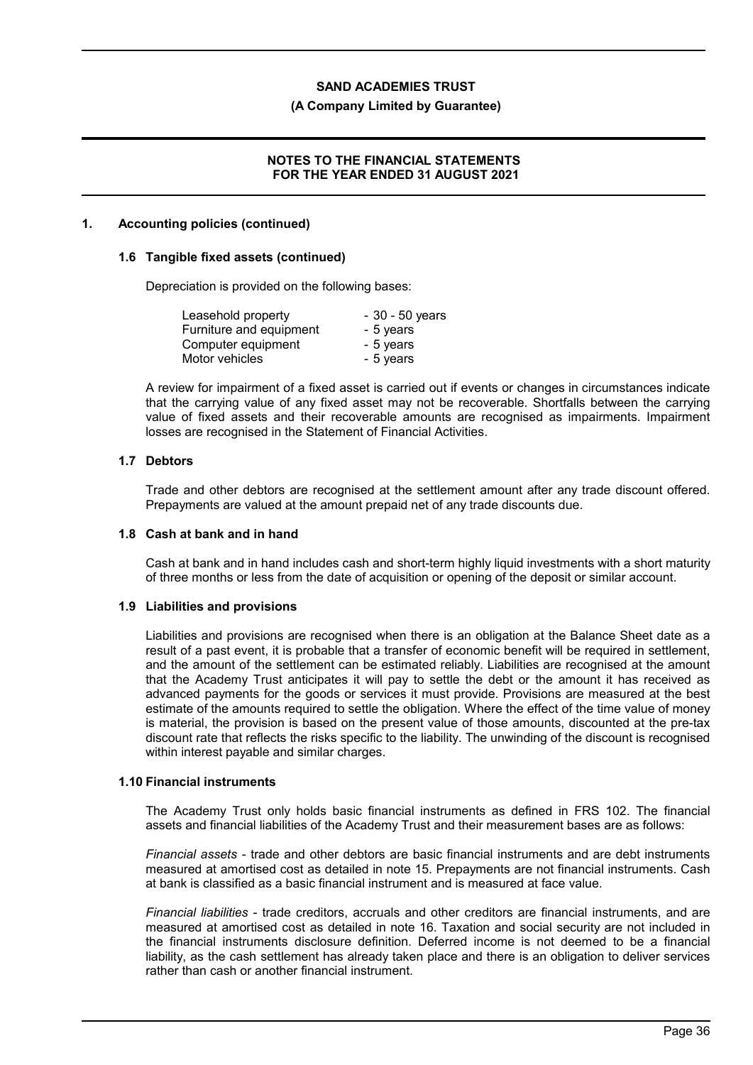## 1. Accounting policies (continued)

### 1.6 Tangible fixed assets (continued)

Depreciation is provided on the following bases:

| | |
|---|---|
| Leasehold property | - 30 - 50 years |
| Furniture and equipment | - 5 years |
| Computer equipment | - 5 years |
| Motor vehicles | - 5 years |

A review for impairment of a fixed asset is carried out if events or changes in circumstances indicate that the carrying value of any fixed asset may not be recoverable. Shortfalls between the carrying value of fixed assets and their recoverable amounts are recognised as impairments. Impairment losses are recognised in the Statement of Financial Activities.

### 1.7 Debtors

Trade and other debtors are recognised at the settlement amount after any trade discount offered. Prepayments are valued at the amount prepaid net of any trade discounts due.

### 1.8 Cash at bank and in hand

Cash at bank and in hand includes cash and short-term highly liquid investments with a short maturity of three months or less from the date of acquisition or opening of the deposit or similar account.

### 1.9 Liabilities and provisions

Liabilities and provisions are recognised when there is an obligation at the Balance Sheet date as a result of a past event, it is probable that a transfer of economic benefit will be required in settlement, and the amount of the settlement can be estimated reliably. Liabilities are recognised at the amount that the Academy Trust anticipates it will pay to settle the debt or the amount it has received as advanced payments for the goods or services it must provide. Provisions are measured at the best estimate of the amounts required to settle the obligation. Where the effect of the time value of money is material, the provision is based on the present value of those amounts, discounted at the pre-tax discount rate that reflects the risks specific to the liability. The unwinding of the discount is recognised within interest payable and similar charges.

### 1.10 Financial instruments

The Academy Trust only holds basic financial instruments as defined in FRS 102. The financial assets and financial liabilities of the Academy Trust and their measurement bases are as follows:

*Financial assets* - trade and other debtors are basic financial instruments and are debt instruments measured at amortised cost as detailed in note 15. Prepayments are not financial instruments. Cash at bank is classified as a basic financial instrument and is measured at face value.

*Financial liabilities* - trade creditors, accruals and other creditors are financial instruments, and are measured at amortised cost as detailed in note 16. Taxation and social security are not included in the financial instruments disclosure definition. Deferred income is not deemed to be a financial liability, as the cash settlement has already taken place and there is an obligation to deliver services rather than cash or another financial instrument.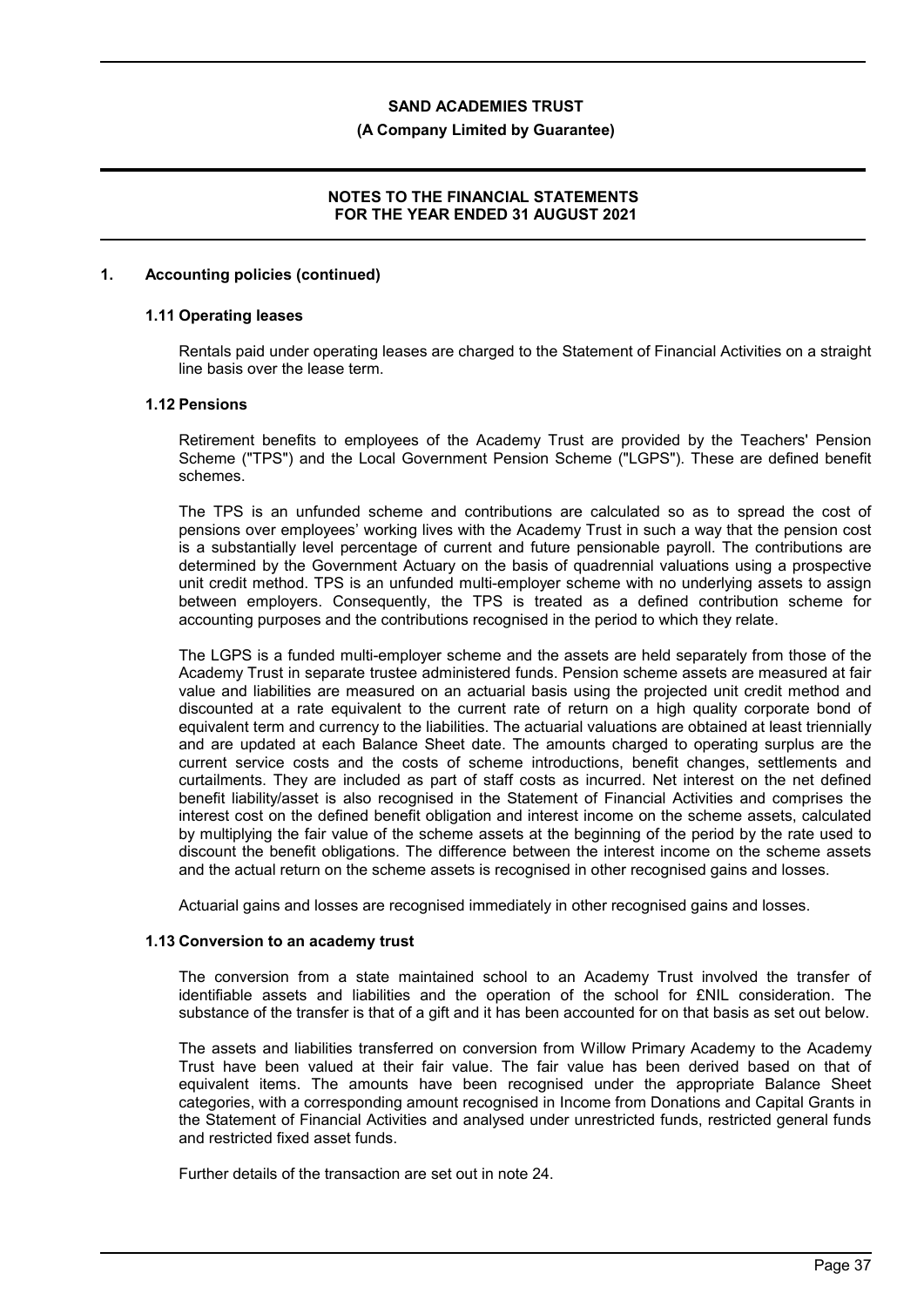## 1. Accounting policies (continued)

### 1.11 Operating leases

Rentals paid under operating leases are charged to the Statement of Financial Activities on a straight line basis over the lease term.

### 1.12 Pensions

Retirement benefits to employees of the Academy Trust are provided by the Teachers' Pension Scheme ("TPS") and the Local Government Pension Scheme ("LGPS"). These are defined benefit schemes.

The TPS is an unfunded scheme and contributions are calculated so as to spread the cost of pensions over employees' working lives with the Academy Trust in such a way that the pension cost is a substantially level percentage of current and future pensionable payroll. The contributions are determined by the Government Actuary on the basis of quadrennial valuations using a prospective unit credit method. TPS is an unfunded multi-employer scheme with no underlying assets to assign between employers. Consequently, the TPS is treated as a defined contribution scheme for accounting purposes and the contributions recognised in the period to which they relate.

The LGPS is a funded multi-employer scheme and the assets are held separately from those of the Academy Trust in separate trustee administered funds. Pension scheme assets are measured at fair value and liabilities are measured on an actuarial basis using the projected unit credit method and discounted at a rate equivalent to the current rate of return on a high quality corporate bond of equivalent term and currency to the liabilities. The actuarial valuations are obtained at least triennially and are updated at each Balance Sheet date. The amounts charged to operating surplus are the current service costs and the costs of scheme introductions, benefit changes, settlements and curtailments. They are included as part of staff costs as incurred. Net interest on the net defined benefit liability/asset is also recognised in the Statement of Financial Activities and comprises the interest cost on the defined benefit obligation and interest income on the scheme assets, calculated by multiplying the fair value of the scheme assets at the beginning of the period by the rate used to discount the benefit obligations. The difference between the interest income on the scheme assets and the actual return on the scheme assets is recognised in other recognised gains and losses.

Actuarial gains and losses are recognised immediately in other recognised gains and losses.

### 1.13 Conversion to an academy trust

The conversion from a state maintained school to an Academy Trust involved the transfer of identifiable assets and liabilities and the operation of the school for £NIL consideration. The substance of the transfer is that of a gift and it has been accounted for on that basis as set out below.

The assets and liabilities transferred on conversion from Willow Primary Academy to the Academy Trust have been valued at their fair value. The fair value has been derived based on that of equivalent items. The amounts have been recognised under the appropriate Balance Sheet categories, with a corresponding amount recognised in Income from Donations and Capital Grants in the Statement of Financial Activities and analysed under unrestricted funds, restricted general funds and restricted fixed asset funds.

Further details of the transaction are set out in note 24.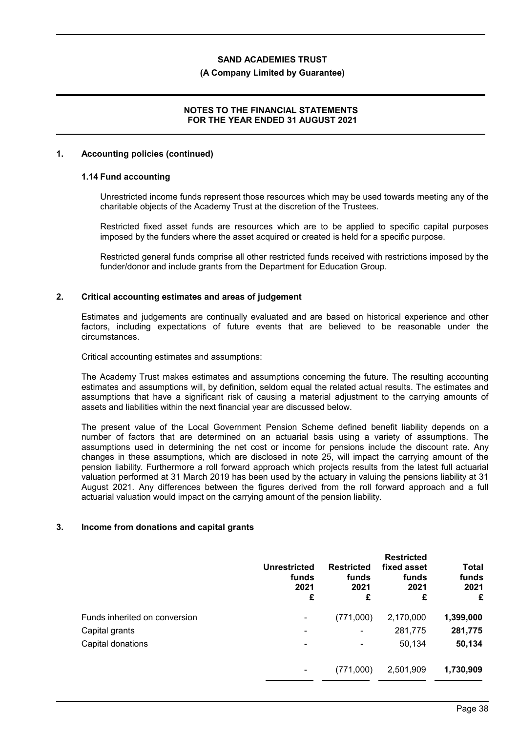## 1. Accounting policies (continued)

### 1.14 Fund accounting

Unrestricted income funds represent those resources which may be used towards meeting any of the charitable objects of the Academy Trust at the discretion of the Trustees.

Restricted fixed asset funds are resources which are to be applied to specific capital purposes imposed by the funders where the asset acquired or created is held for a specific purpose.

Restricted general funds comprise all other restricted funds received with restrictions imposed by the funder/donor and include grants from the Department for Education Group.

## 2. Critical accounting estimates and areas of judgement

Estimates and judgements are continually evaluated and are based on historical experience and other factors, including expectations of future events that are believed to be reasonable under the circumstances.

Critical accounting estimates and assumptions:

The Academy Trust makes estimates and assumptions concerning the future. The resulting accounting estimates and assumptions will, by definition, seldom equal the related actual results. The estimates and assumptions that have a significant risk of causing a material adjustment to the carrying amounts of assets and liabilities within the next financial year are discussed below.

The present value of the Local Government Pension Scheme defined benefit liability depends on a number of factors that are determined on an actuarial basis using a variety of assumptions. The assumptions used in determining the net cost or income for pensions include the discount rate. Any changes in these assumptions, which are disclosed in note 25, will impact the carrying amount of the pension liability. Furthermore a roll forward approach which projects results from the latest full actuarial valuation performed at 31 March 2019 has been used by the actuary in valuing the pensions liability at 31 August 2021. Any differences between the figures derived from the roll forward approach and a full actuarial valuation would impact on the carrying amount of the pension liability.

## 3. Income from donations and capital grants

| | Unrestricted funds 2021 £ | Restricted funds 2021 £ | Restricted fixed asset funds 2021 £ | Total funds 2021 £ |
|---|---|---|---|---|
| Funds inherited on conversion | - | (771,000) | 2,170,000 | **1,399,000** |
| Capital grants | - | - | 281,775 | **281,775** |
| Capital donations | - | - | 50,134 | **50,134** |
| | - | (771,000) | 2,501,909 | **1,730,909** |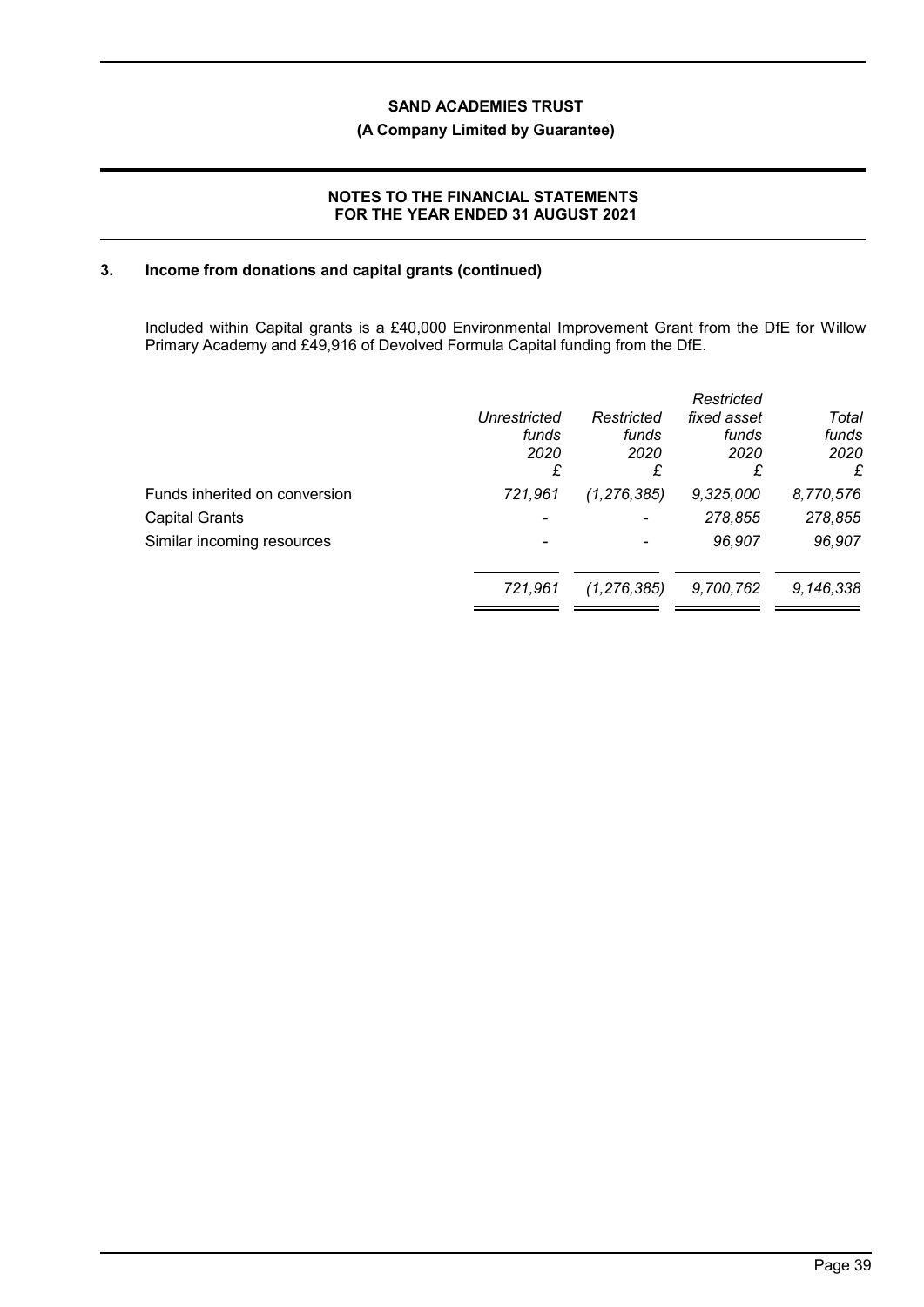## 3. Income from donations and capital grants (continued)

Included within Capital grants is a £40,000 Environmental Improvement Grant from the DfE for Willow Primary Academy and £49,916 of Devolved Formula Capital funding from the DfE.

| | *Unrestricted funds 2020 £* | *Restricted funds 2020 £* | *Restricted fixed asset funds 2020 £* | *Total funds 2020 £* |
|---|---|---|---|---|
| Funds inherited on conversion | *721,961* | *(1,276,385)* | *9,325,000* | *8,770,576* |
| Capital Grants | - | - | *278,855* | *278,855* |
| Similar incoming resources | - | - | *96,907* | *96,907* |
| | *721,961* | *(1,276,385)* | *9,700,762* | *9,146,338* |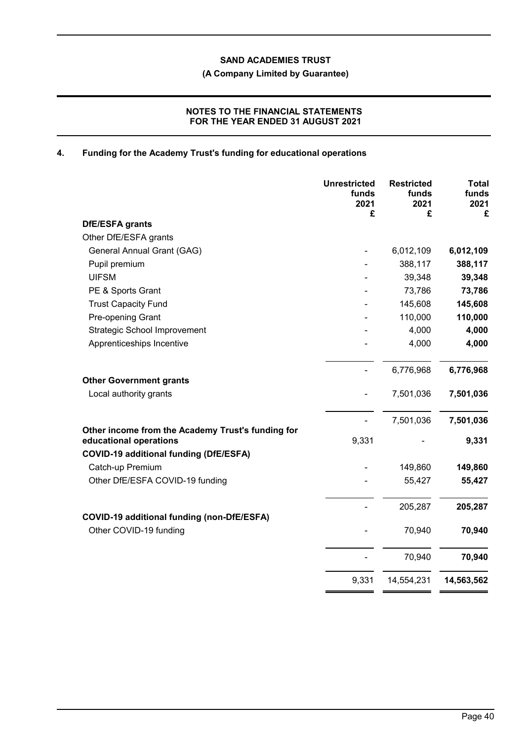## 4. Funding for the Academy Trust's funding for educational operations

| | Unrestricted funds 2021 £ | Restricted funds 2021 £ | Total funds 2021 £ |
|---|---|---|---|
| **DfE/ESFA grants** | | | |
| Other DfE/ESFA grants | | | |
| General Annual Grant (GAG) | - | 6,012,109 | **6,012,109** |
| Pupil premium | - | 388,117 | **388,117** |
| UIFSM | - | 39,348 | **39,348** |
| PE & Sports Grant | - | 73,786 | **73,786** |
| Trust Capacity Fund | - | 145,608 | **145,608** |
| Pre-opening Grant | - | 110,000 | **110,000** |
| Strategic School Improvement | - | 4,000 | **4,000** |
| Apprenticeships Incentive | - | 4,000 | **4,000** |
| | - | 6,776,968 | **6,776,968** |
| **Other Government grants** | | | |
| Local authority grants | - | 7,501,036 | **7,501,036** |
| | - | 7,501,036 | **7,501,036** |
| **Other income from the Academy Trust's funding for educational operations** | 9,331 | - | **9,331** |
| **COVID-19 additional funding (DfE/ESFA)** | | | |
| Catch-up Premium | - | 149,860 | **149,860** |
| Other DfE/ESFA COVID-19 funding | - | 55,427 | **55,427** |
| | - | 205,287 | **205,287** |
| **COVID-19 additional funding (non-DfE/ESFA)** | | | |
| Other COVID-19 funding | - | 70,940 | **70,940** |
| | - | 70,940 | **70,940** |
| | 9,331 | 14,554,231 | **14,563,562** |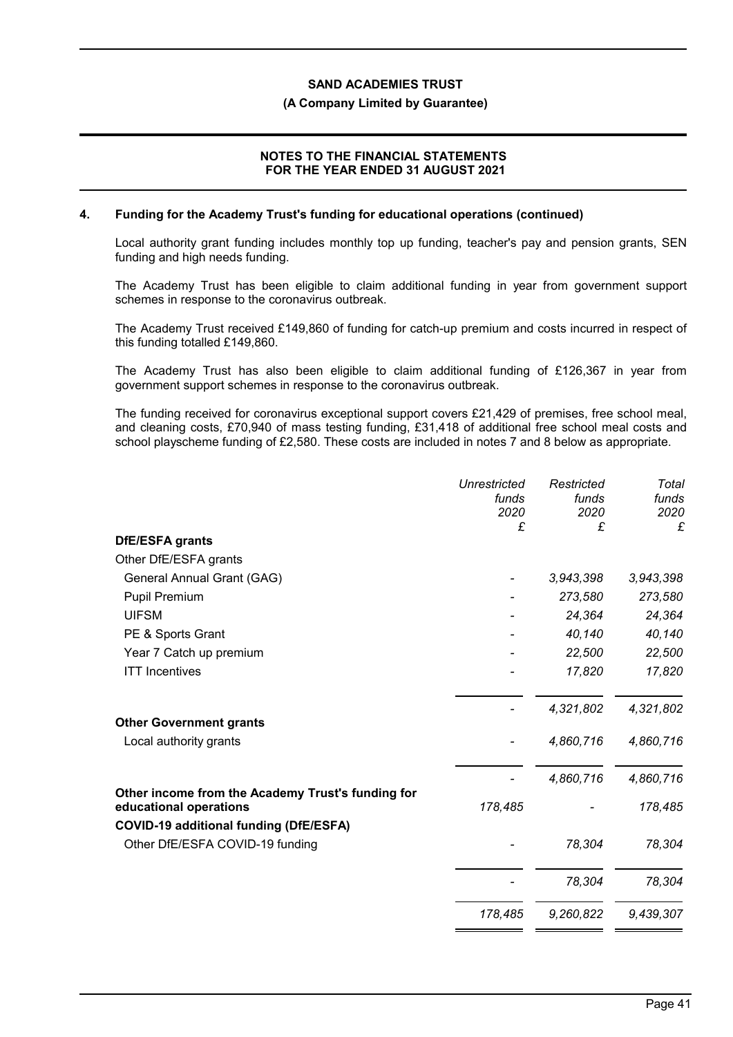## 4. Funding for the Academy Trust's funding for educational operations (continued)

Local authority grant funding includes monthly top up funding, teacher's pay and pension grants, SEN funding and high needs funding.

The Academy Trust has been eligible to claim additional funding in year from government support schemes in response to the coronavirus outbreak.

The Academy Trust received £149,860 of funding for catch-up premium and costs incurred in respect of this funding totalled £149,860.

The Academy Trust has also been eligible to claim additional funding of £126,367 in year from government support schemes in response to the coronavirus outbreak.

The funding received for coronavirus exceptional support covers £21,429 of premises, free school meal, and cleaning costs, £70,940 of mass testing funding, £31,418 of additional free school meal costs and school playscheme funding of £2,580. These costs are included in notes 7 and 8 below as appropriate.

| | *Unrestricted funds 2020 £* | *Restricted funds 2020 £* | *Total funds 2020 £* |
|---|---|---|---|
| **DfE/ESFA grants** | | | |
| Other DfE/ESFA grants | | | |
| General Annual Grant (GAG) | - | *3,943,398* | *3,943,398* |
| Pupil Premium | - | *273,580* | *273,580* |
| UIFSM | - | *24,364* | *24,364* |
| PE & Sports Grant | - | *40,140* | *40,140* |
| Year 7 Catch up premium | - | *22,500* | *22,500* |
| ITT Incentives | - | *17,820* | *17,820* |
| | - | *4,321,802* | *4,321,802* |
| **Other Government grants** | | | |
| Local authority grants | - | *4,860,716* | *4,860,716* |
| | - | *4,860,716* | *4,860,716* |
| **Other income from the Academy Trust's funding for educational operations** | *178,485* | - | *178,485* |
| **COVID-19 additional funding (DfE/ESFA)** | | | |
| Other DfE/ESFA COVID-19 funding | - | *78,304* | *78,304* |
| | - | *78,304* | *78,304* |
| | *178,485* | *9,260,822* | *9,439,307* |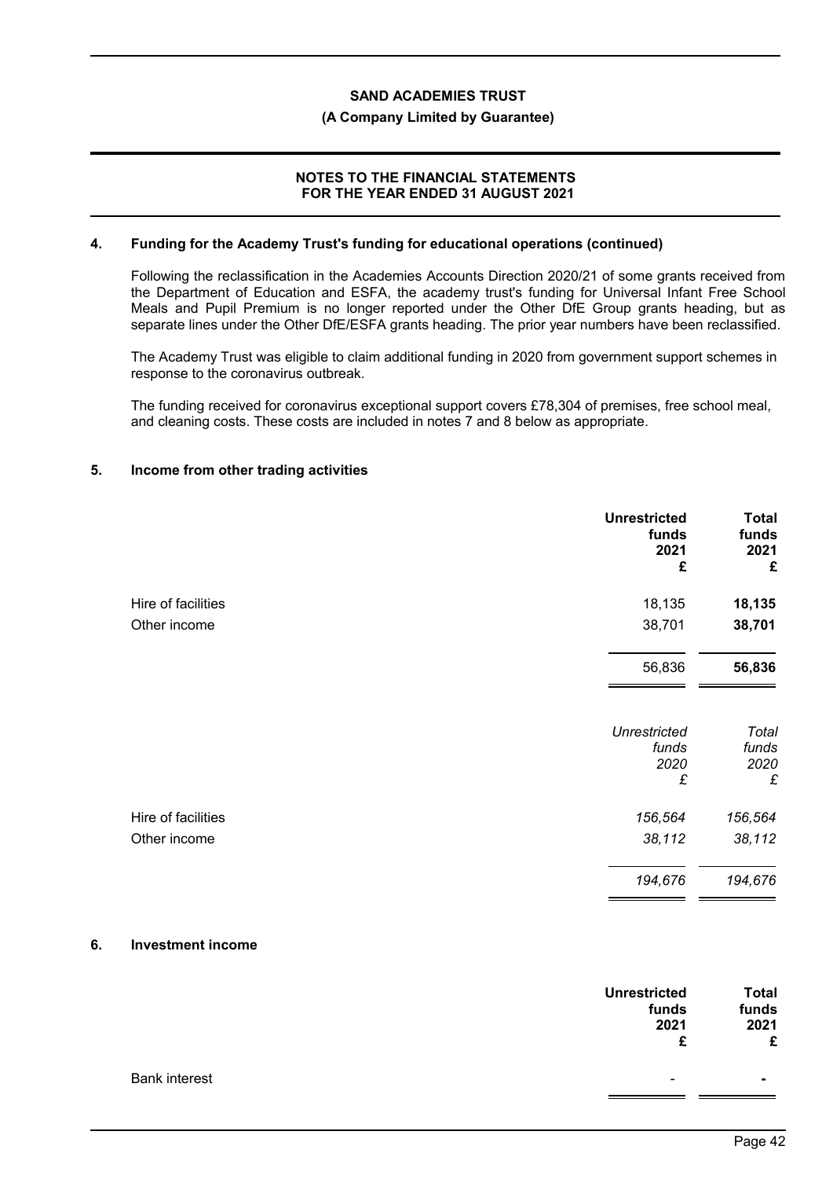## 4. Funding for the Academy Trust's funding for educational operations (continued)

Following the reclassification in the Academies Accounts Direction 2020/21 of some grants received from the Department of Education and ESFA, the academy trust's funding for Universal Infant Free School Meals and Pupil Premium is no longer reported under the Other DfE Group grants heading, but as separate lines under the Other DfE/ESFA grants heading. The prior year numbers have been reclassified.

The Academy Trust was eligible to claim additional funding in 2020 from government support schemes in response to the coronavirus outbreak.

The funding received for coronavirus exceptional support covers £78,304 of premises, free school meal, and cleaning costs. These costs are included in notes 7 and 8 below as appropriate.

## 5. Income from other trading activities

| | Unrestricted funds 2021 £ | Total funds 2021 £ |
|---|---|---|
| Hire of facilities | 18,135 | **18,135** |
| Other income | 38,701 | **38,701** |
| | 56,836 | **56,836** |

| | *Unrestricted funds 2020 £* | *Total funds 2020 £* |
|---|---|---|
| Hire of facilities | *156,564* | *156,564* |
| Other income | *38,112* | *38,112* |
| | *194,676* | *194,676* |

## 6. Investment income

| | Unrestricted funds 2021 £ | Total funds 2021 £ |
|---|---|---|
| Bank interest | - | **-** |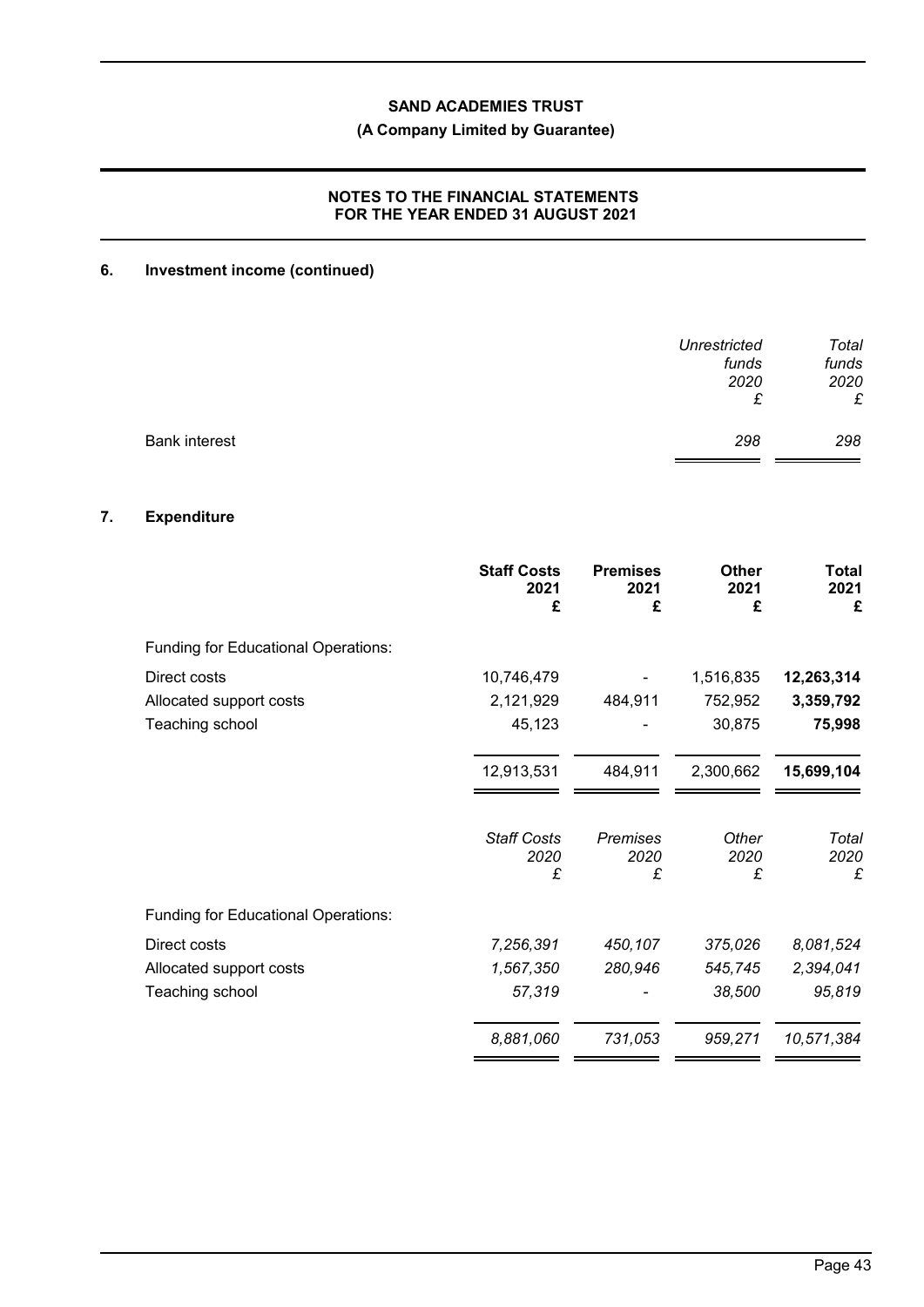## 6. Investment income (continued)

| | Unrestricted funds 2020 £ | Total funds 2020 £ |
|---|---|---|
| Bank interest | 298 | 298 |

## 7. Expenditure

| | Staff Costs 2021 £ | Premises 2021 £ | Other 2021 £ | Total 2021 £ |
|---|---|---|---|---|
| Funding for Educational Operations: | | | | |
| Direct costs | 10,746,479 | - | 1,516,835 | **12,263,314** |
| Allocated support costs | 2,121,929 | 484,911 | 752,952 | **3,359,792** |
| Teaching school | 45,123 | - | 30,875 | **75,998** |
| | 12,913,531 | 484,911 | 2,300,662 | **15,699,104** |

| | *Staff Costs 2020 £* | *Premises 2020 £* | *Other 2020 £* | *Total 2020 £* |
|---|---|---|---|---|
| Funding for Educational Operations: | | | | |
| Direct costs | *7,256,391* | *450,107* | *375,026* | *8,081,524* |
| Allocated support costs | *1,567,350* | *280,946* | *545,745* | *2,394,041* |
| Teaching school | *57,319* | - | *38,500* | *95,819* |
| | *8,881,060* | *731,053* | *959,271* | *10,571,384* |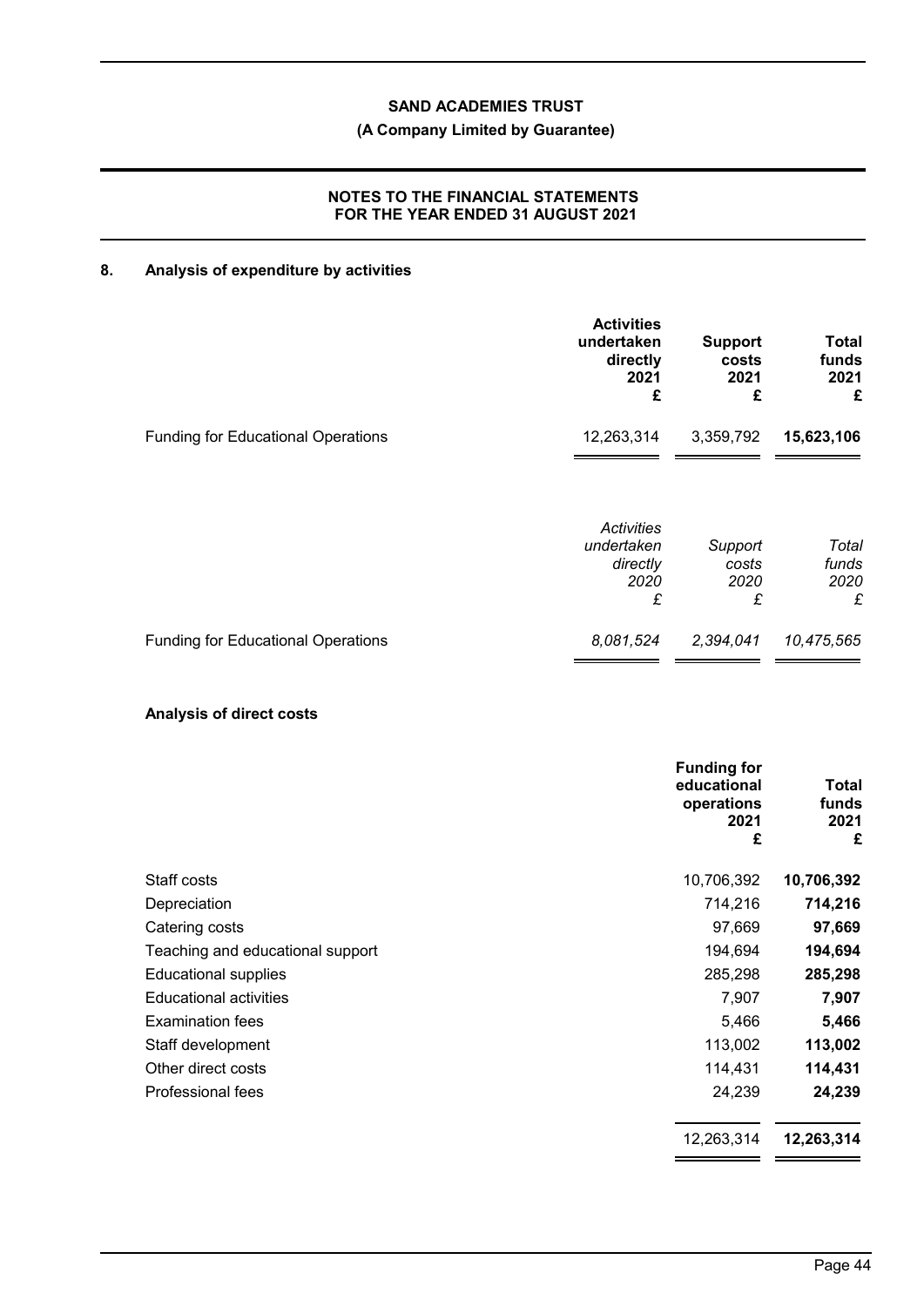## 8. Analysis of expenditure by activities

| | Activities undertaken directly 2021 £ | Support costs 2021 £ | Total funds 2021 £ |
|---|---|---|---|
| Funding for Educational Operations | 12,263,314 | 3,359,792 | **15,623,106** |

| | *Activities undertaken directly 2020 £* | *Support costs 2020 £* | *Total funds 2020 £* |
|---|---|---|---|
| Funding for Educational Operations | *8,081,524* | *2,394,041* | *10,475,565* |

### Analysis of direct costs

| | Funding for educational operations 2021 £ | Total funds 2021 £ |
|---|---|---|
| Staff costs | 10,706,392 | **10,706,392** |
| Depreciation | 714,216 | **714,216** |
| Catering costs | 97,669 | **97,669** |
| Teaching and educational support | 194,694 | **194,694** |
| Educational supplies | 285,298 | **285,298** |
| Educational activities | 7,907 | **7,907** |
| Examination fees | 5,466 | **5,466** |
| Staff development | 113,002 | **113,002** |
| Other direct costs | 114,431 | **114,431** |
| Professional fees | 24,239 | **24,239** |
| | 12,263,314 | **12,263,314** |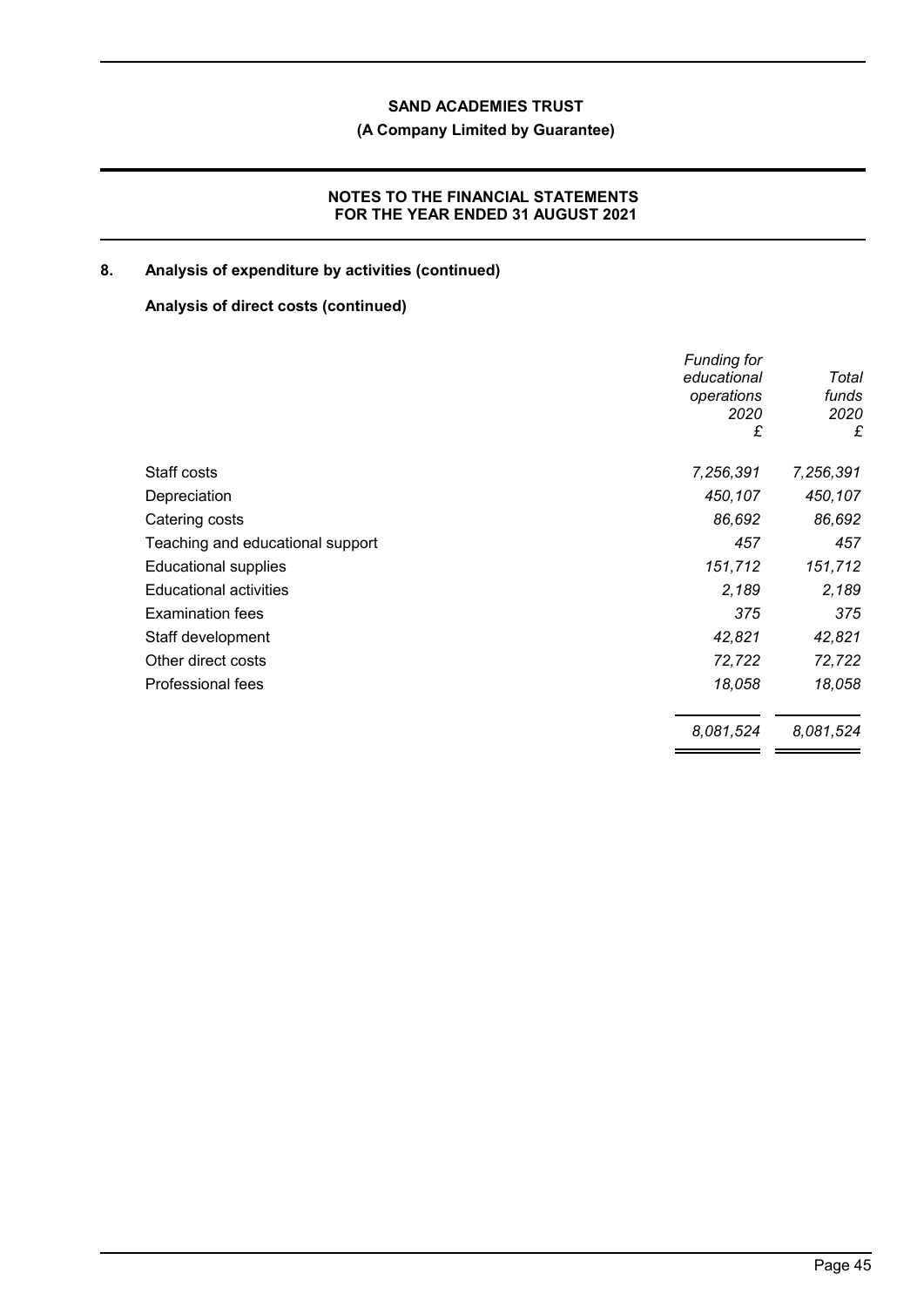## 8. Analysis of expenditure by activities (continued)

### Analysis of direct costs (continued)

| | *Funding for educational operations 2020 £* | *Total funds 2020 £* |
|---|---|---|
| Staff costs | *7,256,391* | *7,256,391* |
| Depreciation | *450,107* | *450,107* |
| Catering costs | *86,692* | *86,692* |
| Teaching and educational support | *457* | *457* |
| Educational supplies | *151,712* | *151,712* |
| Educational activities | *2,189* | *2,189* |
| Examination fees | *375* | *375* |
| Staff development | *42,821* | *42,821* |
| Other direct costs | *72,722* | *72,722* |
| Professional fees | *18,058* | *18,058* |
| | *8,081,524* | *8,081,524* |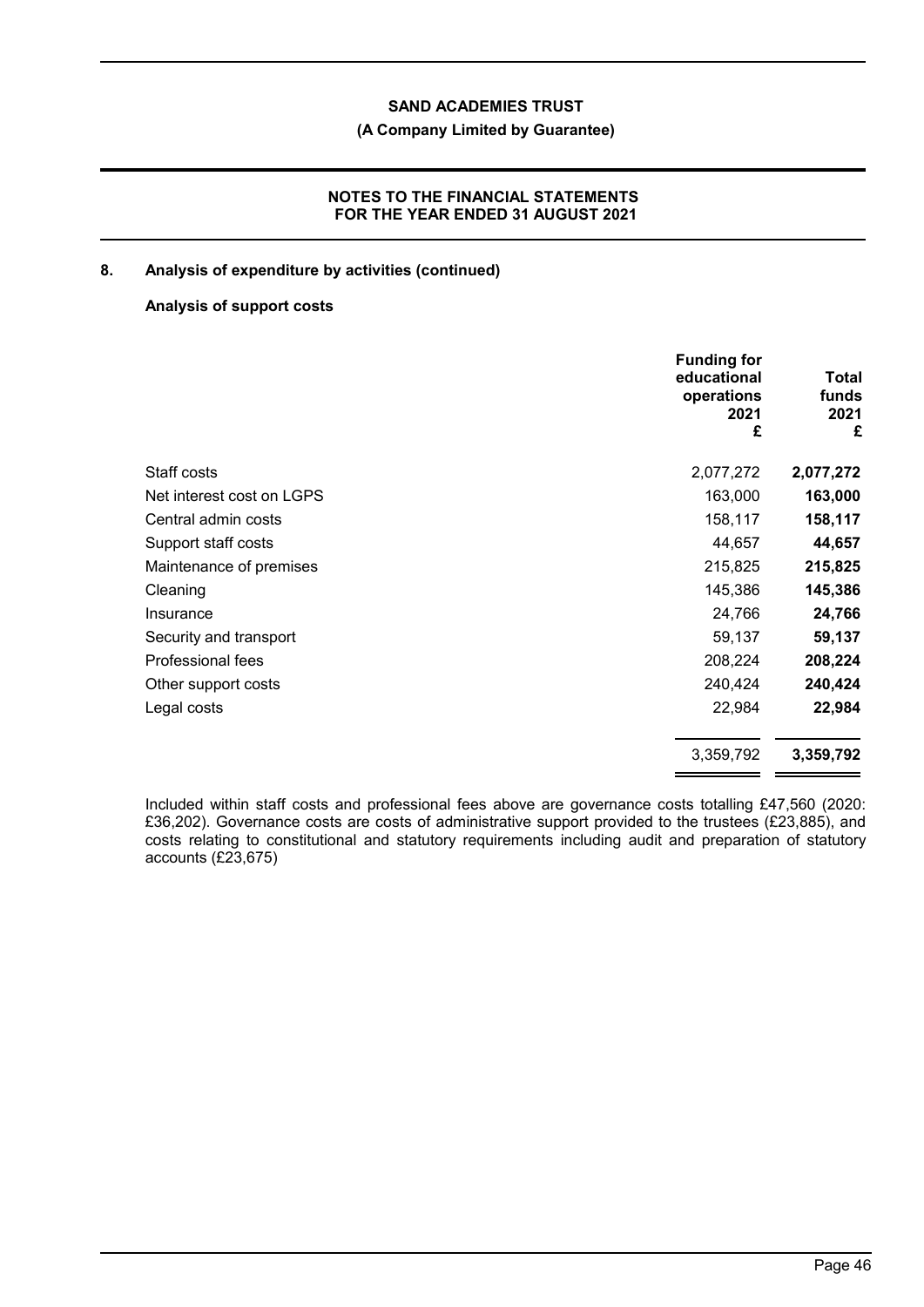## 8. Analysis of expenditure by activities (continued)

### Analysis of support costs

| | Funding for educational operations 2021 £ | Total funds 2021 £ |
|---|---|---|
| Staff costs | 2,077,272 | **2,077,272** |
| Net interest cost on LGPS | 163,000 | **163,000** |
| Central admin costs | 158,117 | **158,117** |
| Support staff costs | 44,657 | **44,657** |
| Maintenance of premises | 215,825 | **215,825** |
| Cleaning | 145,386 | **145,386** |
| Insurance | 24,766 | **24,766** |
| Security and transport | 59,137 | **59,137** |
| Professional fees | 208,224 | **208,224** |
| Other support costs | 240,424 | **240,424** |
| Legal costs | 22,984 | **22,984** |
| | 3,359,792 | **3,359,792** |

Included within staff costs and professional fees above are governance costs totalling £47,560 (2020: £36,202). Governance costs are costs of administrative support provided to the trustees (£23,885), and costs relating to constitutional and statutory requirements including audit and preparation of statutory accounts (£23,675)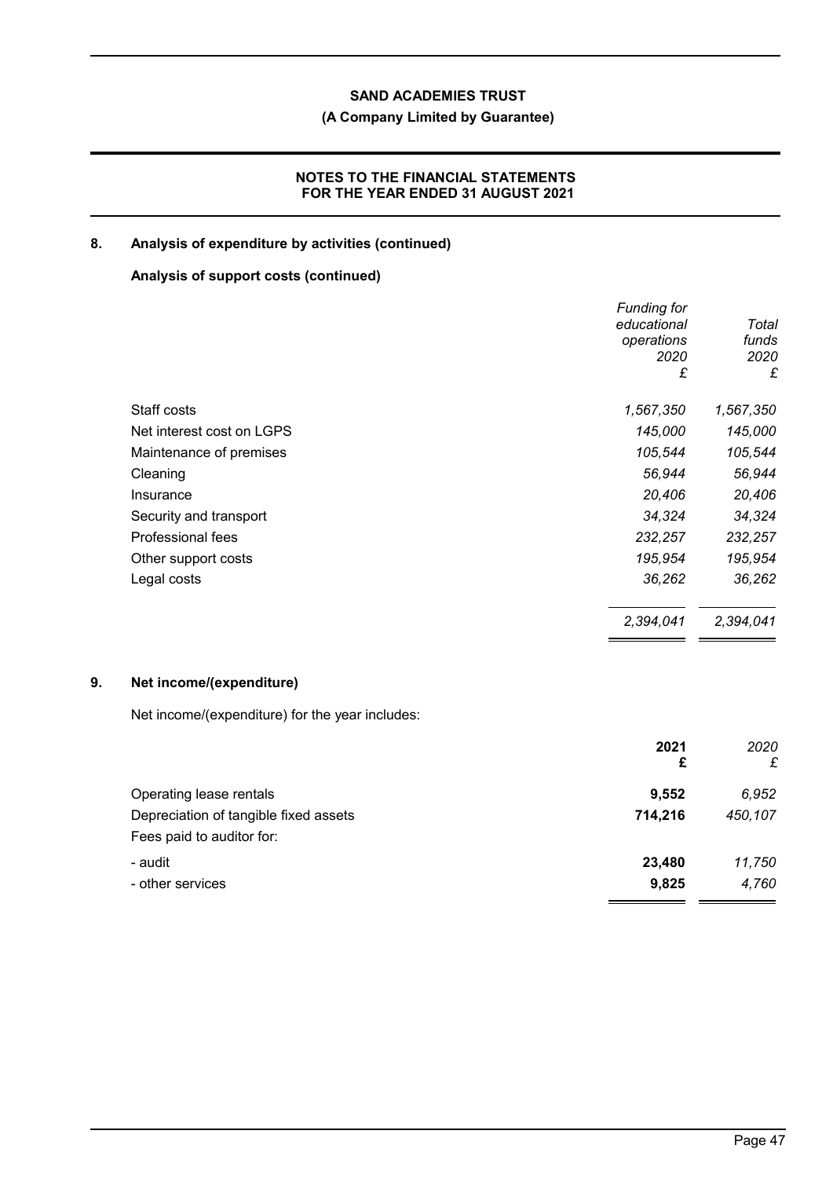## 8. Analysis of expenditure by activities (continued)

### Analysis of support costs (continued)

| | *Funding for educational operations 2020 £* | *Total funds 2020 £* |
|---|---|---|
| Staff costs | *1,567,350* | *1,567,350* |
| Net interest cost on LGPS | *145,000* | *145,000* |
| Maintenance of premises | *105,544* | *105,544* |
| Cleaning | *56,944* | *56,944* |
| Insurance | *20,406* | *20,406* |
| Security and transport | *34,324* | *34,324* |
| Professional fees | *232,257* | *232,257* |
| Other support costs | *195,954* | *195,954* |
| Legal costs | *36,262* | *36,262* |
| | *2,394,041* | *2,394,041* |

## 9. Net income/(expenditure)

Net income/(expenditure) for the year includes:

| | **2021 £** | *2020 £* |
|---|---|---|
| Operating lease rentals | **9,552** | *6,952* |
| Depreciation of tangible fixed assets | **714,216** | *450,107* |
| Fees paid to auditor for: | | |
| - audit | **23,480** | *11,750* |
| - other services | **9,825** | *4,760* |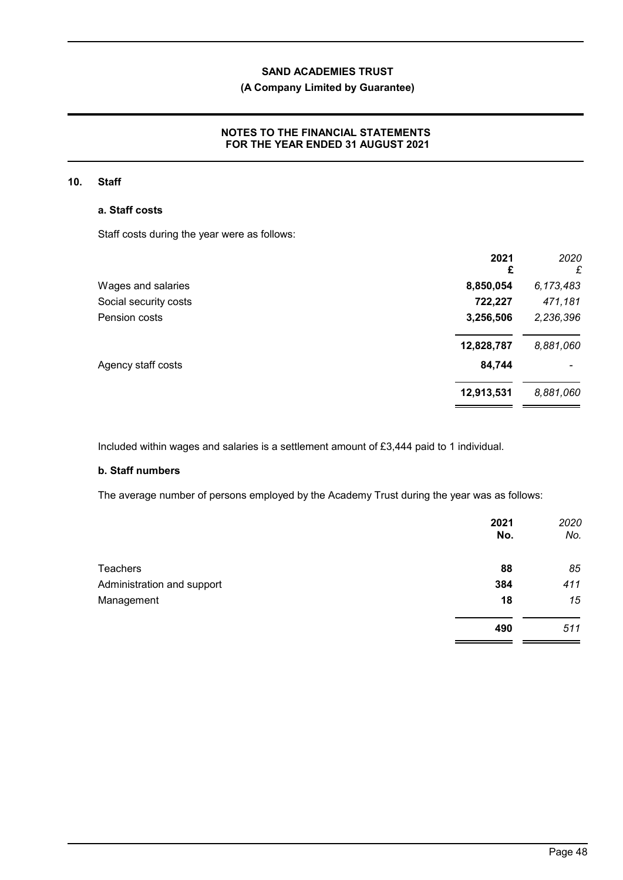# SAND ACADEMIES TRUST

**(A Company Limited by Guarantee)**

**NOTES TO THE FINANCIAL STATEMENTS FOR THE YEAR ENDED 31 AUGUST 2021**

## 10. Staff

### a. Staff costs

Staff costs during the year were as follows:

| | 2021 £ | *2020 £* |
|---|---|---|
| Wages and salaries | **8,850,054** | *6,173,483* |
| Social security costs | **722,227** | *471,181* |
| Pension costs | **3,256,506** | *2,236,396* |
| | **12,828,787** | *8,881,060* |
| Agency staff costs | **84,744** | *-* |
| | **12,913,531** | *8,881,060* |

Included within wages and salaries is a settlement amount of £3,444 paid to 1 individual.

### b. Staff numbers

The average number of persons employed by the Academy Trust during the year was as follows:

| | 2021 No. | *2020 No.* |
|---|---|---|
| Teachers | **88** | *85* |
| Administration and support | **384** | *411* |
| Management | **18** | *15* |
| | **490** | *511* |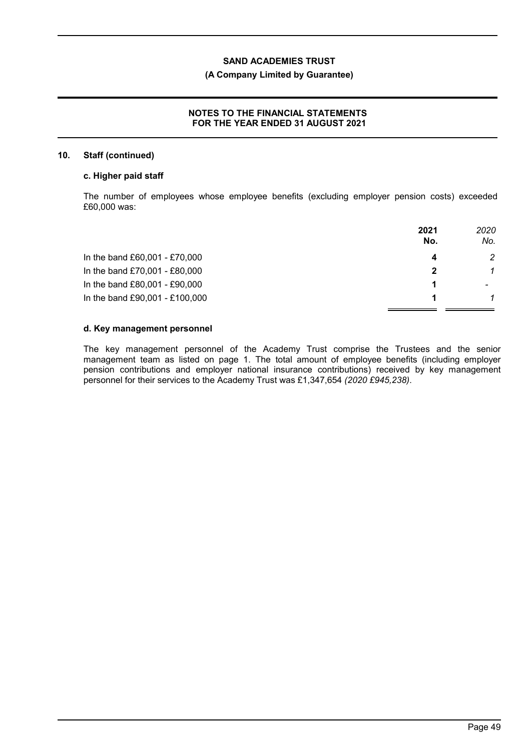## 10. Staff (continued)

### c. Higher paid staff

The number of employees whose employee benefits (excluding employer pension costs) exceeded £60,000 was:

| | 2021 No. | *2020 No.* |
|---|---|---|
| In the band £60,001 - £70,000 | **4** | *2* |
| In the band £70,001 - £80,000 | **2** | *1* |
| In the band £80,001 - £90,000 | **1** | *-* |
| In the band £90,001 - £100,000 | **1** | *1* |

### d. Key management personnel

The key management personnel of the Academy Trust comprise the Trustees and the senior management team as listed on page 1. The total amount of employee benefits (including employer pension contributions and employer national insurance contributions) received by key management personnel for their services to the Academy Trust was £1,347,654 *(2020 £945,238)*.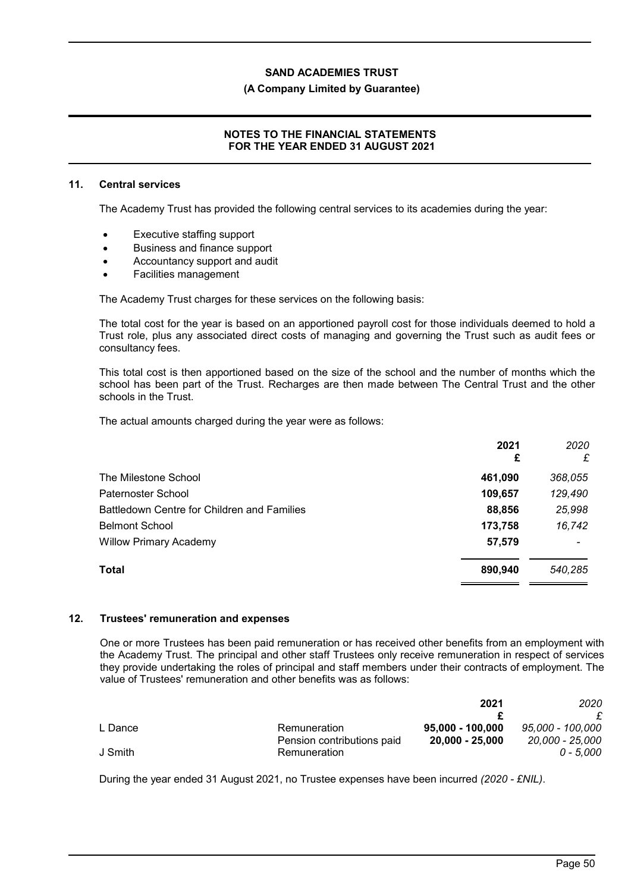## 11. Central services

The Academy Trust has provided the following central services to its academies during the year:

- Executive staffing support
- Business and finance support
- Accountancy support and audit
- Facilities management

The Academy Trust charges for these services on the following basis:

The total cost for the year is based on an apportioned payroll cost for those individuals deemed to hold a Trust role, plus any associated direct costs of managing and governing the Trust such as audit fees or consultancy fees.

This total cost is then apportioned based on the size of the school and the number of months which the school has been part of the Trust. Recharges are then made between The Central Trust and the other schools in the Trust.

The actual amounts charged during the year were as follows:

| | **2021** | *2020* |
|---|---|---|
| | **£** | *£* |
| The Milestone School | **461,090** | *368,055* |
| Paternoster School | **109,657** | *129,490* |
| Battledown Centre for Children and Families | **88,856** | *25,998* |
| Belmont School | **173,758** | *16,742* |
| Willow Primary Academy | **57,579** | *-* |
| **Total** | **890,940** | *540,285* |

## 12. Trustees' remuneration and expenses

One or more Trustees has been paid remuneration or has received other benefits from an employment with the Academy Trust. The principal and other staff Trustees only receive remuneration in respect of services they provide undertaking the roles of principal and staff members under their contracts of employment. The value of Trustees' remuneration and other benefits was as follows:

| | | **2021** | *2020* |
|---|---|---|---|
| | | **£** | *£* |
| L Dance | Remuneration | **95,000 - 100,000** | *95,000 - 100,000* |
| | Pension contributions paid | **20,000 - 25,000** | *20,000 - 25,000* |
| J Smith | Remuneration | | *0 - 5,000* |

During the year ended 31 August 2021, no Trustee expenses have been incurred *(2020 - £NIL)*.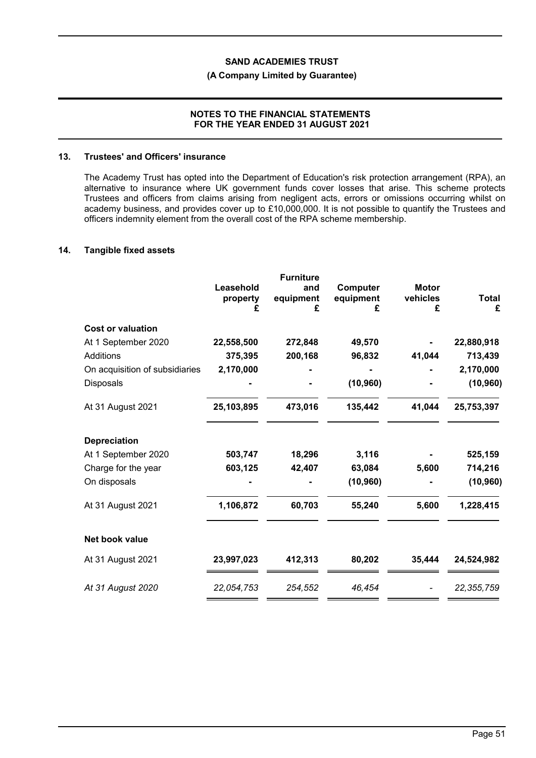## 13. Trustees' and Officers' insurance

The Academy Trust has opted into the Department of Education's risk protection arrangement (RPA), an alternative to insurance where UK government funds cover losses that arise. This scheme protects Trustees and officers from claims arising from negligent acts, errors or omissions occurring whilst on academy business, and provides cover up to £10,000,000. It is not possible to quantify the Trustees and officers indemnity element from the overall cost of the RPA scheme membership.

## 14. Tangible fixed assets

| | Leasehold property £ | Furniture and equipment £ | Computer equipment £ | Motor vehicles £ | Total £ |
|---|---|---|---|---|---|
| **Cost or valuation** | | | | | |
| At 1 September 2020 | **22,558,500** | **272,848** | **49,570** | **-** | **22,880,918** |
| Additions | **375,395** | **200,168** | **96,832** | **41,044** | **713,439** |
| On acquisition of subsidiaries | **2,170,000** | **-** | **-** | **-** | **2,170,000** |
| Disposals | **-** | **-** | **(10,960)** | **-** | **(10,960)** |
| At 31 August 2021 | **25,103,895** | **473,016** | **135,442** | **41,044** | **25,753,397** |
| **Depreciation** | | | | | |
| At 1 September 2020 | **503,747** | **18,296** | **3,116** | **-** | **525,159** |
| Charge for the year | **603,125** | **42,407** | **63,084** | **5,600** | **714,216** |
| On disposals | **-** | **-** | **(10,960)** | **-** | **(10,960)** |
| At 31 August 2021 | **1,106,872** | **60,703** | **55,240** | **5,600** | **1,228,415** |
| **Net book value** | | | | | |
| At 31 August 2021 | **23,997,023** | **412,313** | **80,202** | **35,444** | **24,524,982** |
| *At 31 August 2020* | *22,054,753* | *254,552* | *46,454* | *-* | *22,355,759* |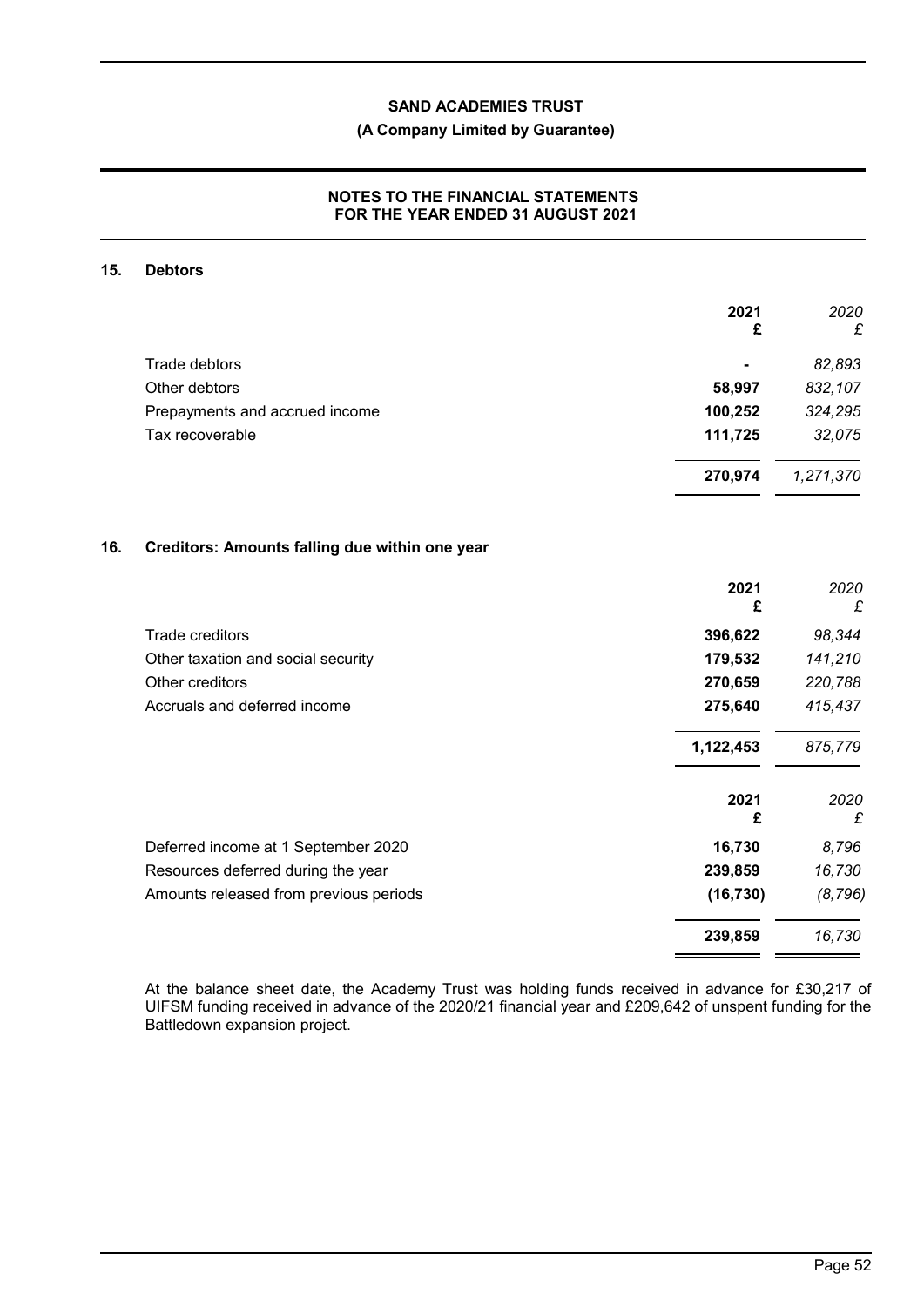## 15. Debtors

| | 2021 £ | *2020 £* |
|---|---|---|
| Trade debtors | - | *82,893* |
| Other debtors | **58,997** | *832,107* |
| Prepayments and accrued income | **100,252** | *324,295* |
| Tax recoverable | **111,725** | *32,075* |
| | **270,974** | *1,271,370* |

## 16. Creditors: Amounts falling due within one year

| | 2021 £ | *2020 £* |
|---|---|---|
| Trade creditors | **396,622** | *98,344* |
| Other taxation and social security | **179,532** | *141,210* |
| Other creditors | **270,659** | *220,788* |
| Accruals and deferred income | **275,640** | *415,437* |
| | **1,122,453** | *875,779* |

| | 2021 £ | *2020 £* |
|---|---|---|
| Deferred income at 1 September 2020 | **16,730** | *8,796* |
| Resources deferred during the year | **239,859** | *16,730* |
| Amounts released from previous periods | **(16,730)** | *(8,796)* |
| | **239,859** | *16,730* |

At the balance sheet date, the Academy Trust was holding funds received in advance for £30,217 of UIFSM funding received in advance of the 2020/21 financial year and £209,642 of unspent funding for the Battledown expansion project.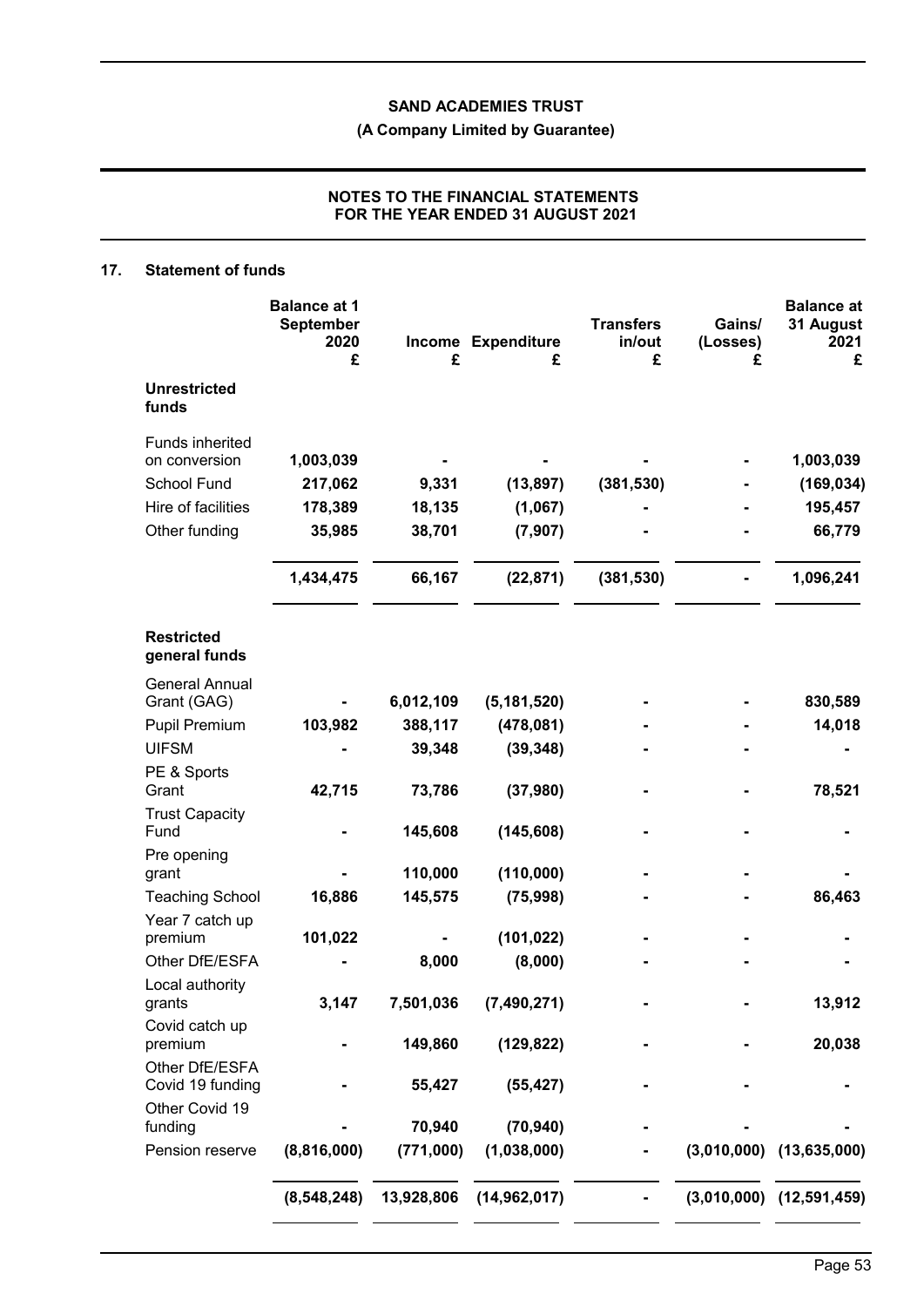**SAND ACADEMIES TRUST**

**(A Company Limited by Guarantee)**

**NOTES TO THE FINANCIAL STATEMENTS FOR THE YEAR ENDED 31 AUGUST 2021**

## 17. Statement of funds

| | Balance at 1 September 2020 £ | Income £ | Expenditure £ | Transfers in/out £ | Gains/ (Losses) £ | Balance at 31 August 2021 £ |
|---|---|---|---|---|---|---|
| **Unrestricted funds** | | | | | | |
| Funds inherited on conversion | **1,003,039** | - | - | - | - | **1,003,039** |
| School Fund | **217,062** | **9,331** | **(13,897)** | **(381,530)** | - | **(169,034)** |
| Hire of facilities | **178,389** | **18,135** | **(1,067)** | - | - | **195,457** |
| Other funding | **35,985** | **38,701** | **(7,907)** | - | - | **66,779** |
| | **1,434,475** | **66,167** | **(22,871)** | **(381,530)** | - | **1,096,241** |
| **Restricted general funds** | | | | | | |
| General Annual Grant (GAG) | - | **6,012,109** | **(5,181,520)** | - | - | **830,589** |
| Pupil Premium | **103,982** | **388,117** | **(478,081)** | - | - | **14,018** |
| UIFSM | - | **39,348** | **(39,348)** | - | - | - |
| PE & Sports Grant | **42,715** | **73,786** | **(37,980)** | - | - | **78,521** |
| Trust Capacity Fund | - | **145,608** | **(145,608)** | - | - | - |
| Pre opening grant | - | **110,000** | **(110,000)** | - | - | - |
| Teaching School | **16,886** | **145,575** | **(75,998)** | - | - | **86,463** |
| Year 7 catch up premium | **101,022** | - | **(101,022)** | - | - | - |
| Other DfE/ESFA | - | **8,000** | **(8,000)** | - | - | - |
| Local authority grants | **3,147** | **7,501,036** | **(7,490,271)** | - | - | **13,912** |
| Covid catch up premium | - | **149,860** | **(129,822)** | - | - | **20,038** |
| Other DfE/ESFA Covid 19 funding | - | **55,427** | **(55,427)** | - | - | - |
| Other Covid 19 funding | - | **70,940** | **(70,940)** | - | - | - |
| Pension reserve | **(8,816,000)** | **(771,000)** | **(1,038,000)** | - | **(3,010,000)** | **(13,635,000)** |
| | **(8,548,248)** | **13,928,806** | **(14,962,017)** | - | **(3,010,000)** | **(12,591,459)** |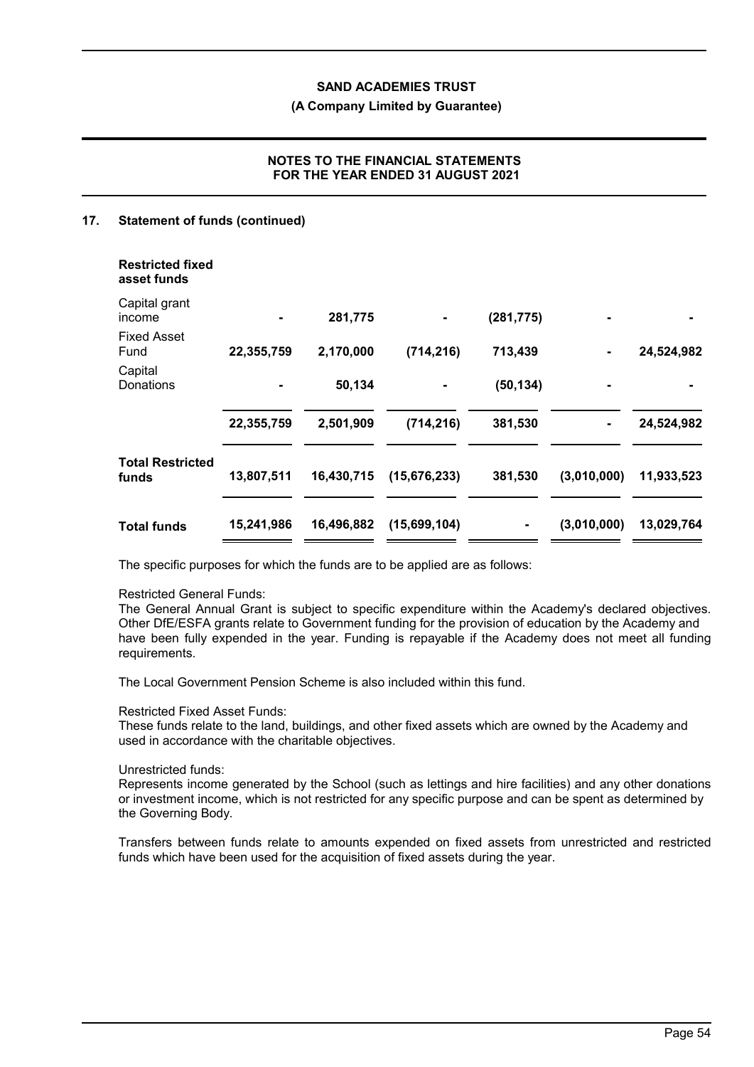## 17. Statement of funds (continued)

| | | | | | | |
|---|---|---|---|---|---|---|
| **Restricted fixed asset funds** | | | | | | |
| Capital grant income | - | 281,775 | - | (281,775) | - | - |
| Fixed Asset Fund | 22,355,759 | 2,170,000 | (714,216) | 713,439 | - | 24,524,982 |
| Capital Donations | - | 50,134 | - | (50,134) | - | - |
| | 22,355,759 | 2,501,909 | (714,216) | 381,530 | - | 24,524,982 |
| **Total Restricted funds** | 13,807,511 | 16,430,715 | (15,676,233) | 381,530 | (3,010,000) | 11,933,523 |
| **Total funds** | 15,241,986 | 16,496,882 | (15,699,104) | - | (3,010,000) | 13,029,764 |

The specific purposes for which the funds are to be applied are as follows:

Restricted General Funds:
The General Annual Grant is subject to specific expenditure within the Academy's declared objectives. Other DfE/ESFA grants relate to Government funding for the provision of education by the Academy and have been fully expended in the year. Funding is repayable if the Academy does not meet all funding requirements.

The Local Government Pension Scheme is also included within this fund.

Restricted Fixed Asset Funds:
These funds relate to the land, buildings, and other fixed assets which are owned by the Academy and used in accordance with the charitable objectives.

Unrestricted funds:
Represents income generated by the School (such as lettings and hire facilities) and any other donations or investment income, which is not restricted for any specific purpose and can be spent as determined by the Governing Body.

Transfers between funds relate to amounts expended on fixed assets from unrestricted and restricted funds which have been used for the acquisition of fixed assets during the year.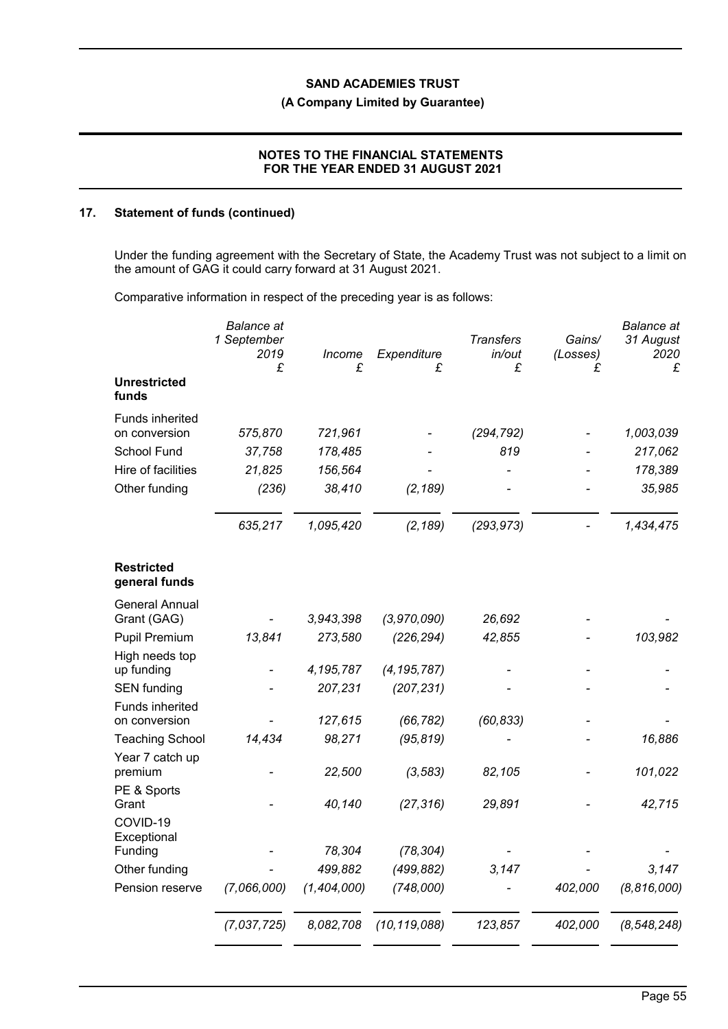## 17. Statement of funds (continued)

Under the funding agreement with the Secretary of State, the Academy Trust was not subject to a limit on the amount of GAG it could carry forward at 31 August 2021.

Comparative information in respect of the preceding year is as follows:

| | *Balance at 1 September 2019* *£* | *Income* *£* | *Expenditure* *£* | *Transfers in/out* *£* | *Gains/ (Losses)* *£* | *Balance at 31 August 2020* *£* |
|---|---|---|---|---|---|---|
| **Unrestricted funds** | | | | | | |
| Funds inherited on conversion | *575,870* | *721,961* | *-* | *(294,792)* | *-* | *1,003,039* |
| School Fund | *37,758* | *178,485* | *-* | *819* | *-* | *217,062* |
| Hire of facilities | *21,825* | *156,564* | *-* | *-* | *-* | *178,389* |
| Other funding | *(236)* | *38,410* | *(2,189)* | *-* | *-* | *35,985* |
| | *635,217* | *1,095,420* | *(2,189)* | *(293,973)* | *-* | *1,434,475* |
| **Restricted general funds** | | | | | | |
| General Annual Grant (GAG) | *-* | *3,943,398* | *(3,970,090)* | *26,692* | *-* | *-* |
| Pupil Premium | *13,841* | *273,580* | *(226,294)* | *42,855* | *-* | *103,982* |
| High needs top up funding | *-* | *4,195,787* | *(4,195,787)* | *-* | *-* | *-* |
| SEN funding | *-* | *207,231* | *(207,231)* | *-* | *-* | *-* |
| Funds inherited on conversion | *-* | *127,615* | *(66,782)* | *(60,833)* | *-* | *-* |
| Teaching School | *14,434* | *98,271* | *(95,819)* | *-* | *-* | *16,886* |
| Year 7 catch up premium | *-* | *22,500* | *(3,583)* | *82,105* | *-* | *101,022* |
| PE & Sports Grant | *-* | *40,140* | *(27,316)* | *29,891* | *-* | *42,715* |
| COVID-19 Exceptional Funding | *-* | *78,304* | *(78,304)* | *-* | *-* | *-* |
| Other funding | *-* | *499,882* | *(499,882)* | *3,147* | *-* | *3,147* |
| Pension reserve | *(7,066,000)* | *(1,404,000)* | *(748,000)* | *-* | *402,000* | *(8,816,000)* |
| | *(7,037,725)* | *8,082,708* | *(10,119,088)* | *123,857* | *402,000* | *(8,548,248)* |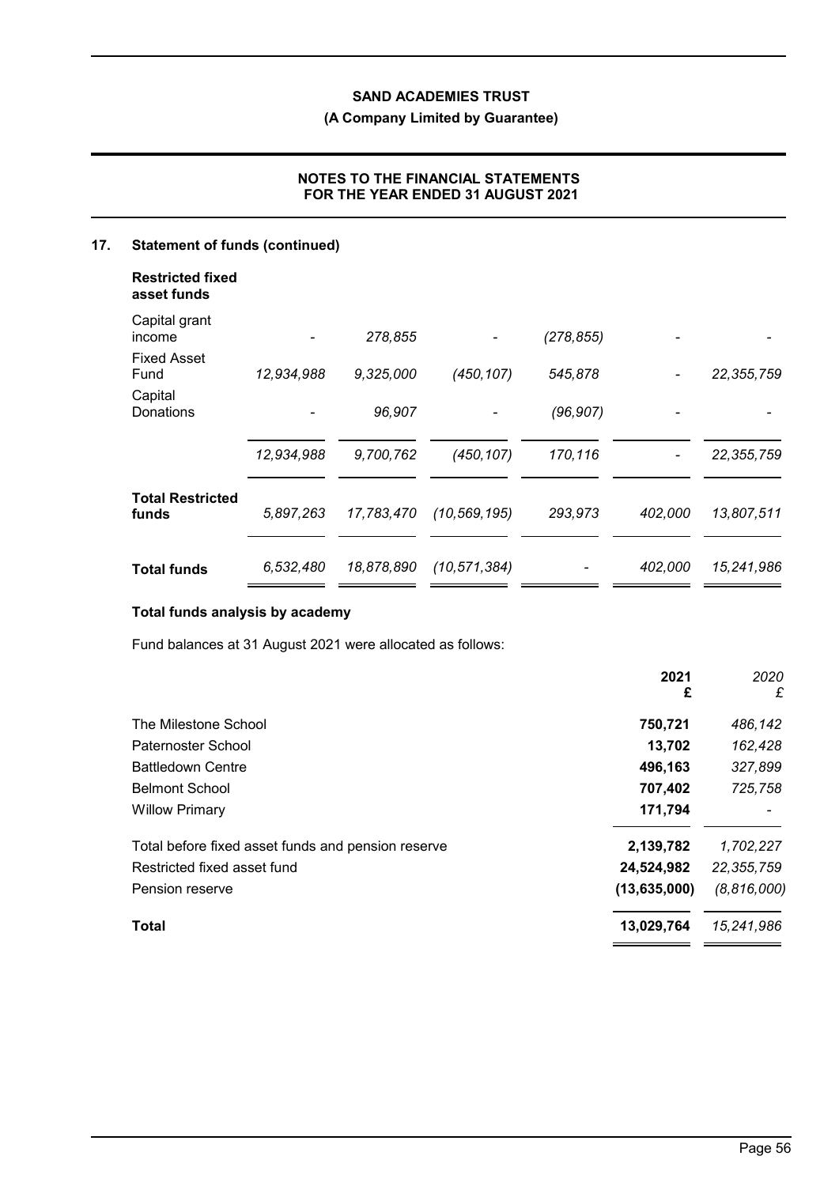## 17. Statement of funds (continued)

| | | | | | | |
|---|---|---|---|---|---|---|
| **Restricted fixed asset funds** | | | | | | |
| Capital grant income | - | *278,855* | - | *(278,855)* | - | - |
| Fixed Asset Fund | *12,934,988* | *9,325,000* | *(450,107)* | *545,878* | - | *22,355,759* |
| Capital Donations | - | *96,907* | - | *(96,907)* | - | - |
| | *12,934,988* | *9,700,762* | *(450,107)* | *170,116* | - | *22,355,759* |
| **Total Restricted funds** | *5,897,263* | *17,783,470* | *(10,569,195)* | *293,973* | *402,000* | *13,807,511* |
| **Total funds** | *6,532,480* | *18,878,890* | *(10,571,384)* | - | *402,000* | *15,241,986* |

### Total funds analysis by academy

Fund balances at 31 August 2021 were allocated as follows:

| | **2021** **£** | *2020* *£* |
|---|---|---|
| The Milestone School | **750,721** | *486,142* |
| Paternoster School | **13,702** | *162,428* |
| Battledown Centre | **496,163** | *327,899* |
| Belmont School | **707,402** | *725,758* |
| Willow Primary | **171,794** | - |
| Total before fixed asset funds and pension reserve | **2,139,782** | *1,702,227* |
| Restricted fixed asset fund | **24,524,982** | *22,355,759* |
| Pension reserve | **(13,635,000)** | *(8,816,000)* |
| **Total** | **13,029,764** | *15,241,986* |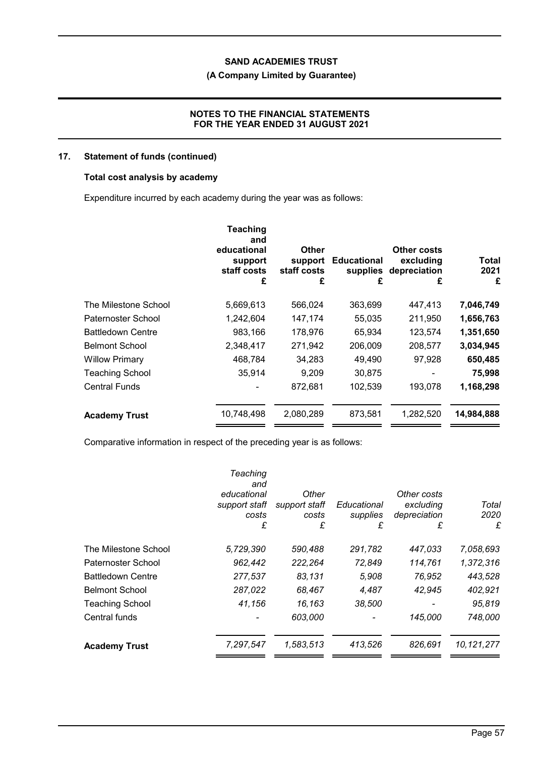## 17. Statement of funds (continued)

### Total cost analysis by academy

Expenditure incurred by each academy during the year was as follows:

| | Teaching and educational support staff costs £ | Other support staff costs £ | Educational supplies £ | Other costs excluding depreciation £ | Total 2021 £ |
|---|---|---|---|---|---|
| The Milestone School | 5,669,613 | 566,024 | 363,699 | 447,413 | **7,046,749** |
| Paternoster School | 1,242,604 | 147,174 | 55,035 | 211,950 | **1,656,763** |
| Battledown Centre | 983,166 | 178,976 | 65,934 | 123,574 | **1,351,650** |
| Belmont School | 2,348,417 | 271,942 | 206,009 | 208,577 | **3,034,945** |
| Willow Primary | 468,784 | 34,283 | 49,490 | 97,928 | **650,485** |
| Teaching School | 35,914 | 9,209 | 30,875 | - | **75,998** |
| Central Funds | - | 872,681 | 102,539 | 193,078 | **1,168,298** |
| **Academy Trust** | 10,748,498 | 2,080,289 | 873,581 | 1,282,520 | **14,984,888** |

Comparative information in respect of the preceding year is as follows:

| | *Teaching and educational support staff costs £* | *Other support staff costs £* | *Educational supplies £* | *Other costs excluding depreciation £* | *Total 2020 £* |
|---|---|---|---|---|---|
| The Milestone School | *5,729,390* | *590,488* | *291,782* | *447,033* | *7,058,693* |
| Paternoster School | *962,442* | *222,264* | *72,849* | *114,761* | *1,372,316* |
| Battledown Centre | *277,537* | *83,131* | *5,908* | *76,952* | *443,528* |
| Belmont School | *287,022* | *68,467* | *4,487* | *42,945* | *402,921* |
| Teaching School | *41,156* | *16,163* | *38,500* | *-* | *95,819* |
| Central funds | *-* | *603,000* | *-* | *145,000* | *748,000* |
| **Academy Trust** | *7,297,547* | *1,583,513* | *413,526* | *826,691* | *10,121,277* |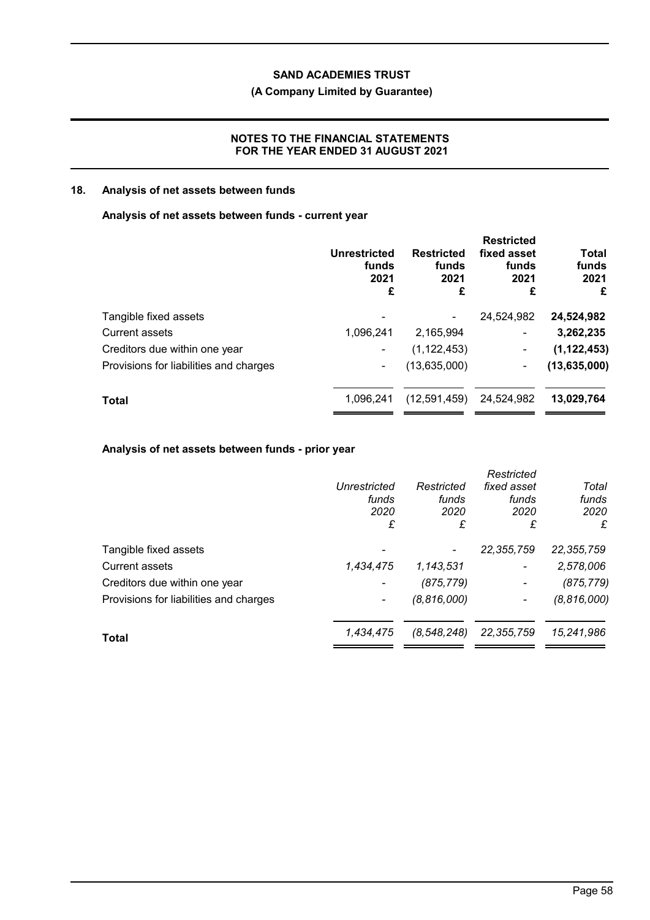## 18. Analysis of net assets between funds

### Analysis of net assets between funds - current year

| | Unrestricted funds 2021 £ | Restricted funds 2021 £ | Restricted fixed asset funds 2021 £ | Total funds 2021 £ |
|---|---|---|---|---|
| Tangible fixed assets | - | - | 24,524,982 | **24,524,982** |
| Current assets | 1,096,241 | 2,165,994 | - | **3,262,235** |
| Creditors due within one year | - | (1,122,453) | - | **(1,122,453)** |
| Provisions for liabilities and charges | - | (13,635,000) | - | **(13,635,000)** |
| **Total** | 1,096,241 | (12,591,459) | 24,524,982 | **13,029,764** |

### Analysis of net assets between funds - prior year

| | *Unrestricted funds 2020 £* | *Restricted funds 2020 £* | *Restricted fixed asset funds 2020 £* | *Total funds 2020 £* |
|---|---|---|---|---|
| Tangible fixed assets | - | - | *22,355,759* | *22,355,759* |
| Current assets | *1,434,475* | *1,143,531* | - | *2,578,006* |
| Creditors due within one year | - | *(875,779)* | - | *(875,779)* |
| Provisions for liabilities and charges | - | *(8,816,000)* | - | *(8,816,000)* |
| **Total** | *1,434,475* | *(8,548,248)* | *22,355,759* | *15,241,986* |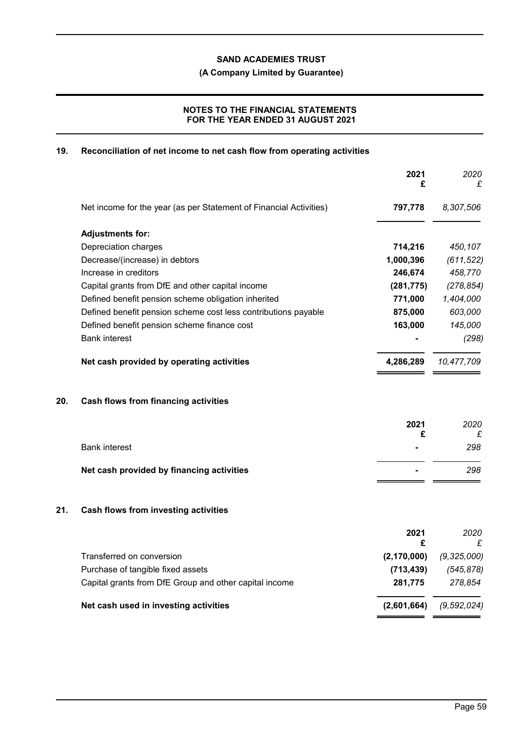**SAND ACADEMIES TRUST**

**(A Company Limited by Guarantee)**

**NOTES TO THE FINANCIAL STATEMENTS FOR THE YEAR ENDED 31 AUGUST 2021**

## 19. Reconciliation of net income to net cash flow from operating activities

| | 2021 £ | 2020 £ |
|---|---|---|
| Net income for the year (as per Statement of Financial Activities) | **797,778** | *8,307,506* |
| **Adjustments for:** | | |
| Depreciation charges | **714,216** | *450,107* |
| Decrease/(increase) in debtors | **1,000,396** | *(611,522)* |
| Increase in creditors | **246,674** | *458,770* |
| Capital grants from DfE and other capital income | **(281,775)** | *(278,854)* |
| Defined benefit pension scheme obligation inherited | **771,000** | *1,404,000* |
| Defined benefit pension scheme cost less contributions payable | **875,000** | *603,000* |
| Defined benefit pension scheme finance cost | **163,000** | *145,000* |
| Bank interest | **-** | *(298)* |
| **Net cash provided by operating activities** | **4,286,289** | *10,477,709* |

## 20. Cash flows from financing activities

| | 2021 £ | 2020 £ |
|---|---|---|
| Bank interest | **-** | *298* |
| **Net cash provided by financing activities** | **-** | *298* |

## 21. Cash flows from investing activities

| | 2021 £ | 2020 £ |
|---|---|---|
| Transferred on conversion | **(2,170,000)** | *(9,325,000)* |
| Purchase of tangible fixed assets | **(713,439)** | *(545,878)* |
| Capital grants from DfE Group and other capital income | **281,775** | *278,854* |
| **Net cash used in investing activities** | **(2,601,664)** | *(9,592,024)* |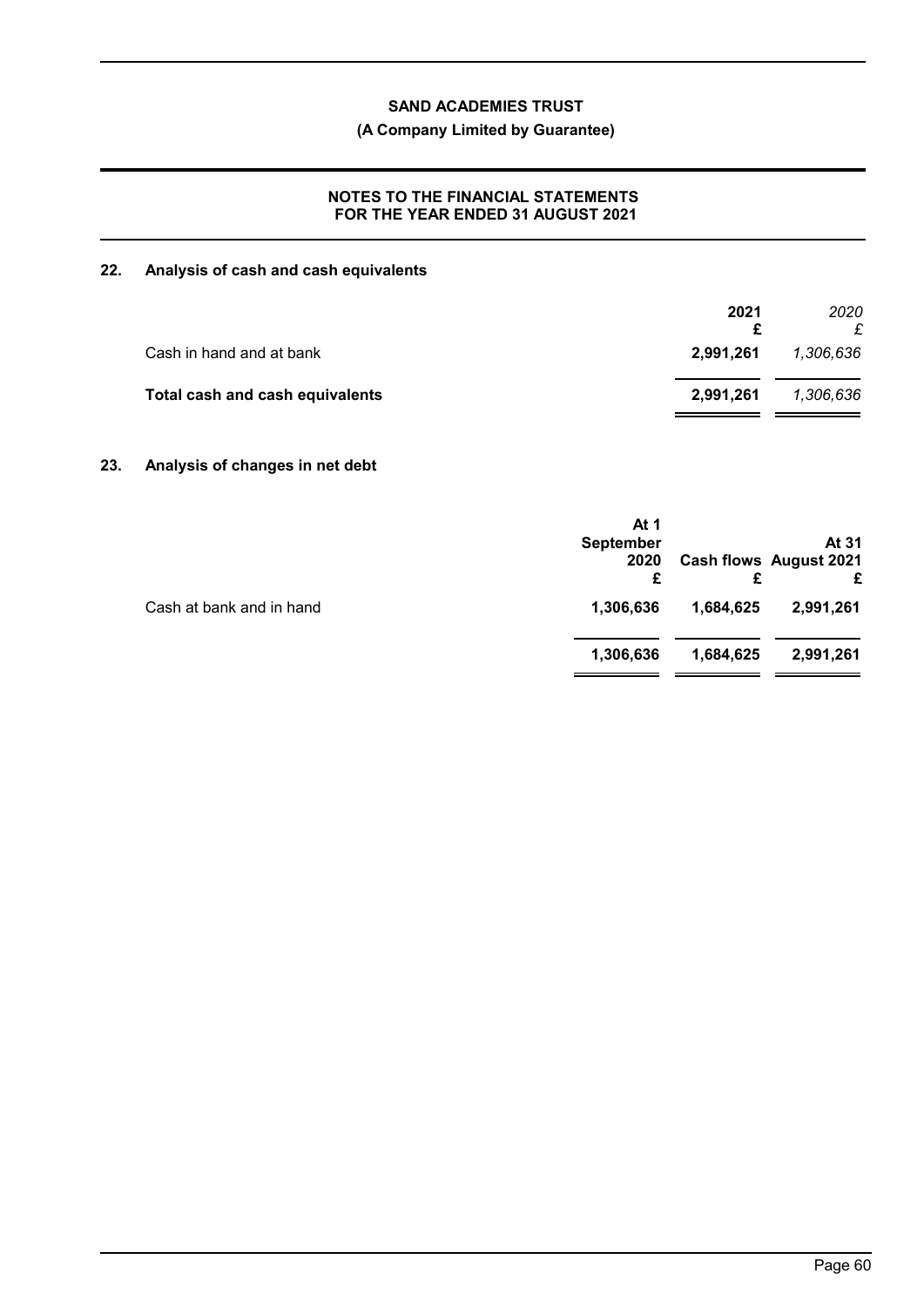**SAND ACADEMIES TRUST**

**(A Company Limited by Guarantee)**

**NOTES TO THE FINANCIAL STATEMENTS FOR THE YEAR ENDED 31 AUGUST 2021**

## 22. Analysis of cash and cash equivalents

| | **2021** £ | *2020* £ |
|---|---|---|
| Cash in hand and at bank | **2,991,261** | *1,306,636* |
| **Total cash and cash equivalents** | **2,991,261** | *1,306,636* |

## 23. Analysis of changes in net debt

| | **At 1 September 2020** £ | **Cash flows** £ | **At 31 August 2021** £ |
|---|---|---|---|
| Cash at bank and in hand | **1,306,636** | **1,684,625** | **2,991,261** |
| | **1,306,636** | **1,684,625** | **2,991,261** |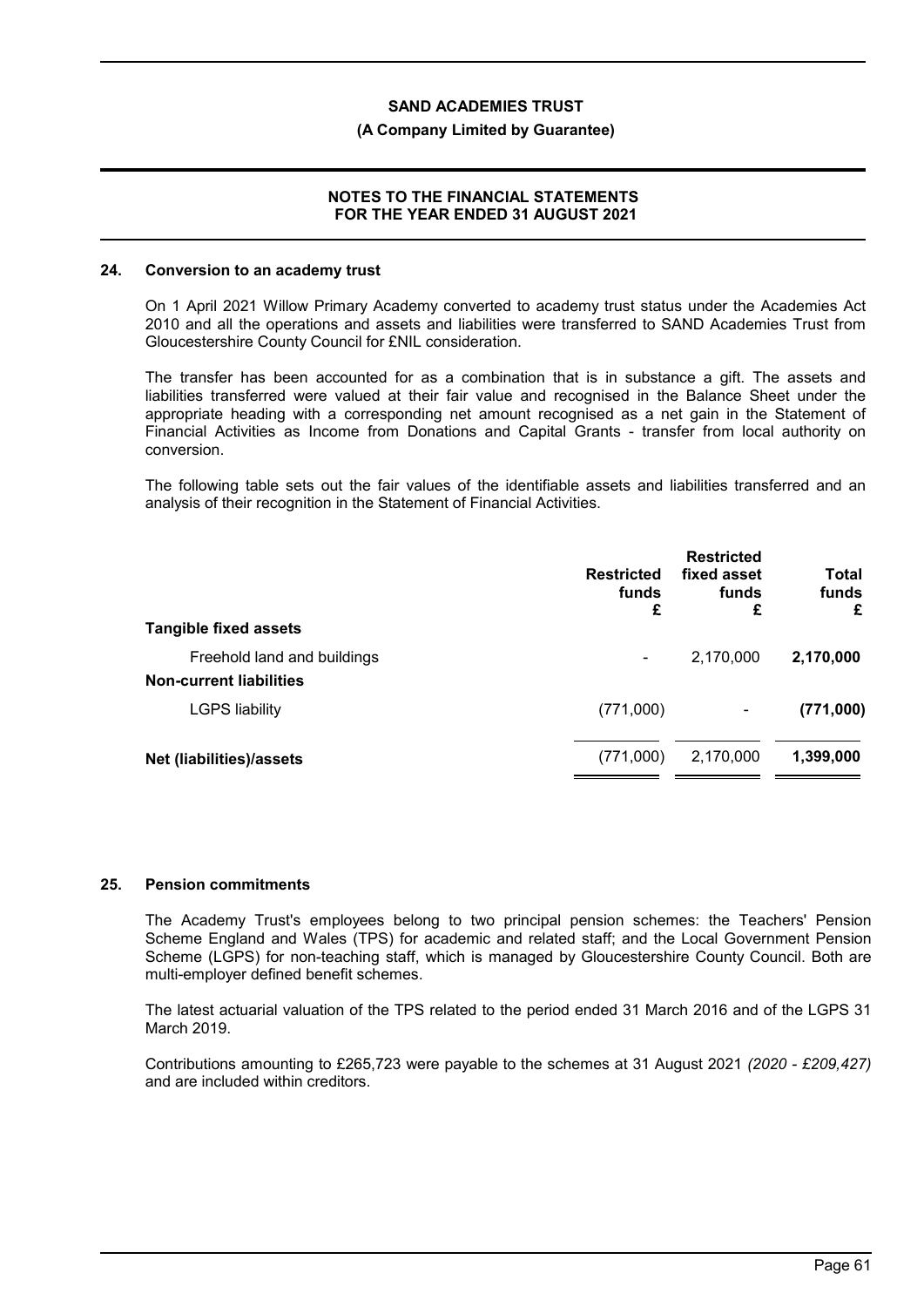## 24. Conversion to an academy trust

On 1 April 2021 Willow Primary Academy converted to academy trust status under the Academies Act 2010 and all the operations and assets and liabilities were transferred to SAND Academies Trust from Gloucestershire County Council for £NIL consideration.

The transfer has been accounted for as a combination that is in substance a gift. The assets and liabilities transferred were valued at their fair value and recognised in the Balance Sheet under the appropriate heading with a corresponding net amount recognised as a net gain in the Statement of Financial Activities as Income from Donations and Capital Grants - transfer from local authority on conversion.

The following table sets out the fair values of the identifiable assets and liabilities transferred and an analysis of their recognition in the Statement of Financial Activities.

| | Restricted funds £ | Restricted fixed asset funds £ | Total funds £ |
|---|---|---|---|
| **Tangible fixed assets** | | | |
| Freehold land and buildings | - | 2,170,000 | **2,170,000** |
| **Non-current liabilities** | | | |
| LGPS liability | (771,000) | - | **(771,000)** |
| **Net (liabilities)/assets** | (771,000) | 2,170,000 | **1,399,000** |

## 25. Pension commitments

The Academy Trust's employees belong to two principal pension schemes: the Teachers' Pension Scheme England and Wales (TPS) for academic and related staff; and the Local Government Pension Scheme (LGPS) for non-teaching staff, which is managed by Gloucestershire County Council. Both are multi-employer defined benefit schemes.

The latest actuarial valuation of the TPS related to the period ended 31 March 2016 and of the LGPS 31 March 2019.

Contributions amounting to £265,723 were payable to the schemes at 31 August 2021 *(2020 - £209,427)* and are included within creditors.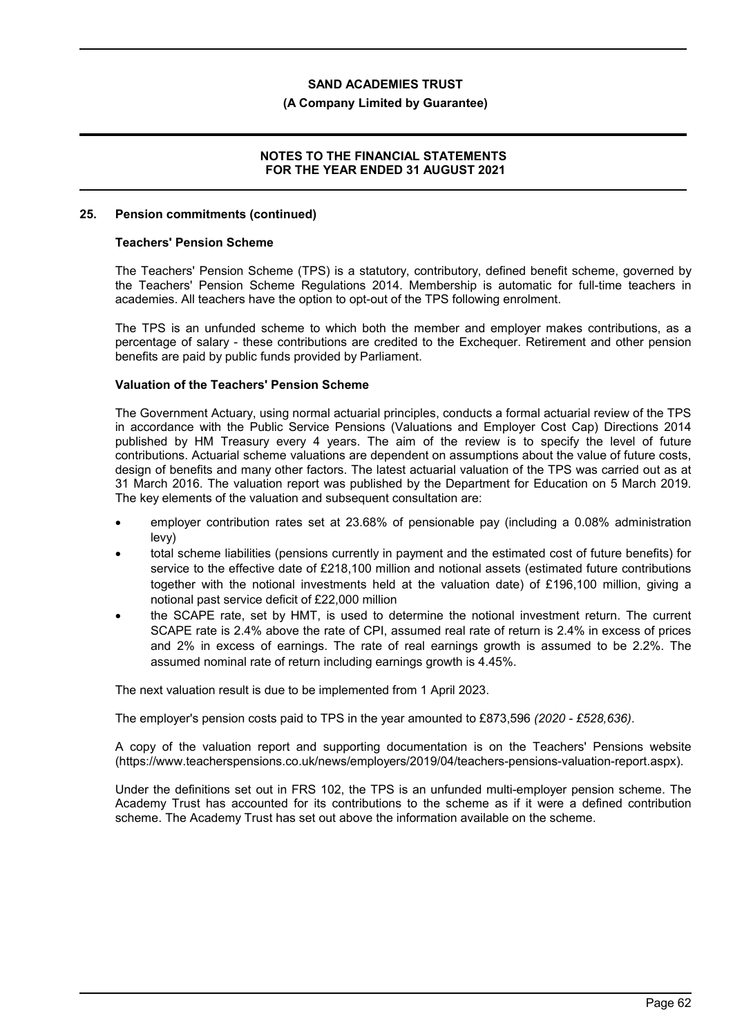## 25. Pension commitments (continued)

### Teachers' Pension Scheme

The Teachers' Pension Scheme (TPS) is a statutory, contributory, defined benefit scheme, governed by the Teachers' Pension Scheme Regulations 2014. Membership is automatic for full-time teachers in academies. All teachers have the option to opt-out of the TPS following enrolment.

The TPS is an unfunded scheme to which both the member and employer makes contributions, as a percentage of salary - these contributions are credited to the Exchequer. Retirement and other pension benefits are paid by public funds provided by Parliament.

### Valuation of the Teachers' Pension Scheme

The Government Actuary, using normal actuarial principles, conducts a formal actuarial review of the TPS in accordance with the Public Service Pensions (Valuations and Employer Cost Cap) Directions 2014 published by HM Treasury every 4 years. The aim of the review is to specify the level of future contributions. Actuarial scheme valuations are dependent on assumptions about the value of future costs, design of benefits and many other factors. The latest actuarial valuation of the TPS was carried out as at 31 March 2016. The valuation report was published by the Department for Education on 5 March 2019. The key elements of the valuation and subsequent consultation are:

- employer contribution rates set at 23.68% of pensionable pay (including a 0.08% administration levy)
- total scheme liabilities (pensions currently in payment and the estimated cost of future benefits) for service to the effective date of £218,100 million and notional assets (estimated future contributions together with the notional investments held at the valuation date) of £196,100 million, giving a notional past service deficit of £22,000 million
- the SCAPE rate, set by HMT, is used to determine the notional investment return. The current SCAPE rate is 2.4% above the rate of CPI, assumed real rate of return is 2.4% in excess of prices and 2% in excess of earnings. The rate of real earnings growth is assumed to be 2.2%. The assumed nominal rate of return including earnings growth is 4.45%.

The next valuation result is due to be implemented from 1 April 2023.

The employer's pension costs paid to TPS in the year amounted to £873,596 *(2020 - £528,636)*.

A copy of the valuation report and supporting documentation is on the Teachers' Pensions website (https://www.teacherspensions.co.uk/news/employers/2019/04/teachers-pensions-valuation-report.aspx).

Under the definitions set out in FRS 102, the TPS is an unfunded multi-employer pension scheme. The Academy Trust has accounted for its contributions to the scheme as if it were a defined contribution scheme. The Academy Trust has set out above the information available on the scheme.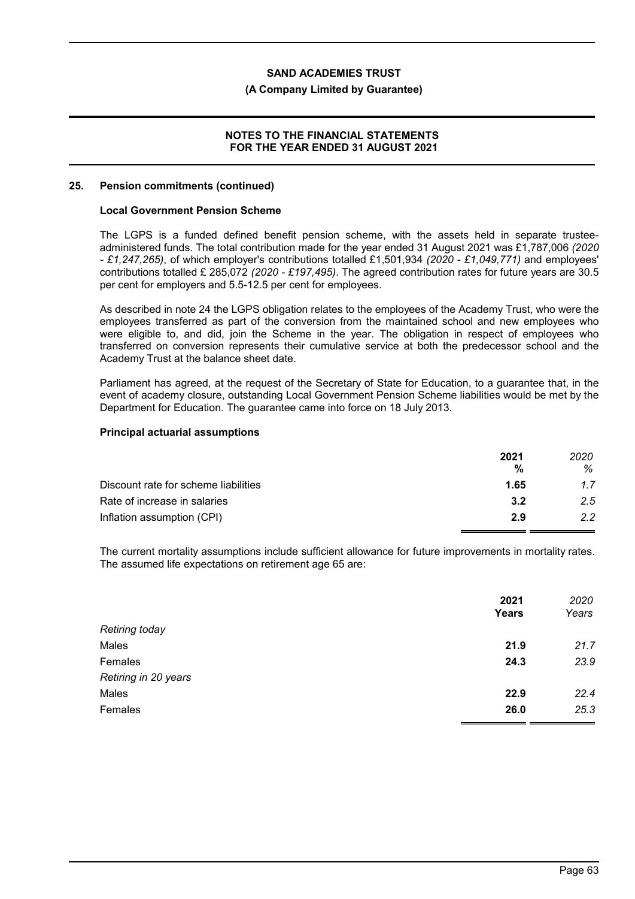## 25. Pension commitments (continued)

### Local Government Pension Scheme

The LGPS is a funded defined benefit pension scheme, with the assets held in separate trustee-administered funds. The total contribution made for the year ended 31 August 2021 was £1,787,006 *(2020 - £1,247,265)*, of which employer's contributions totalled £1,501,934 *(2020 - £1,049,771)* and employees' contributions totalled £ 285,072 *(2020 - £197,495)*. The agreed contribution rates for future years are 30.5 per cent for employers and 5.5-12.5 per cent for employees.

As described in note 24 the LGPS obligation relates to the employees of the Academy Trust, who were the employees transferred as part of the conversion from the maintained school and new employees who were eligible to, and did, join the Scheme in the year. The obligation in respect of employees who transferred on conversion represents their cumulative service at both the predecessor school and the Academy Trust at the balance sheet date.

Parliament has agreed, at the request of the Secretary of State for Education, to a guarantee that, in the event of academy closure, outstanding Local Government Pension Scheme liabilities would be met by the Department for Education. The guarantee came into force on 18 July 2013.

### Principal actuarial assumptions

| | **2021 %** | *2020 %* |
|---|---|---|
| Discount rate for scheme liabilities | **1.65** | *1.7* |
| Rate of increase in salaries | **3.2** | *2.5* |
| Inflation assumption (CPI) | **2.9** | *2.2* |

The current mortality assumptions include sufficient allowance for future improvements in mortality rates. The assumed life expectations on retirement age 65 are:

| | **2021 Years** | *2020 Years* |
|---|---|---|
| *Retiring today* | | |
| Males | **21.9** | *21.7* |
| Females | **24.3** | *23.9* |
| *Retiring in 20 years* | | |
| Males | **22.9** | *22.4* |
| Females | **26.0** | *25.3* |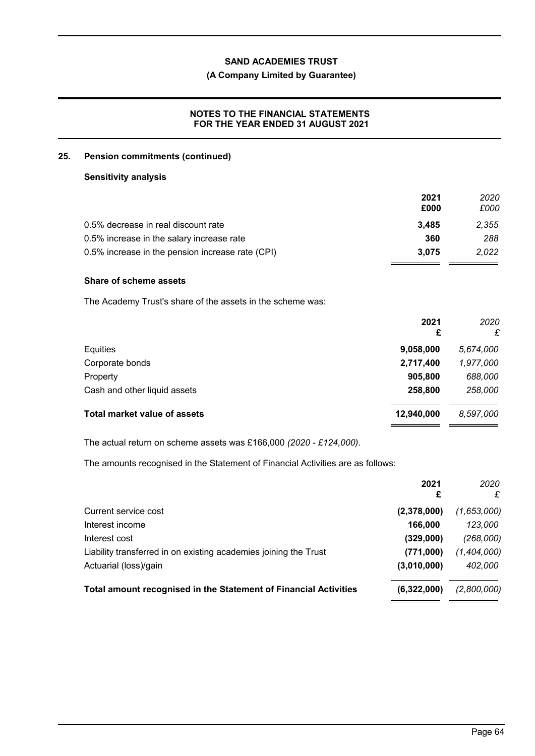## 25. Pension commitments (continued)

### Sensitivity analysis

| | 2021 £000 | *2020 £000* |
|---|---|---|
| 0.5% decrease in real discount rate | **3,485** | *2,355* |
| 0.5% increase in the salary increase rate | **360** | *288* |
| 0.5% increase in the pension increase rate (CPI) | **3,075** | *2,022* |

### Share of scheme assets

The Academy Trust's share of the assets in the scheme was:

| | 2021 £ | *2020 £* |
|---|---|---|
| Equities | **9,058,000** | *5,674,000* |
| Corporate bonds | **2,717,400** | *1,977,000* |
| Property | **905,800** | *688,000* |
| Cash and other liquid assets | **258,800** | *258,000* |
| **Total market value of assets** | **12,940,000** | *8,597,000* |

The actual return on scheme assets was £166,000 *(2020 - £124,000)*.

The amounts recognised in the Statement of Financial Activities are as follows:

| | 2021 £ | *2020 £* |
|---|---|---|
| Current service cost | **(2,378,000)** | *(1,653,000)* |
| Interest income | **166,000** | *123,000* |
| Interest cost | **(329,000)** | *(268,000)* |
| Liability transferred in on existing academies joining the Trust | **(771,000)** | *(1,404,000)* |
| Actuarial (loss)/gain | **(3,010,000)** | *402,000* |
| **Total amount recognised in the Statement of Financial Activities** | **(6,322,000)** | *(2,800,000)* |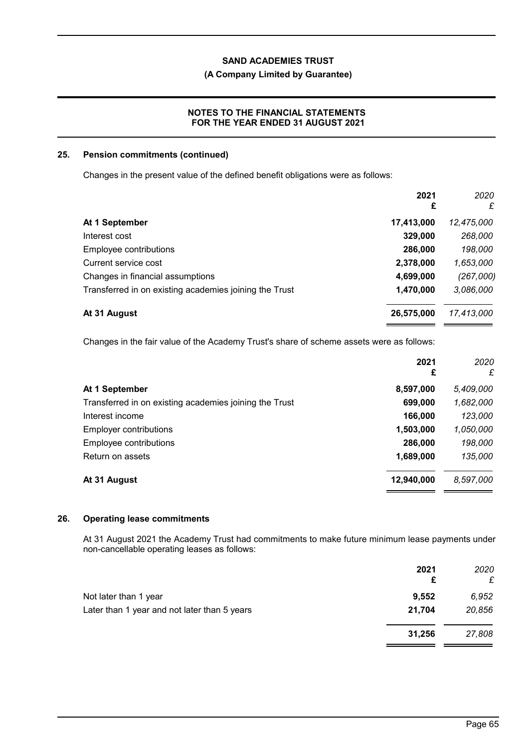## 25. Pension commitments (continued)

Changes in the present value of the defined benefit obligations were as follows:

| | 2021 £ | *2020 £* |
|---|---|---|
| **At 1 September** | **17,413,000** | *12,475,000* |
| Interest cost | **329,000** | *268,000* |
| Employee contributions | **286,000** | *198,000* |
| Current service cost | **2,378,000** | *1,653,000* |
| Changes in financial assumptions | **4,699,000** | *(267,000)* |
| Transferred in on existing academies joining the Trust | **1,470,000** | *3,086,000* |
| **At 31 August** | **26,575,000** | *17,413,000* |

Changes in the fair value of the Academy Trust's share of scheme assets were as follows:

| | 2021 £ | *2020 £* |
|---|---|---|
| **At 1 September** | **8,597,000** | *5,409,000* |
| Transferred in on existing academies joining the Trust | **699,000** | *1,682,000* |
| Interest income | **166,000** | *123,000* |
| Employer contributions | **1,503,000** | *1,050,000* |
| Employee contributions | **286,000** | *198,000* |
| Return on assets | **1,689,000** | *135,000* |
| **At 31 August** | **12,940,000** | *8,597,000* |

## 26. Operating lease commitments

At 31 August 2021 the Academy Trust had commitments to make future minimum lease payments under non-cancellable operating leases as follows:

| | 2021 £ | *2020 £* |
|---|---|---|
| Not later than 1 year | **9,552** | *6,952* |
| Later than 1 year and not later than 5 years | **21,704** | *20,856* |
| | **31,256** | *27,808* |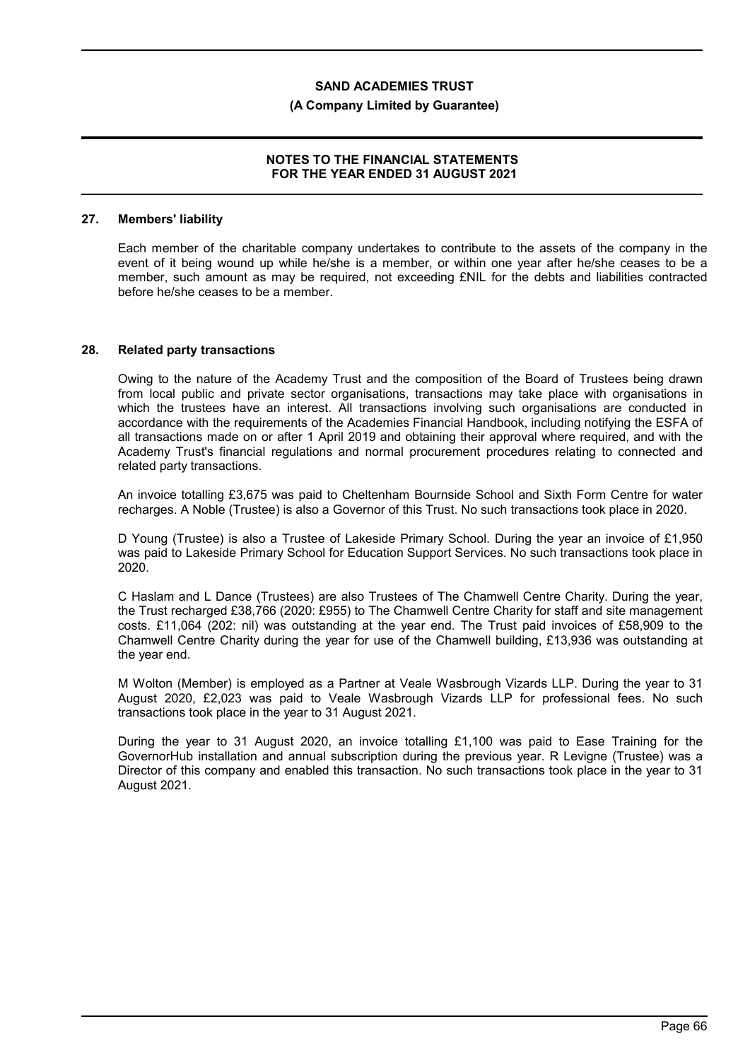## 27. Members' liability

Each member of the charitable company undertakes to contribute to the assets of the company in the event of it being wound up while he/she is a member, or within one year after he/she ceases to be a member, such amount as may be required, not exceeding £NIL for the debts and liabilities contracted before he/she ceases to be a member.

## 28. Related party transactions

Owing to the nature of the Academy Trust and the composition of the Board of Trustees being drawn from local public and private sector organisations, transactions may take place with organisations in which the trustees have an interest. All transactions involving such organisations are conducted in accordance with the requirements of the Academies Financial Handbook, including notifying the ESFA of all transactions made on or after 1 April 2019 and obtaining their approval where required, and with the Academy Trust's financial regulations and normal procurement procedures relating to connected and related party transactions.

An invoice totalling £3,675 was paid to Cheltenham Bournside School and Sixth Form Centre for water recharges. A Noble (Trustee) is also a Governor of this Trust. No such transactions took place in 2020.

D Young (Trustee) is also a Trustee of Lakeside Primary School. During the year an invoice of £1,950 was paid to Lakeside Primary School for Education Support Services. No such transactions took place in 2020.

C Haslam and L Dance (Trustees) are also Trustees of The Chamwell Centre Charity. During the year, the Trust recharged £38,766 (2020: £955) to The Chamwell Centre Charity for staff and site management costs. £11,064 (202: nil) was outstanding at the year end. The Trust paid invoices of £58,909 to the Chamwell Centre Charity during the year for use of the Chamwell building, £13,936 was outstanding at the year end.

M Wolton (Member) is employed as a Partner at Veale Wasbrough Vizards LLP. During the year to 31 August 2020, £2,023 was paid to Veale Wasbrough Vizards LLP for professional fees. No such transactions took place in the year to 31 August 2021.

During the year to 31 August 2020, an invoice totalling £1,100 was paid to Ease Training for the GovernorHub installation and annual subscription during the previous year. R Levigne (Trustee) was a Director of this company and enabled this transaction. No such transactions took place in the year to 31 August 2021.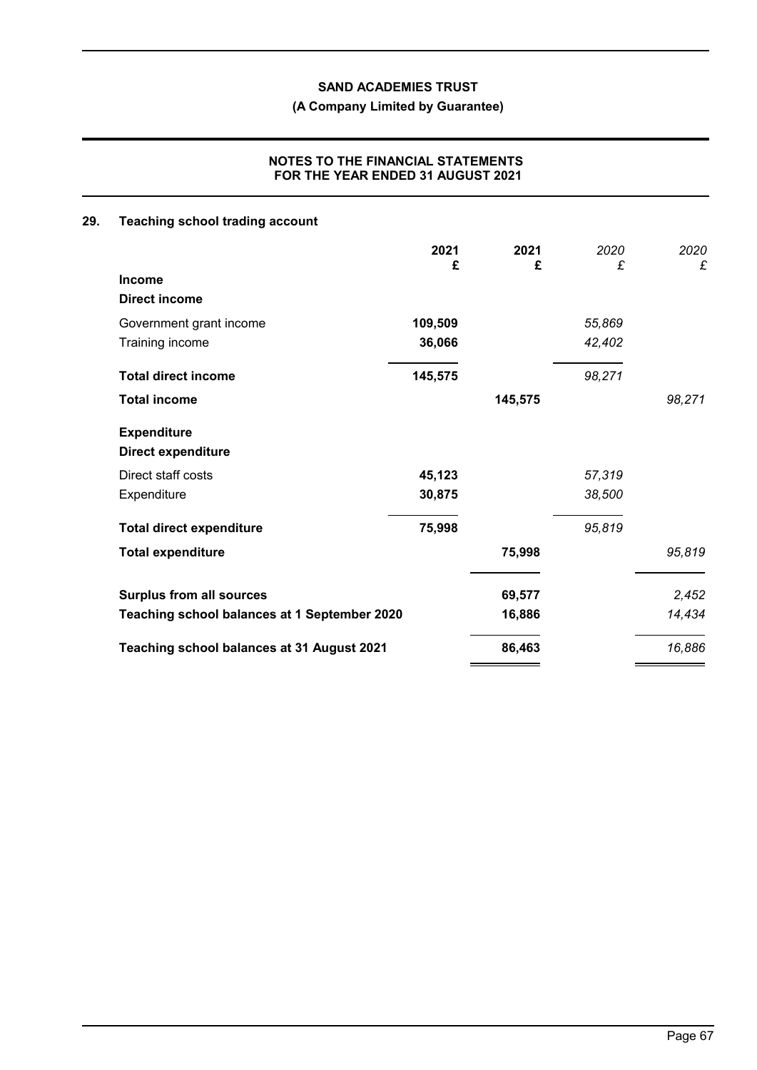**SAND ACADEMIES TRUST**

**(A Company Limited by Guarantee)**

**NOTES TO THE FINANCIAL STATEMENTS FOR THE YEAR ENDED 31 AUGUST 2021**

## 29. Teaching school trading account

| | 2021 £ | 2021 £ | *2020 £* | *2020 £* |
|---|---|---|---|---|
| **Income** | | | | |
| **Direct income** | | | | |
| Government grant income | **109,509** | | *55,869* | |
| Training income | **36,066** | | *42,402* | |
| **Total direct income** | **145,575** | | *98,271* | |
| **Total income** | | **145,575** | | *98,271* |
| **Expenditure** | | | | |
| **Direct expenditure** | | | | |
| Direct staff costs | **45,123** | | *57,319* | |
| Expenditure | **30,875** | | *38,500* | |
| **Total direct expenditure** | **75,998** | | *95,819* | |
| **Total expenditure** | | **75,998** | | *95,819* |
| **Surplus from all sources** | | **69,577** | | *2,452* |
| **Teaching school balances at 1 September 2020** | | **16,886** | | *14,434* |
| **Teaching school balances at 31 August 2021** | | **86,463** | | *16,886* |